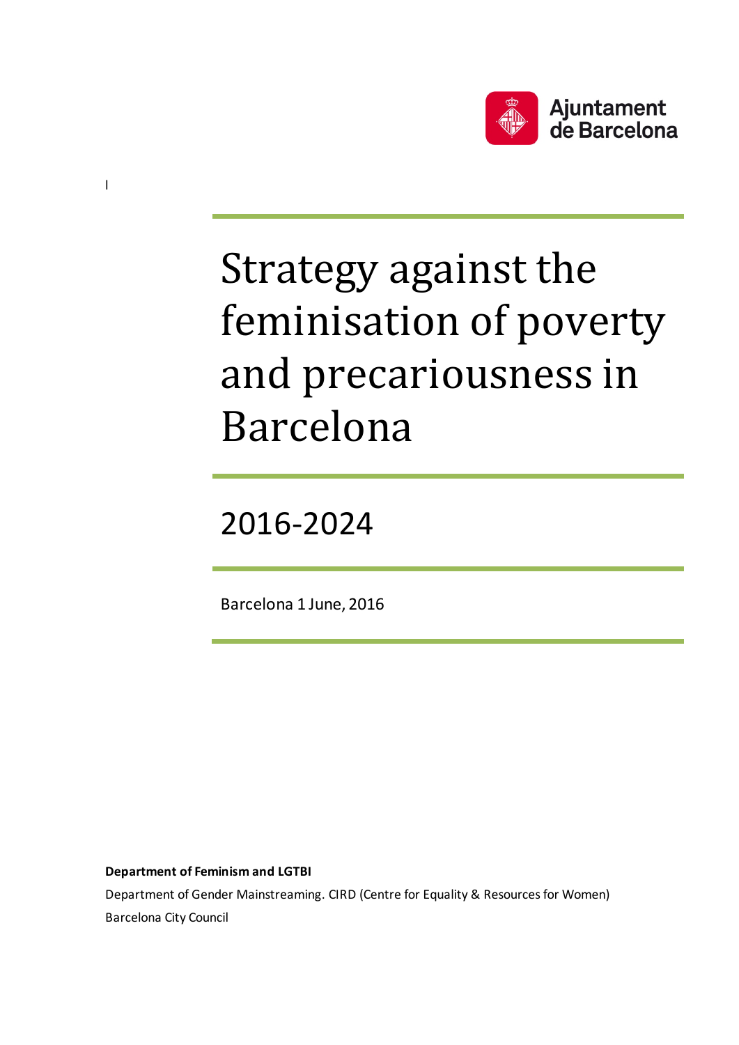Ajuntament de Barcelona

l

# Strategy against the feminisation of poverty and precariousness in Barcelona

## 2016-2024

Barcelona 1 June, 2016

**Department of Feminism and LGTBI**

Department of Gender Mainstreaming. CIRD (Centre for Equality & Resources for Women)

Barcelona City Council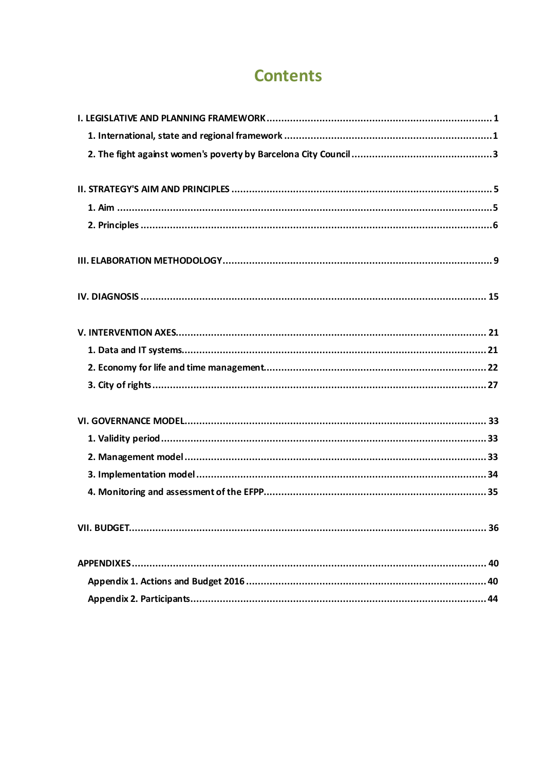# Contents

I. LEGISLATIVE AND PLANNING FRAMEWORK ..... 1
- 1. International, state and regional framework ..... 1
- 2. The fight against women's poverty by Barcelona City Council ..... 3

II. STRATEGY'S AIM AND PRINCIPLES ..... 5
- 1. Aim ..... 5
- 2. Principles ..... 6

III. ELABORATION METHODOLOGY ..... 9

IV. DIAGNOSIS ..... 15

V. INTERVENTION AXES ..... 21
- 1. Data and IT systems ..... 21
- 2. Economy for life and time management ..... 22
- 3. City of rights ..... 27

VI. GOVERNANCE MODEL ..... 33
- 1. Validity period ..... 33
- 2. Management model ..... 33
- 3. Implementation model ..... 34
- 4. Monitoring and assessment of the EFPP ..... 35

VII. BUDGET ..... 36

APPENDIXES ..... 40
- Appendix 1. Actions and Budget 2016 ..... 40
- Appendix 2. Participants ..... 44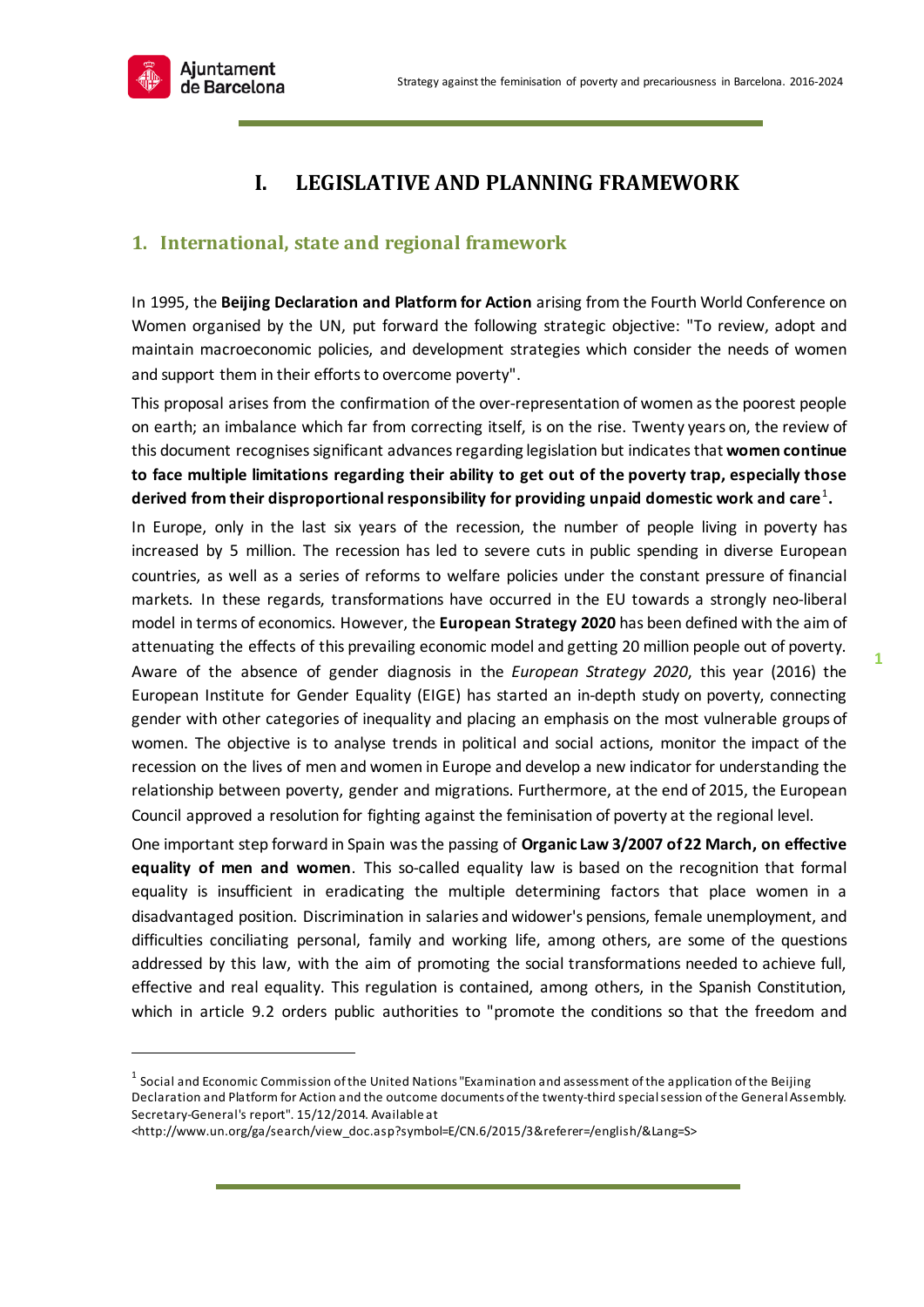# I. LEGISLATIVE AND PLANNING FRAMEWORK

## 1. International, state and regional framework

In 1995, the **Beijing Declaration and Platform for Action** arising from the Fourth World Conference on Women organised by the UN, put forward the following strategic objective: "To review, adopt and maintain macroeconomic policies, and development strategies which consider the needs of women and support them in their efforts to overcome poverty".

This proposal arises from the confirmation of the over-representation of women as the poorest people on earth; an imbalance which far from correcting itself, is on the rise. Twenty years on, the review of this document recognises significant advances regarding legislation but indicates that **women continue to face multiple limitations regarding their ability to get out of the poverty trap, especially those derived from their disproportional responsibility for providing unpaid domestic work and care**[1]**.**

In Europe, only in the last six years of the recession, the number of people living in poverty has increased by 5 million. The recession has led to severe cuts in public spending in diverse European countries, as well as a series of reforms to welfare policies under the constant pressure of financial markets. In these regards, transformations have occurred in the EU towards a strongly neo-liberal model in terms of economics. However, the **European Strategy 2020** has been defined with the aim of attenuating the effects of this prevailing economic model and getting 20 million people out of poverty. Aware of the absence of gender diagnosis in the *European Strategy 2020*, this year (2016) the European Institute for Gender Equality (EIGE) has started an in-depth study on poverty, connecting gender with other categories of inequality and placing an emphasis on the most vulnerable groups of women. The objective is to analyse trends in political and social actions, monitor the impact of the recession on the lives of men and women in Europe and develop a new indicator for understanding the relationship between poverty, gender and migrations. Furthermore, at the end of 2015, the European Council approved a resolution for fighting against the feminisation of poverty at the regional level.

One important step forward in Spain was the passing of **Organic Law 3/2007 of 22 March, on effective equality of men and women**. This so-called equality law is based on the recognition that formal equality is insufficient in eradicating the multiple determining factors that place women in a disadvantaged position. Discrimination in salaries and widower's pensions, female unemployment, and difficulties conciliating personal, family and working life, among others, are some of the questions addressed by this law, with the aim of promoting the social transformations needed to achieve full, effective and real equality. This regulation is contained, among others, in the Spanish Constitution, which in article 9.2 orders public authorities to "promote the conditions so that the freedom and

---

[1] Social and Economic Commission of the United Nations "Examination and assessment of the application of the Beijing Declaration and Platform for Action and the outcome documents of the twenty-third special session of the General Assembly. Secretary-General's report". 15/12/2014. Available at <http://www.un.org/ga/search/view_doc.asp?symbol=E/CN.6/2015/3&referer=/english/&Lang=S>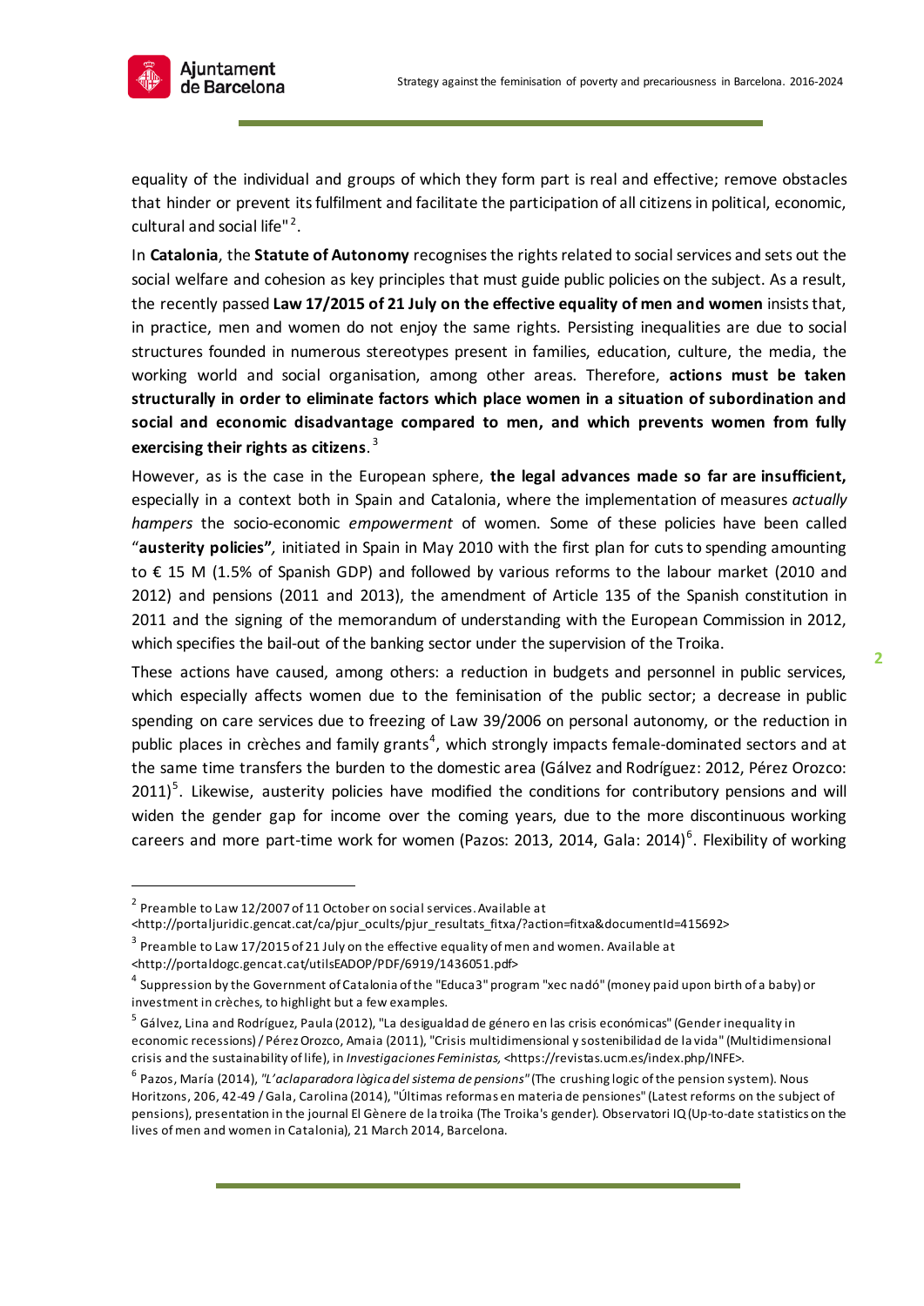equality of the individual and groups of which they form part is real and effective; remove obstacles that hinder or prevent its fulfilment and facilitate the participation of all citizens in political, economic, cultural and social life"[2].

In **Catalonia**, the **Statute of Autonomy** recognises the rights related to social services and sets out the social welfare and cohesion as key principles that must guide public policies on the subject. As a result, the recently passed **Law 17/2015 of 21 July on the effective equality of men and women** insists that, in practice, men and women do not enjoy the same rights. Persisting inequalities are due to social structures founded in numerous stereotypes present in families, education, culture, the media, the working world and social organisation, among other areas. Therefore, **actions must be taken structurally in order to eliminate factors which place women in a situation of subordination and social and economic disadvantage compared to men, and which prevents women from fully exercising their rights as citizens**.[3]

However, as is the case in the European sphere, **the legal advances made so far are insufficient,** especially in a context both in Spain and Catalonia, where the implementation of measures *actually hampers* the socio-economic *empowerment* of women. Some of these policies have been called "**austerity policies"***,* initiated in Spain in May 2010 with the first plan for cuts to spending amounting to € 15 M (1.5% of Spanish GDP) and followed by various reforms to the labour market (2010 and 2012) and pensions (2011 and 2013), the amendment of Article 135 of the Spanish constitution in 2011 and the signing of the memorandum of understanding with the European Commission in 2012, which specifies the bail-out of the banking sector under the supervision of the Troika.

These actions have caused, among others: a reduction in budgets and personnel in public services, which especially affects women due to the feminisation of the public sector; a decrease in public spending on care services due to freezing of Law 39/2006 on personal autonomy, or the reduction in public places in crèches and family grants[4], which strongly impacts female-dominated sectors and at the same time transfers the burden to the domestic area (Gálvez and Rodríguez: 2012, Pérez Orozco: 2011)[5]. Likewise, austerity policies have modified the conditions for contributory pensions and will widen the gender gap for income over the coming years, due to the more discontinuous working careers and more part-time work for women (Pazos: 2013, 2014, Gala: 2014)[6]. Flexibility of working

---

[2] Preamble to Law 12/2007 of 11 October on social services. Available at <http://portaljuridic.gencat.cat/ca/pjur_ocults/pjur_resultats_fitxa/?action=fitxa&documentId=415692>

[3] Preamble to Law 17/2015 of 21 July on the effective equality of men and women. Available at <http://portaldogc.gencat.cat/utilsEADOP/PDF/6919/1436051.pdf>

[4] Suppression by the Government of Catalonia of the "Educa3" program "xec nadó" (money paid upon birth of a baby) or investment in crèches, to highlight but a few examples.

[5] Gálvez, Lina and Rodríguez, Paula (2012), "La desigualdad de género en las crisis económicas" (Gender inequality in economic recessions) / Pérez Orozco, Amaia (2011), "Crisis multidimensional y sostenibilidad de la vida" (Multidimensional crisis and the sustainability of life), in *Investigaciones Feministas,* <https://revistas.ucm.es/index.php/INFE>.

[6] Pazos, María (2014), *"L'aclaparadora lògica del sistema de pensions"* (The crushing logic of the pension system). Nous Horitzons, 206, 42-49 / Gala, Carolina (2014), "Últimas reformas en materia de pensiones" (Latest reforms on the subject of pensions), presentation in the journal El Gènere de la troika (The Troika's gender). Observatori IQ (Up-to-date statistics on the lives of men and women in Catalonia), 21 March 2014, Barcelona.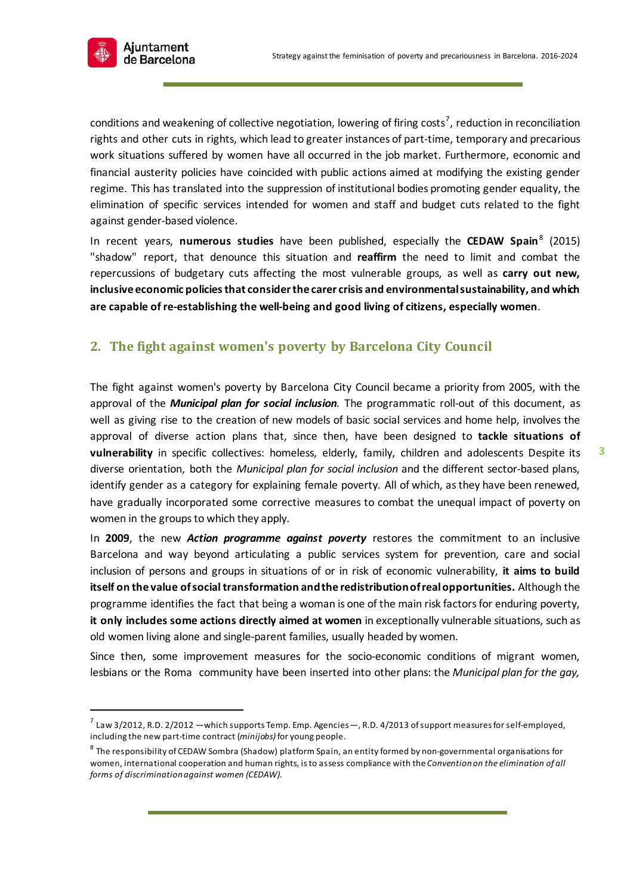conditions and weakening of collective negotiation, lowering of firing costs[7], reduction in reconciliation rights and other cuts in rights, which lead to greater instances of part-time, temporary and precarious work situations suffered by women have all occurred in the job market. Furthermore, economic and financial austerity policies have coincided with public actions aimed at modifying the existing gender regime. This has translated into the suppression of institutional bodies promoting gender equality, the elimination of specific services intended for women and staff and budget cuts related to the fight against gender-based violence.

In recent years, **numerous studies** have been published, especially the **CEDAW Spain**[8] (2015) "shadow" report, that denounce this situation and **reaffirm** the need to limit and combat the repercussions of budgetary cuts affecting the most vulnerable groups, as well as **carry out new, inclusive economic policies that consider the carer crisis and environmental sustainability, and which are capable of re-establishing the well-being and good living of citizens, especially women**.

## 2. The fight against women's poverty by Barcelona City Council

The fight against women's poverty by Barcelona City Council became a priority from 2005, with the approval of the ***Municipal plan for social inclusion***. The programmatic roll-out of this document, as well as giving rise to the creation of new models of basic social services and home help, involves the approval of diverse action plans that, since then, have been designed to **tackle situations of vulnerability** in specific collectives: homeless, elderly, family, children and adolescents Despite its diverse orientation, both the *Municipal plan for social inclusion* and the different sector-based plans, identify gender as a category for explaining female poverty. All of which, as they have been renewed, have gradually incorporated some corrective measures to combat the unequal impact of poverty on women in the groups to which they apply.

In **2009**, the new ***Action programme against poverty*** restores the commitment to an inclusive Barcelona and way beyond articulating a public services system for prevention, care and social inclusion of persons and groups in situations of or in risk of economic vulnerability, **it aims to build itself on the value of social transformation and the redistribution of real opportunities.** Although the programme identifies the fact that being a woman is one of the main risk factors for enduring poverty, **it only includes some actions directly aimed at women** in exceptionally vulnerable situations, such as old women living alone and single-parent families, usually headed by women.

Since then, some improvement measures for the socio-economic conditions of migrant women, lesbians or the Roma community have been inserted into other plans: the *Municipal plan for the gay,*

---

[7] Law 3/2012, R.D. 2/2012 —which supports Temp. Emp. Agencies—, R.D. 4/2013 of support measures for self-employed, including the new part-time contract (*minijobs)* for young people.

[8] The responsibility of CEDAW Sombra (Shadow) platform Spain, an entity formed by non-governmental organisations for women, international cooperation and human rights, is to assess compliance with the *Convention on the elimination of all forms of discrimination against women (CEDAW).*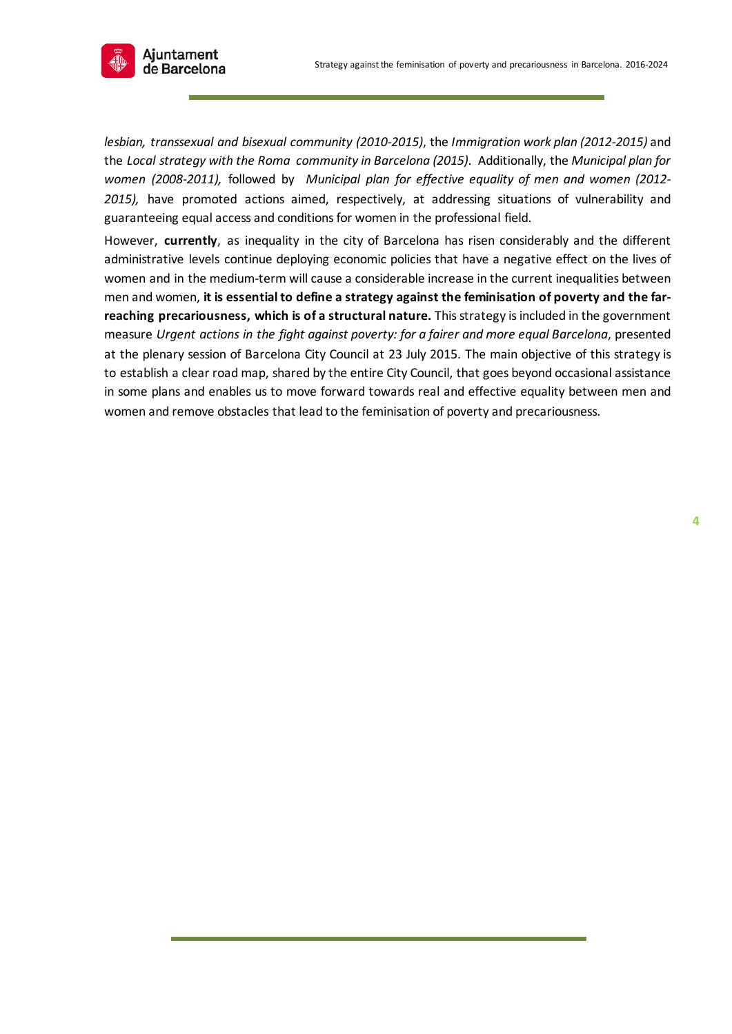*lesbian, transsexual and bisexual community (2010-2015)*, the *Immigration work plan (2012-2015)* and the *Local strategy with the Roma community in Barcelona (2015)*. Additionally, the *Municipal plan for women (2008-2011),* followed by *Municipal plan for effective equality of men and women (2012-2015),* have promoted actions aimed, respectively, at addressing situations of vulnerability and guaranteeing equal access and conditions for women in the professional field.

However, **currently**, as inequality in the city of Barcelona has risen considerably and the different administrative levels continue deploying economic policies that have a negative effect on the lives of women and in the medium-term will cause a considerable increase in the current inequalities between men and women, **it is essential to define a strategy against the feminisation of poverty and the far-reaching precariousness, which is of a structural nature.** This strategy is included in the government measure *Urgent actions in the fight against poverty: for a fairer and more equal Barcelona*, presented at the plenary session of Barcelona City Council at 23 July 2015. The main objective of this strategy is to establish a clear road map, shared by the entire City Council, that goes beyond occasional assistance in some plans and enables us to move forward towards real and effective equality between men and women and remove obstacles that lead to the feminisation of poverty and precariousness.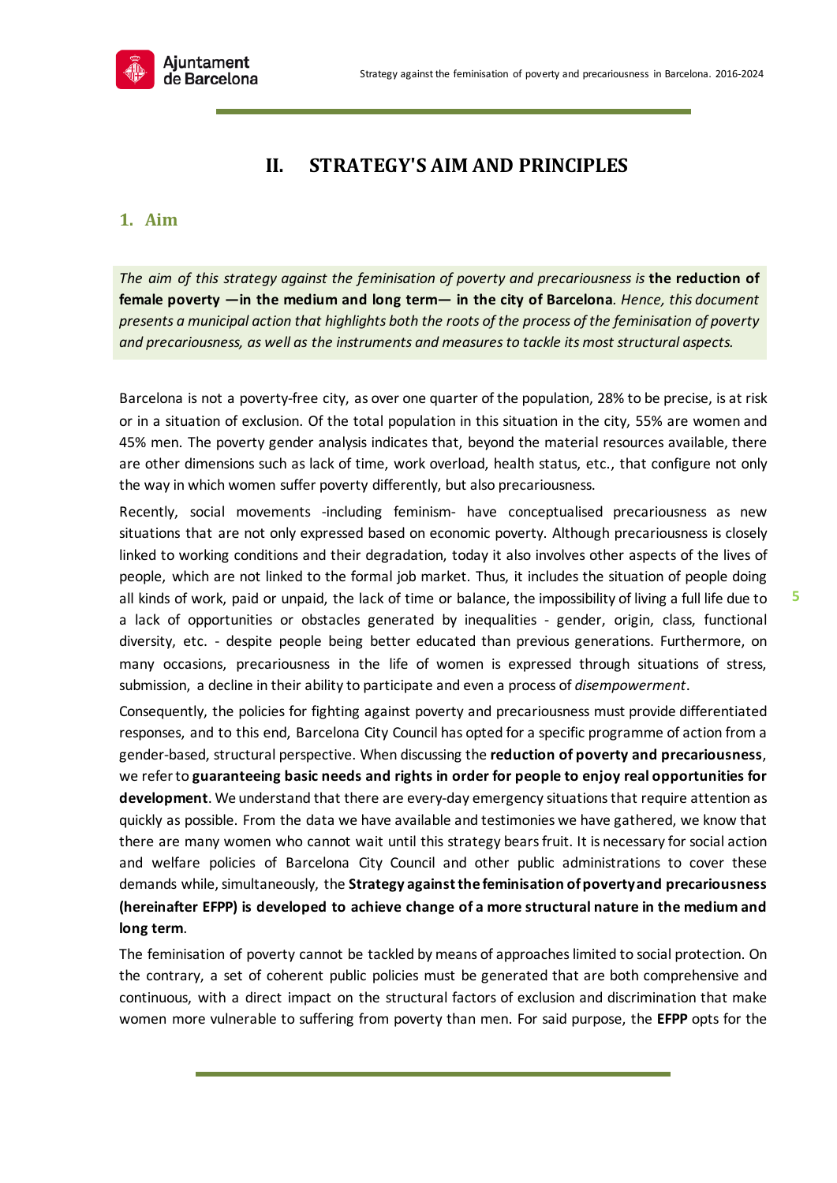# II. STRATEGY'S AIM AND PRINCIPLES

## 1. Aim

*The aim of this strategy against the feminisation of poverty and precariousness is* **the reduction of female poverty —in the medium and long term— in the city of Barcelona**. *Hence, this document presents a municipal action that highlights both the roots of the process of the feminisation of poverty and precariousness, as well as the instruments and measures to tackle its most structural aspects.*

Barcelona is not a poverty-free city, as over one quarter of the population, 28% to be precise, is at risk or in a situation of exclusion. Of the total population in this situation in the city, 55% are women and 45% men. The poverty gender analysis indicates that, beyond the material resources available, there are other dimensions such as lack of time, work overload, health status, etc., that configure not only the way in which women suffer poverty differently, but also precariousness.

Recently, social movements -including feminism- have conceptualised precariousness as new situations that are not only expressed based on economic poverty. Although precariousness is closely linked to working conditions and their degradation, today it also involves other aspects of the lives of people, which are not linked to the formal job market. Thus, it includes the situation of people doing all kinds of work, paid or unpaid, the lack of time or balance, the impossibility of living a full life due to a lack of opportunities or obstacles generated by inequalities - gender, origin, class, functional diversity, etc. - despite people being better educated than previous generations. Furthermore, on many occasions, precariousness in the life of women is expressed through situations of stress, submission, a decline in their ability to participate and even a process of *disempowerment*.

Consequently, the policies for fighting against poverty and precariousness must provide differentiated responses, and to this end, Barcelona City Council has opted for a specific programme of action from a gender-based, structural perspective. When discussing the **reduction of poverty and precariousness**, we refer to **guaranteeing basic needs and rights in order for people to enjoy real opportunities for development**. We understand that there are every-day emergency situations that require attention as quickly as possible. From the data we have available and testimonies we have gathered, we know that there are many women who cannot wait until this strategy bears fruit. It is necessary for social action and welfare policies of Barcelona City Council and other public administrations to cover these demands while, simultaneously, the **Strategy against the feminisation of poverty and precariousness (hereinafter EFPP) is developed to achieve change of a more structural nature in the medium and long term**.

The feminisation of poverty cannot be tackled by means of approaches limited to social protection. On the contrary, a set of coherent public policies must be generated that are both comprehensive and continuous, with a direct impact on the structural factors of exclusion and discrimination that make women more vulnerable to suffering from poverty than men. For said purpose, the **EFPP** opts for the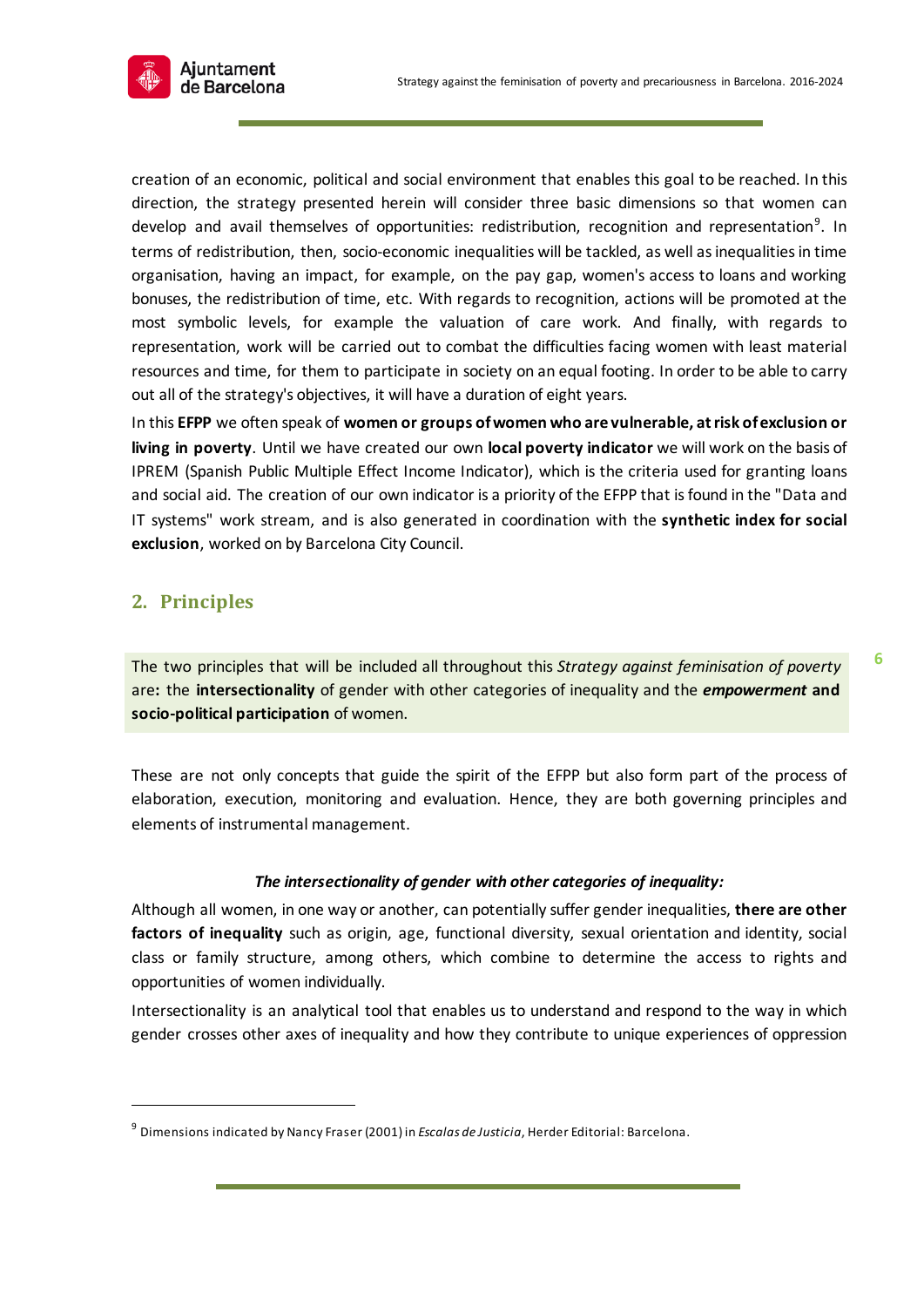creation of an economic, political and social environment that enables this goal to be reached. In this direction, the strategy presented herein will consider three basic dimensions so that women can develop and avail themselves of opportunities: redistribution, recognition and representation[9]. In terms of redistribution, then, socio-economic inequalities will be tackled, as well as inequalities in time organisation, having an impact, for example, on the pay gap, women's access to loans and working bonuses, the redistribution of time, etc. With regards to recognition, actions will be promoted at the most symbolic levels, for example the valuation of care work. And finally, with regards to representation, work will be carried out to combat the difficulties facing women with least material resources and time, for them to participate in society on an equal footing. In order to be able to carry out all of the strategy's objectives, it will have a duration of eight years.

In this **EFPP** we often speak of **women or groups of women who are vulnerable, at risk of exclusion or living in poverty**. Until we have created our own **local poverty indicator** we will work on the basis of IPREM (Spanish Public Multiple Effect Income Indicator), which is the criteria used for granting loans and social aid. The creation of our own indicator is a priority of the EFPP that is found in the "Data and IT systems" work stream, and is also generated in coordination with the **synthetic index for social exclusion**, worked on by Barcelona City Council.

## 2. Principles

The two principles that will be included all throughout this *Strategy against feminisation of poverty* are**:** the **intersectionality** of gender with other categories of inequality and the ***empowerment*** **and socio-political participation** of women.

These are not only concepts that guide the spirit of the EFPP but also form part of the process of elaboration, execution, monitoring and evaluation. Hence, they are both governing principles and elements of instrumental management.

***The intersectionality of gender with other categories of inequality:***

Although all women, in one way or another, can potentially suffer gender inequalities, **there are other factors of inequality** such as origin, age, functional diversity, sexual orientation and identity, social class or family structure, among others, which combine to determine the access to rights and opportunities of women individually.

Intersectionality is an analytical tool that enables us to understand and respond to the way in which gender crosses other axes of inequality and how they contribute to unique experiences of oppression

---

[9] Dimensions indicated by Nancy Fraser (2001) in *Escalas de Justicia*, Herder Editorial: Barcelona.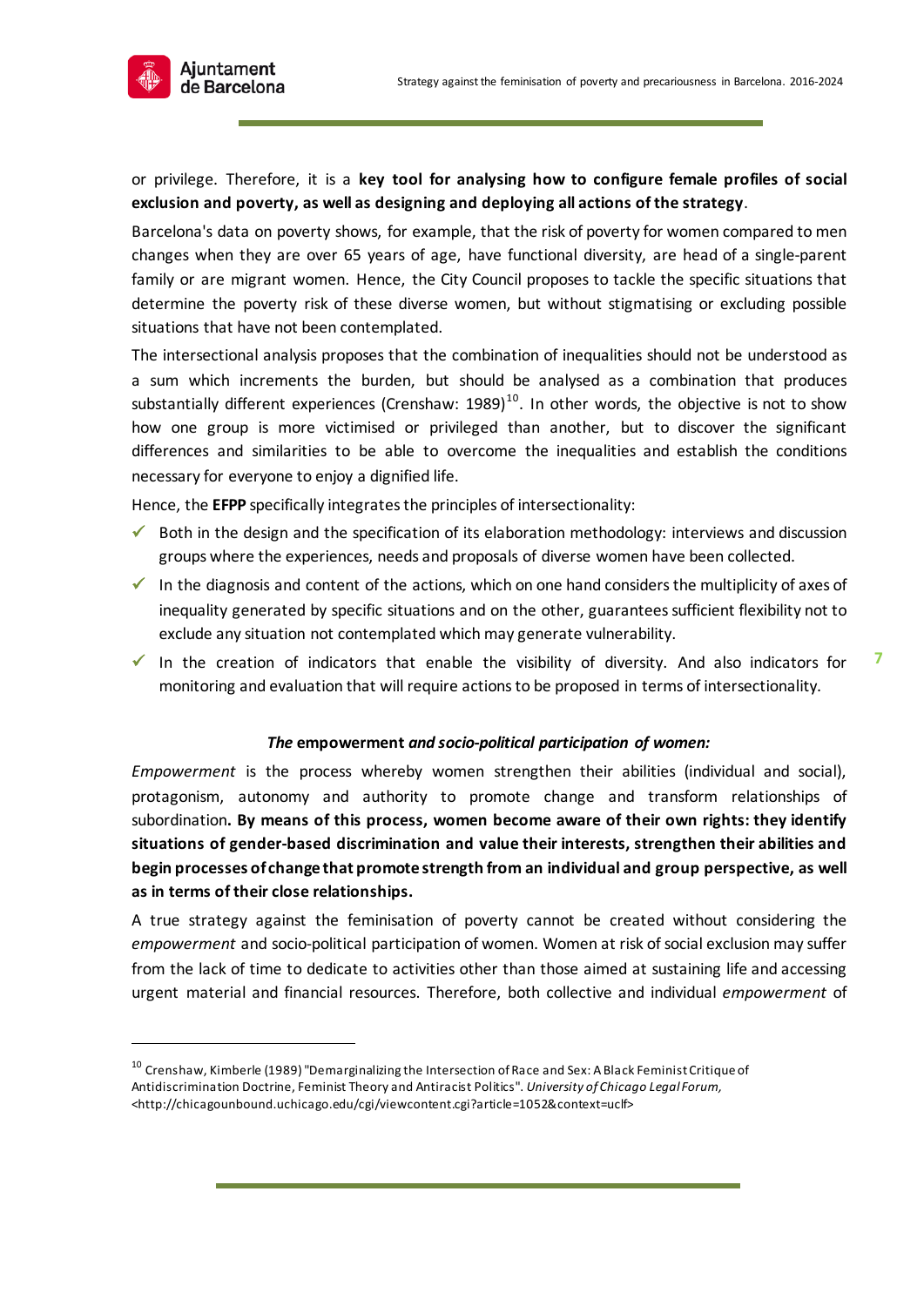or privilege. Therefore, it is a **key tool for analysing how to configure female profiles of social exclusion and poverty, as well as designing and deploying all actions of the strategy**.

Barcelona's data on poverty shows, for example, that the risk of poverty for women compared to men changes when they are over 65 years of age, have functional diversity, are head of a single-parent family or are migrant women. Hence, the City Council proposes to tackle the specific situations that determine the poverty risk of these diverse women, but without stigmatising or excluding possible situations that have not been contemplated.

The intersectional analysis proposes that the combination of inequalities should not be understood as a sum which increments the burden, but should be analysed as a combination that produces substantially different experiences (Crenshaw: 1989)[10]. In other words, the objective is not to show how one group is more victimised or privileged than another, but to discover the significant differences and similarities to be able to overcome the inequalities and establish the conditions necessary for everyone to enjoy a dignified life.

Hence, the **EFPP** specifically integrates the principles of intersectionality:

- ✓ Both in the design and the specification of its elaboration methodology: interviews and discussion groups where the experiences, needs and proposals of diverse women have been collected.
- ✓ In the diagnosis and content of the actions, which on one hand considers the multiplicity of axes of inequality generated by specific situations and on the other, guarantees sufficient flexibility not to exclude any situation not contemplated which may generate vulnerability.
- ✓ In the creation of indicators that enable the visibility of diversity. And also indicators for monitoring and evaluation that will require actions to be proposed in terms of intersectionality.

***The* empowerment *and socio-political participation of women:***

*Empowerment* is the process whereby women strengthen their abilities (individual and social), protagonism, autonomy and authority to promote change and transform relationships of subordination**. By means of this process, women become aware of their own rights: they identify situations of gender-based discrimination and value their interests, strengthen their abilities and begin processes of change that promote strength from an individual and group perspective, as well as in terms of their close relationships.**

A true strategy against the feminisation of poverty cannot be created without considering the *empowerment* and socio-political participation of women. Women at risk of social exclusion may suffer from the lack of time to dedicate to activities other than those aimed at sustaining life and accessing urgent material and financial resources. Therefore, both collective and individual *empowerment* of

---

[10] Crenshaw, Kimberle (1989) "Demarginalizing the Intersection of Race and Sex: A Black Feminist Critique of Antidiscrimination Doctrine, Feminist Theory and Antiracist Politics". *University of Chicago Legal Forum,* <http://chicagounbound.uchicago.edu/cgi/viewcontent.cgi?article=1052&context=uclf>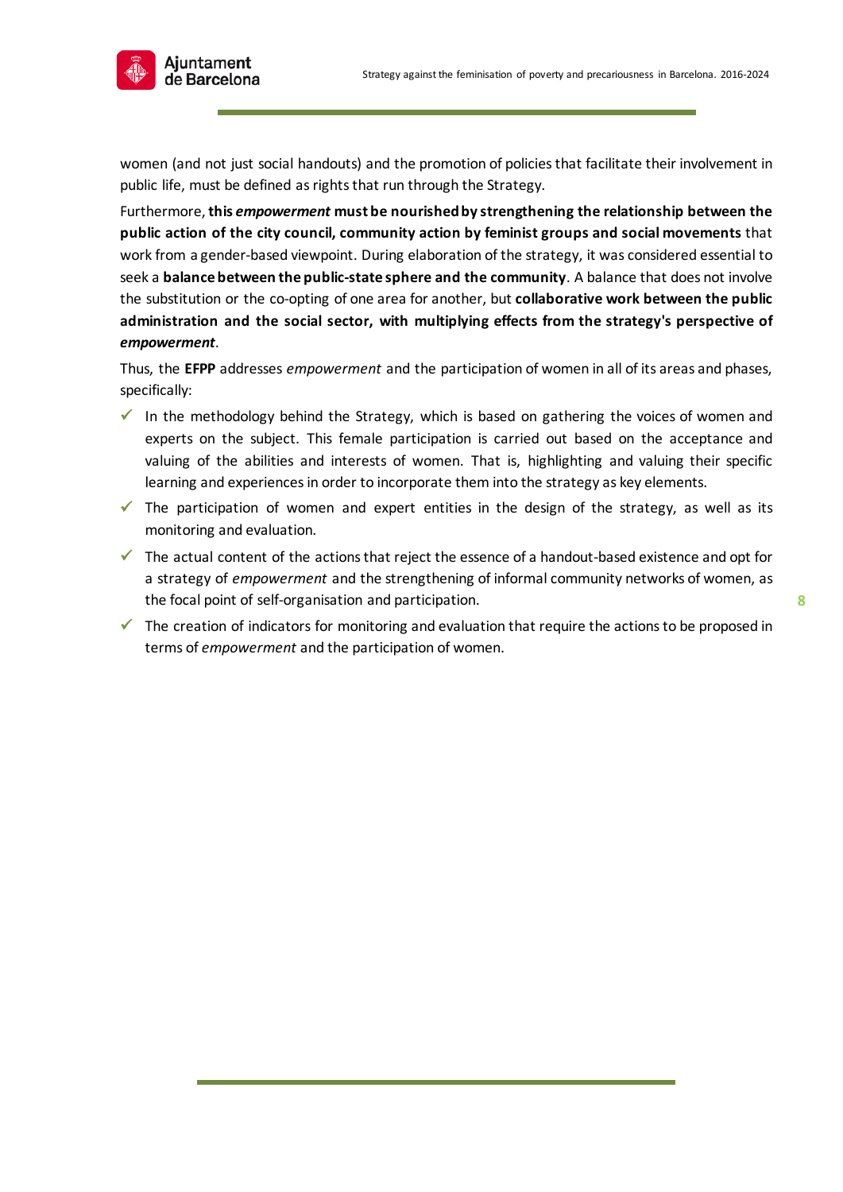women (and not just social handouts) and the promotion of policies that facilitate their involvement in public life, must be defined as rights that run through the Strategy.

Furthermore, **this *empowerment* must be nourished by strengthening the relationship between the public action of the city council, community action by feminist groups and social movements** that work from a gender-based viewpoint. During elaboration of the strategy, it was considered essential to seek a **balance between the public-state sphere and the community**. A balance that does not involve the substitution or the co-opting of one area for another, but **collaborative work between the public administration and the social sector, with multiplying effects from the strategy's perspective of *empowerment***.

Thus, the **EFPP** addresses *empowerment* and the participation of women in all of its areas and phases, specifically:

- ✓ In the methodology behind the Strategy, which is based on gathering the voices of women and experts on the subject. This female participation is carried out based on the acceptance and valuing of the abilities and interests of women. That is, highlighting and valuing their specific learning and experiences in order to incorporate them into the strategy as key elements.
- ✓ The participation of women and expert entities in the design of the strategy, as well as its monitoring and evaluation.
- ✓ The actual content of the actions that reject the essence of a handout-based existence and opt for a strategy of *empowerment* and the strengthening of informal community networks of women, as the focal point of self-organisation and participation.
- ✓ The creation of indicators for monitoring and evaluation that require the actions to be proposed in terms of *empowerment* and the participation of women.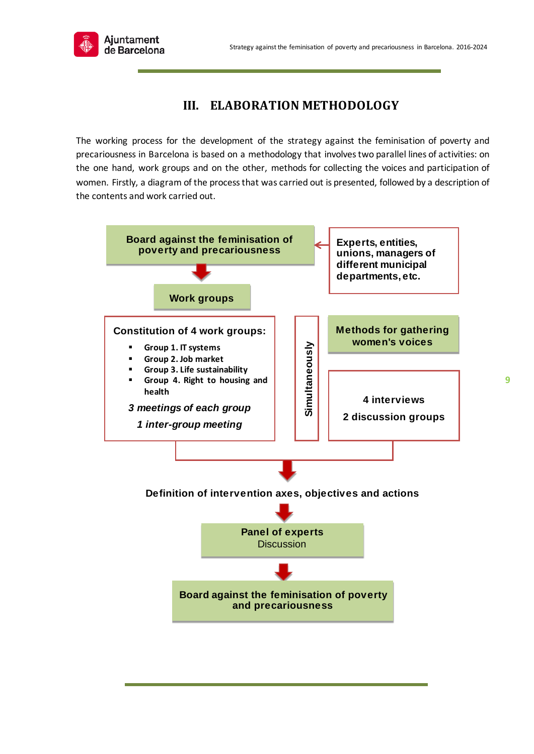# III. ELABORATION METHODOLOGY

The working process for the development of the strategy against the feminisation of poverty and precariousness in Barcelona is based on a methodology that involves two parallel lines of activities: on the one hand, work groups and on the other, methods for collecting the voices and participation of women. Firstly, a diagram of the process that was carried out is presented, followed by a description of the contents and work carried out.

**Board against the feminisation of poverty and precariousness**

**Experts, entities, unions, managers of different municipal departments, etc.**

**Work groups**

**Constitution of 4 work groups:**

- Group 1. IT systems
- Group 2. Job market
- Group 3. Life sustainability
- Group 4. Right to housing and health

*3 meetings of each group*

*1 inter-group meeting*

**Simultaneously**

**Methods for gathering women's voices**

**4 interviews**

**2 discussion groups**

**Definition of intervention axes, objectives and actions**

**Panel of experts**
Discussion

**Board against the feminisation of poverty and precariousness**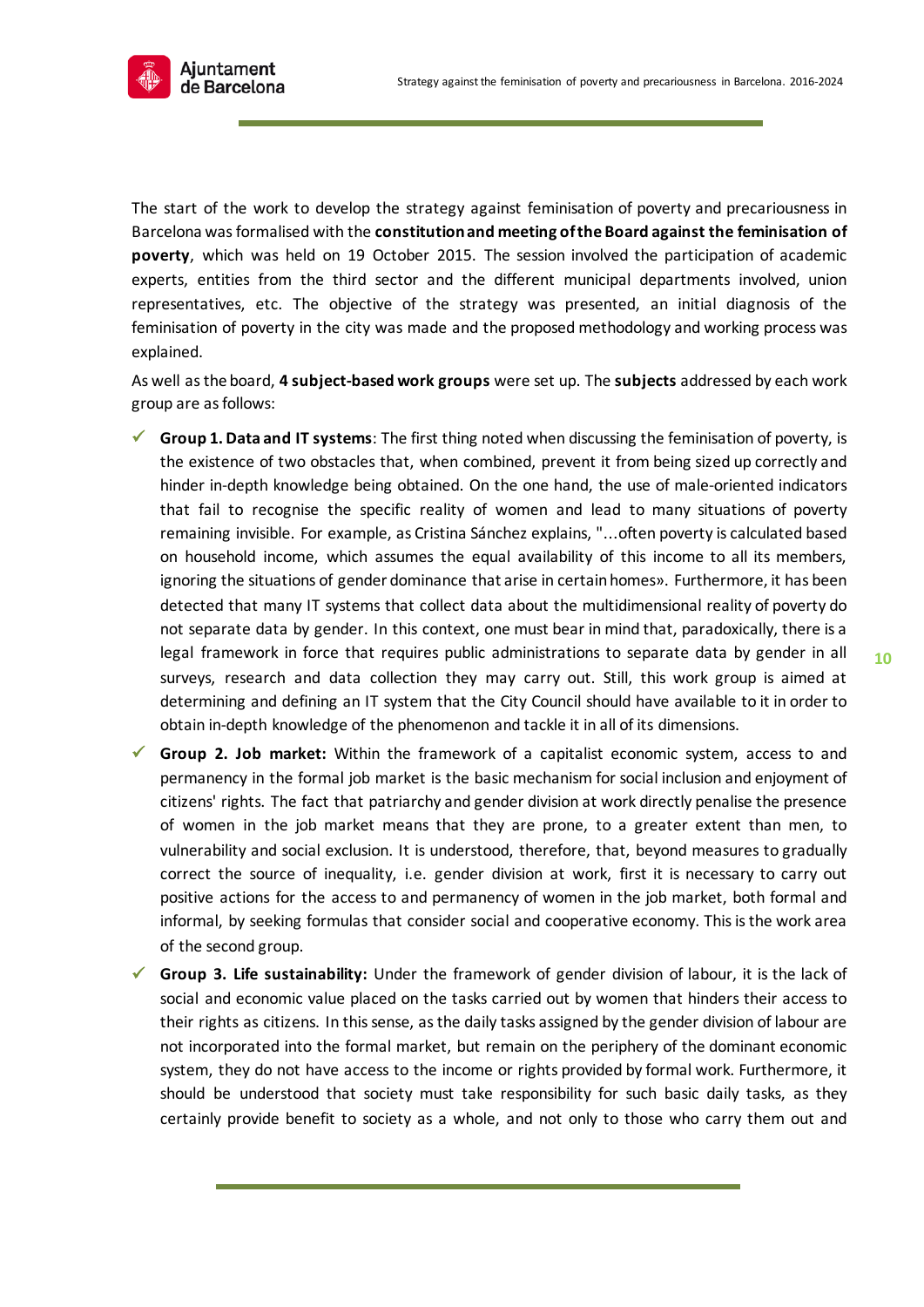The start of the work to develop the strategy against feminisation of poverty and precariousness in Barcelona was formalised with the **constitution and meeting of the Board against the feminisation of poverty**, which was held on 19 October 2015. The session involved the participation of academic experts, entities from the third sector and the different municipal departments involved, union representatives, etc. The objective of the strategy was presented, an initial diagnosis of the feminisation of poverty in the city was made and the proposed methodology and working process was explained.

As well as the board, **4 subject-based work groups** were set up. The **subjects** addressed by each work group are as follows:

- **Group 1. Data and IT systems**: The first thing noted when discussing the feminisation of poverty, is the existence of two obstacles that, when combined, prevent it from being sized up correctly and hinder in-depth knowledge being obtained. On the one hand, the use of male-oriented indicators that fail to recognise the specific reality of women and lead to many situations of poverty remaining invisible. For example, as Cristina Sánchez explains, "...often poverty is calculated based on household income, which assumes the equal availability of this income to all its members, ignoring the situations of gender dominance that arise in certain homes». Furthermore, it has been detected that many IT systems that collect data about the multidimensional reality of poverty do not separate data by gender. In this context, one must bear in mind that, paradoxically, there is a legal framework in force that requires public administrations to separate data by gender in all surveys, research and data collection they may carry out. Still, this work group is aimed at determining and defining an IT system that the City Council should have available to it in order to obtain in-depth knowledge of the phenomenon and tackle it in all of its dimensions.
- **Group 2. Job market:** Within the framework of a capitalist economic system, access to and permanency in the formal job market is the basic mechanism for social inclusion and enjoyment of citizens' rights. The fact that patriarchy and gender division at work directly penalise the presence of women in the job market means that they are prone, to a greater extent than men, to vulnerability and social exclusion. It is understood, therefore, that, beyond measures to gradually correct the source of inequality, i.e. gender division at work, first it is necessary to carry out positive actions for the access to and permanency of women in the job market, both formal and informal, by seeking formulas that consider social and cooperative economy. This is the work area of the second group.
- **Group 3. Life sustainability:** Under the framework of gender division of labour, it is the lack of social and economic value placed on the tasks carried out by women that hinders their access to their rights as citizens. In this sense, as the daily tasks assigned by the gender division of labour are not incorporated into the formal market, but remain on the periphery of the dominant economic system, they do not have access to the income or rights provided by formal work. Furthermore, it should be understood that society must take responsibility for such basic daily tasks, as they certainly provide benefit to society as a whole, and not only to those who carry them out and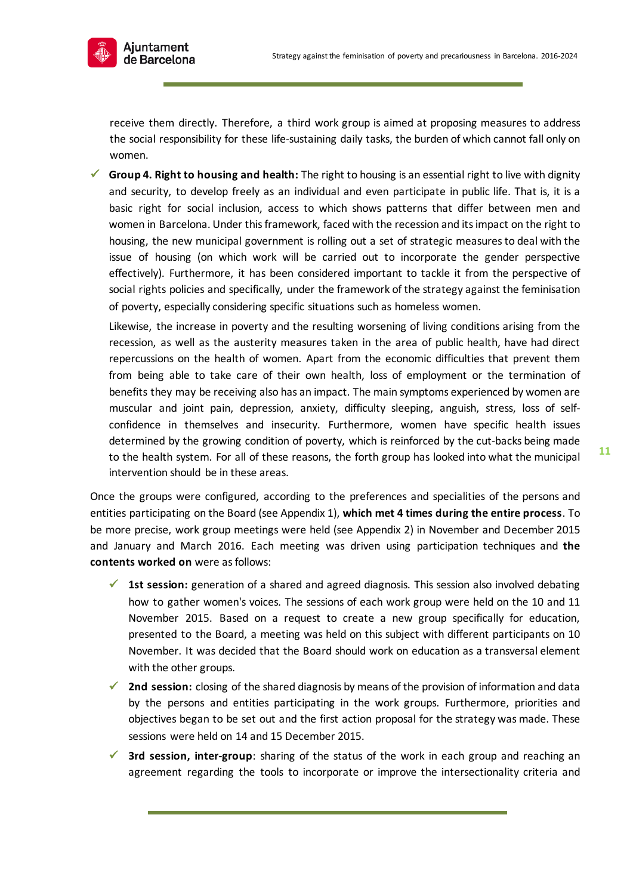receive them directly. Therefore, a third work group is aimed at proposing measures to address the social responsibility for these life-sustaining daily tasks, the burden of which cannot fall only on women.

- ✓ **Group 4. Right to housing and health:** The right to housing is an essential right to live with dignity and security, to develop freely as an individual and even participate in public life. That is, it is a basic right for social inclusion, access to which shows patterns that differ between men and women in Barcelona. Under this framework, faced with the recession and its impact on the right to housing, the new municipal government is rolling out a set of strategic measures to deal with the issue of housing (on which work will be carried out to incorporate the gender perspective effectively). Furthermore, it has been considered important to tackle it from the perspective of social rights policies and specifically, under the framework of the strategy against the feminisation of poverty, especially considering specific situations such as homeless women.

  Likewise, the increase in poverty and the resulting worsening of living conditions arising from the recession, as well as the austerity measures taken in the area of public health, have had direct repercussions on the health of women. Apart from the economic difficulties that prevent them from being able to take care of their own health, loss of employment or the termination of benefits they may be receiving also has an impact. The main symptoms experienced by women are muscular and joint pain, depression, anxiety, difficulty sleeping, anguish, stress, loss of self-confidence in themselves and insecurity. Furthermore, women have specific health issues determined by the growing condition of poverty, which is reinforced by the cut-backs being made to the health system. For all of these reasons, the forth group has looked into what the municipal intervention should be in these areas.

Once the groups were configured, according to the preferences and specialities of the persons and entities participating on the Board (see Appendix 1), **which met 4 times during the entire process**. To be more precise, work group meetings were held (see Appendix 2) in November and December 2015 and January and March 2016. Each meeting was driven using participation techniques and **the contents worked on** were as follows:

- ✓ **1st session:** generation of a shared and agreed diagnosis. This session also involved debating how to gather women's voices. The sessions of each work group were held on the 10 and 11 November 2015. Based on a request to create a new group specifically for education, presented to the Board, a meeting was held on this subject with different participants on 10 November. It was decided that the Board should work on education as a transversal element with the other groups.
- ✓ **2nd session:** closing of the shared diagnosis by means of the provision of information and data by the persons and entities participating in the work groups. Furthermore, priorities and objectives began to be set out and the first action proposal for the strategy was made. These sessions were held on 14 and 15 December 2015.
- ✓ **3rd session, inter-group**: sharing of the status of the work in each group and reaching an agreement regarding the tools to incorporate or improve the intersectionality criteria and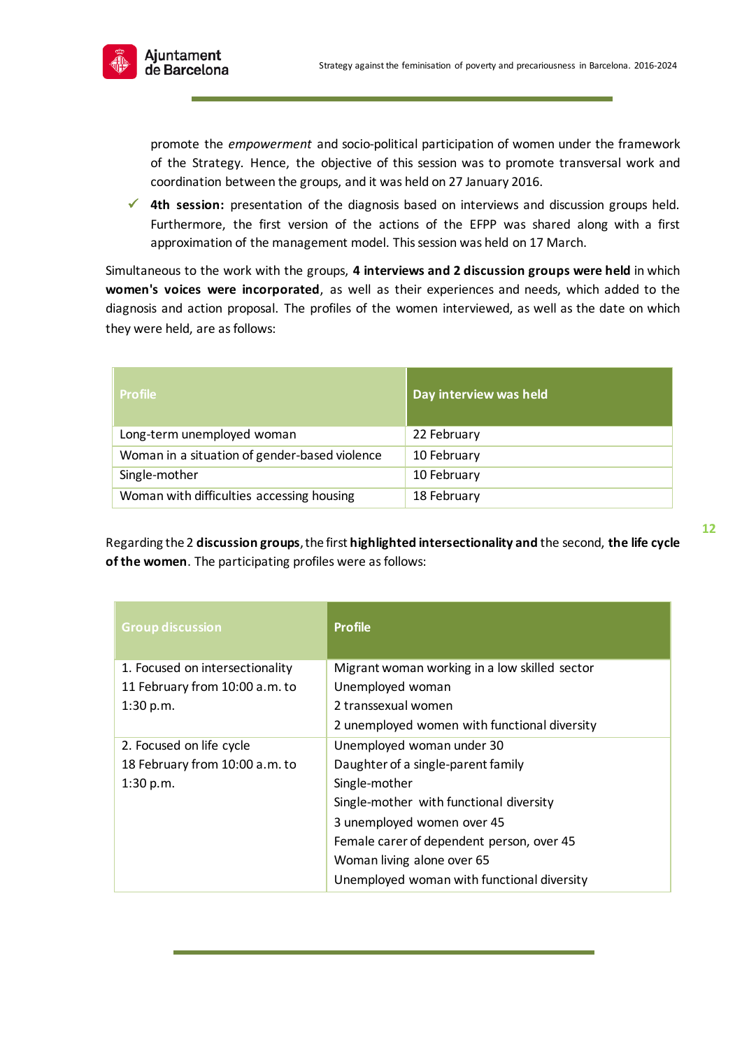promote the *empowerment* and socio-political participation of women under the framework of the Strategy. Hence, the objective of this session was to promote transversal work and coordination between the groups, and it was held on 27 January 2016.

- ✓ **4th session:** presentation of the diagnosis based on interviews and discussion groups held. Furthermore, the first version of the actions of the EFPP was shared along with a first approximation of the management model. This session was held on 17 March.

Simultaneous to the work with the groups, **4 interviews and 2 discussion groups were held** in which **women's voices were incorporated**, as well as their experiences and needs, which added to the diagnosis and action proposal. The profiles of the women interviewed, as well as the date on which they were held, are as follows:

| Profile | Day interview was held |
|---|---|
| Long-term unemployed woman | 22 February |
| Woman in a situation of gender-based violence | 10 February |
| Single-mother | 10 February |
| Woman with difficulties accessing housing | 18 February |

Regarding the 2 **discussion groups**, the first **highlighted intersectionality and** the second, **the life cycle of the women**. The participating profiles were as follows:

| Group discussion | Profile |
|---|---|
| 1. Focused on intersectionality<br>11 February from 10:00 a.m. to 1:30 p.m. | Migrant woman working in a low skilled sector<br>Unemployed woman<br>2 transsexual women<br>2 unemployed women with functional diversity |
| 2. Focused on life cycle<br>18 February from 10:00 a.m. to 1:30 p.m. | Unemployed woman under 30<br>Daughter of a single-parent family<br>Single-mother<br>Single-mother with functional diversity<br>3 unemployed women over 45<br>Female carer of dependent person, over 45<br>Woman living alone over 65<br>Unemployed woman with functional diversity |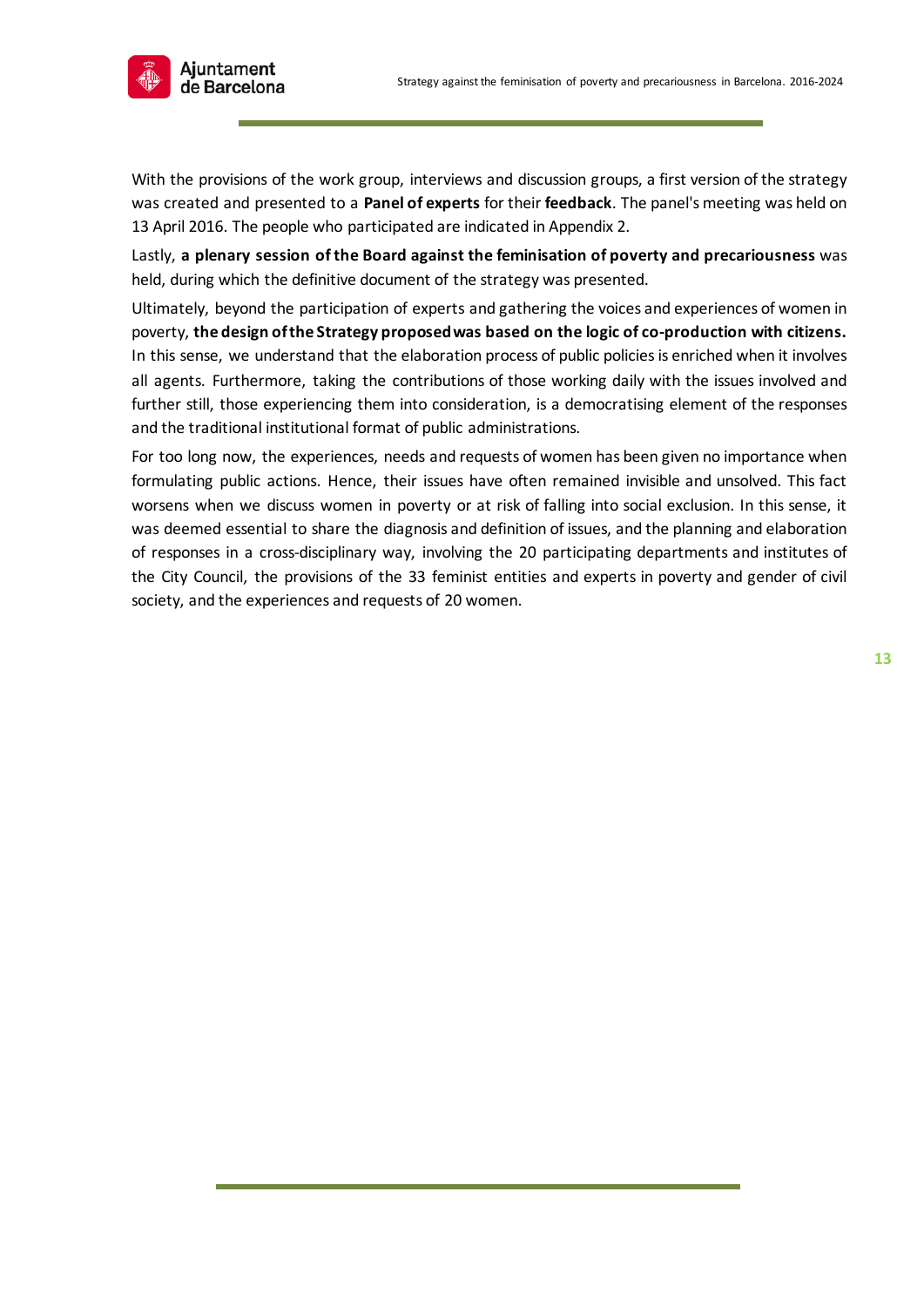With the provisions of the work group, interviews and discussion groups, a first version of the strategy was created and presented to a **Panel of experts** for their **feedback**. The panel's meeting was held on 13 April 2016. The people who participated are indicated in Appendix 2.

Lastly, **a plenary session of the Board against the feminisation of poverty and precariousness** was held, during which the definitive document of the strategy was presented.

Ultimately, beyond the participation of experts and gathering the voices and experiences of women in poverty, **the design of the Strategy proposed was based on the logic of co-production with citizens.** In this sense, we understand that the elaboration process of public policies is enriched when it involves all agents. Furthermore, taking the contributions of those working daily with the issues involved and further still, those experiencing them into consideration, is a democratising element of the responses and the traditional institutional format of public administrations.

For too long now, the experiences, needs and requests of women has been given no importance when formulating public actions. Hence, their issues have often remained invisible and unsolved. This fact worsens when we discuss women in poverty or at risk of falling into social exclusion. In this sense, it was deemed essential to share the diagnosis and definition of issues, and the planning and elaboration of responses in a cross-disciplinary way, involving the 20 participating departments and institutes of the City Council, the provisions of the 33 feminist entities and experts in poverty and gender of civil society, and the experiences and requests of 20 women.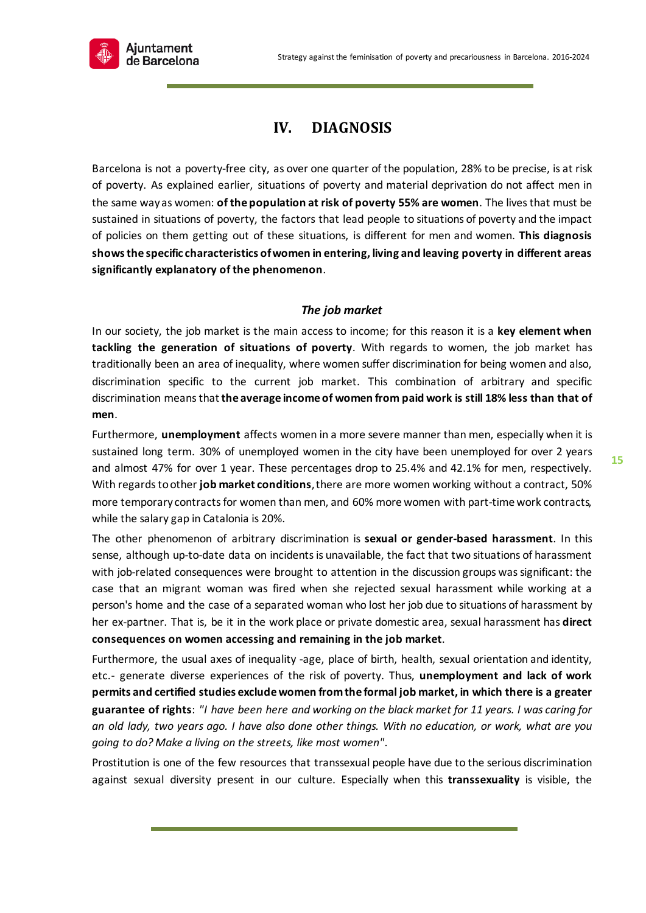# IV. DIAGNOSIS

Barcelona is not a poverty-free city, as over one quarter of the population, 28% to be precise, is at risk of poverty. As explained earlier, situations of poverty and material deprivation do not affect men in the same way as women: **of the population at risk of poverty 55% are women**. The lives that must be sustained in situations of poverty, the factors that lead people to situations of poverty and the impact of policies on them getting out of these situations, is different for men and women. **This diagnosis shows the specific characteristics of women in entering, living and leaving poverty in different areas significantly explanatory of the phenomenon**.

### *The job market*

In our society, the job market is the main access to income; for this reason it is a **key element when tackling the generation of situations of poverty**. With regards to women, the job market has traditionally been an area of inequality, where women suffer discrimination for being women and also, discrimination specific to the current job market. This combination of arbitrary and specific discrimination means that **the average income of women from paid work is still 18% less than that of men**.

Furthermore, **unemployment** affects women in a more severe manner than men, especially when it is sustained long term. 30% of unemployed women in the city have been unemployed for over 2 years and almost 47% for over 1 year. These percentages drop to 25.4% and 42.1% for men, respectively. With regards to other **job market conditions**, there are more women working without a contract, 50% more temporary contracts for women than men, and 60% more women with part-time work contracts, while the salary gap in Catalonia is 20%.

The other phenomenon of arbitrary discrimination is **sexual or gender-based harassment**. In this sense, although up-to-date data on incidents is unavailable, the fact that two situations of harassment with job-related consequences were brought to attention in the discussion groups was significant: the case that an migrant woman was fired when she rejected sexual harassment while working at a person's home and the case of a separated woman who lost her job due to situations of harassment by her ex-partner. That is, be it in the work place or private domestic area, sexual harassment has **direct consequences on women accessing and remaining in the job market**.

Furthermore, the usual axes of inequality -age, place of birth, health, sexual orientation and identity, etc.- generate diverse experiences of the risk of poverty. Thus, **unemployment and lack of work permits and certified studies exclude women from the formal job market, in which there is a greater guarantee of rights**: *"I have been here and working on the black market for 11 years. I was caring for an old lady, two years ago. I have also done other things. With no education, or work, what are you going to do? Make a living on the streets, like most women"*.

Prostitution is one of the few resources that transsexual people have due to the serious discrimination against sexual diversity present in our culture. Especially when this **transsexuality** is visible, the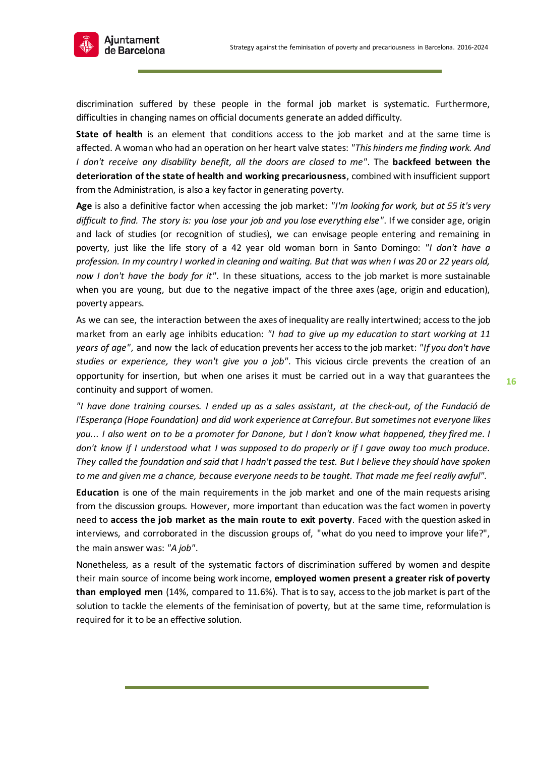discrimination suffered by these people in the formal job market is systematic. Furthermore, difficulties in changing names on official documents generate an added difficulty.

**State of health** is an element that conditions access to the job market and at the same time is affected. A woman who had an operation on her heart valve states: *"This hinders me finding work. And I don't receive any disability benefit, all the doors are closed to me"*. The **backfeed between the deterioration of the state of health and working precariousness**, combined with insufficient support from the Administration, is also a key factor in generating poverty.

**Age** is also a definitive factor when accessing the job market: *"I'm looking for work, but at 55 it's very difficult to find. The story is: you lose your job and you lose everything else"*. If we consider age, origin and lack of studies (or recognition of studies), we can envisage people entering and remaining in poverty, just like the life story of a 42 year old woman born in Santo Domingo: *"I don't have a profession. In my country I worked in cleaning and waiting. But that was when I was 20 or 22 years old, now I don't have the body for it"*. In these situations, access to the job market is more sustainable when you are young, but due to the negative impact of the three axes (age, origin and education), poverty appears.

As we can see, the interaction between the axes of inequality are really intertwined; access to the job market from an early age inhibits education: *"I had to give up my education to start working at 11 years of age"*, and now the lack of education prevents her access to the job market: *"If you don't have studies or experience, they won't give you a job"*. This vicious circle prevents the creation of an opportunity for insertion, but when one arises it must be carried out in a way that guarantees the continuity and support of women.

*"I have done training courses. I ended up as a sales assistant, at the check-out, of the Fundació de l'Esperança (Hope Foundation) and did work experience at Carrefour. But sometimes not everyone likes you... I also went on to be a promoter for Danone, but I don't know what happened, they fired me. I don't know if I understood what I was supposed to do properly or if I gave away too much produce. They called the foundation and said that I hadn't passed the test. But I believe they should have spoken to me and given me a chance, because everyone needs to be taught. That made me feel really awful"*.

**Education** is one of the main requirements in the job market and one of the main requests arising from the discussion groups. However, more important than education was the fact women in poverty need to **access the job market as the main route to exit poverty**. Faced with the question asked in interviews, and corroborated in the discussion groups of, "what do you need to improve your life?", the main answer was: *"A job"*.

Nonetheless, as a result of the systematic factors of discrimination suffered by women and despite their main source of income being work income, **employed women present a greater risk of poverty than employed men** (14%, compared to 11.6%). That is to say, access to the job market is part of the solution to tackle the elements of the feminisation of poverty, but at the same time, reformulation is required for it to be an effective solution.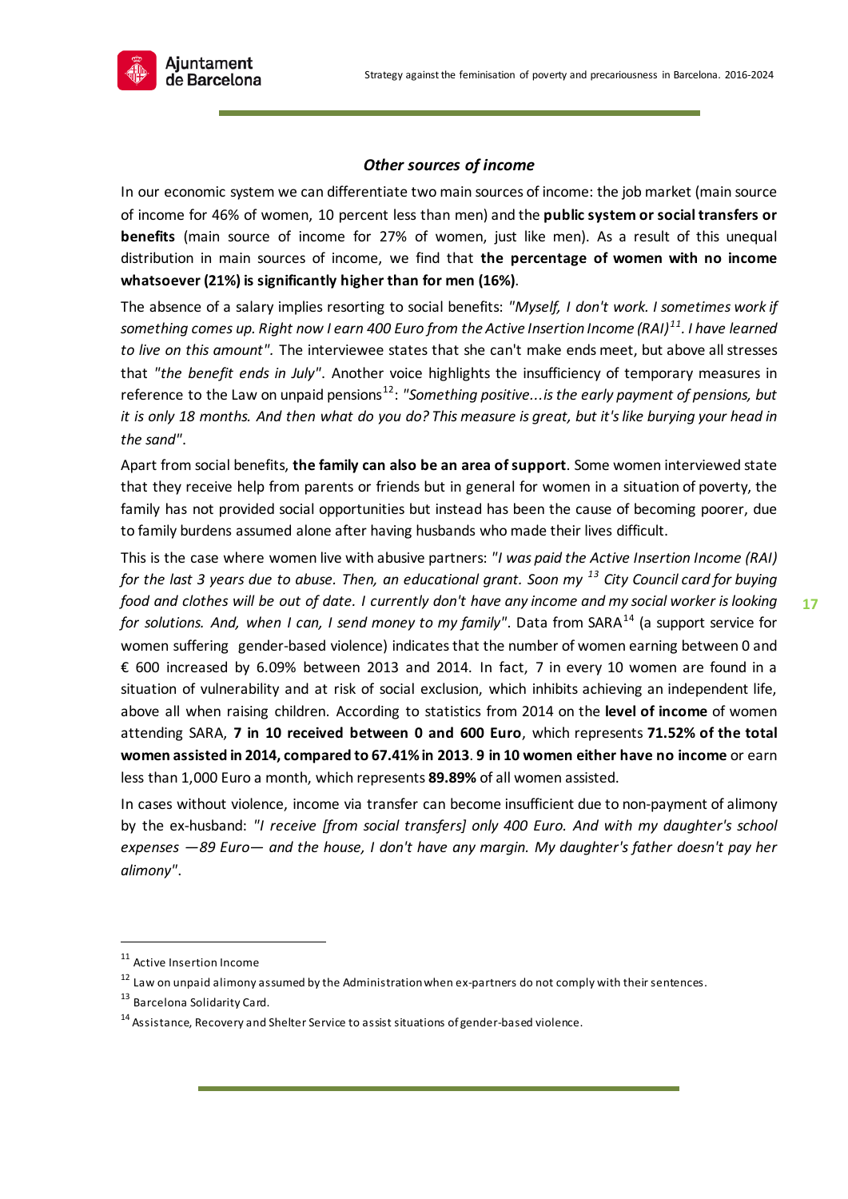### *Other sources of income*

In our economic system we can differentiate two main sources of income: the job market (main source of income for 46% of women, 10 percent less than men) and the **public system or social transfers or benefits** (main source of income for 27% of women, just like men). As a result of this unequal distribution in main sources of income, we find that **the percentage of women with no income whatsoever (21%) is significantly higher than for men (16%)**.

The absence of a salary implies resorting to social benefits: *"Myself, I don't work. I sometimes work if something comes up. Right now I earn 400 Euro from the Active Insertion Income (RAI)*[11]*. I have learned to live on this amount".* The interviewee states that she can't make ends meet, but above all stresses that *"the benefit ends in July"*. Another voice highlights the insufficiency of temporary measures in reference to the Law on unpaid pensions[12]: *"Something positive...is the early payment of pensions, but it is only 18 months. And then what do you do? This measure is great, but it's like burying your head in the sand"*.

Apart from social benefits, **the family can also be an area of support**. Some women interviewed state that they receive help from parents or friends but in general for women in a situation of poverty, the family has not provided social opportunities but instead has been the cause of becoming poorer, due to family burdens assumed alone after having husbands who made their lives difficult.

This is the case where women live with abusive partners: *"I was paid the Active Insertion Income (RAI) for the last 3 years due to abuse. Then, an educational grant. Soon my* [13] *City Council card for buying food and clothes will be out of date. I currently don't have any income and my social worker is looking for solutions. And, when I can, I send money to my family"*. Data from SARA[14] (a support service for women suffering gender-based violence) indicates that the number of women earning between 0 and € 600 increased by 6.09% between 2013 and 2014. In fact, 7 in every 10 women are found in a situation of vulnerability and at risk of social exclusion, which inhibits achieving an independent life, above all when raising children. According to statistics from 2014 on the **level of income** of women attending SARA, **7 in 10 received between 0 and 600 Euro**, which represents **71.52% of the total women assisted in 2014, compared to 67.41% in 2013**. **9 in 10 women either have no income** or earn less than 1,000 Euro a month, which represents **89.89%** of all women assisted.

In cases without violence, income via transfer can become insufficient due to non-payment of alimony by the ex-husband: *"I receive [from social transfers] only 400 Euro. And with my daughter's school expenses —89 Euro— and the house, I don't have any margin. My daughter's father doesn't pay her alimony"*.

---

[11] Active Insertion Income

[12] Law on unpaid alimony assumed by the Administration when ex-partners do not comply with their sentences.

[13] Barcelona Solidarity Card.

[14] Assistance, Recovery and Shelter Service to assist situations of gender-based violence.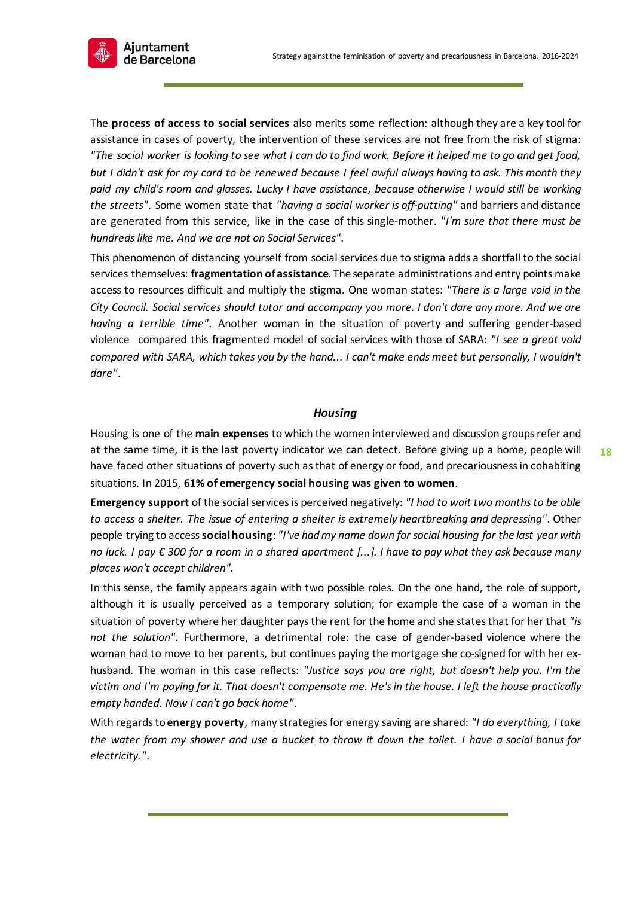The **process of access to social services** also merits some reflection: although they are a key tool for assistance in cases of poverty, the intervention of these services are not free from the risk of stigma: *"The social worker is looking to see what I can do to find work. Before it helped me to go and get food, but I didn't ask for my card to be renewed because I feel awful always having to ask. This month they paid my child's room and glasses. Lucky I have assistance, because otherwise I would still be working the streets"*. Some women state that *"having a social worker is off-putting"* and barriers and distance are generated from this service, like in the case of this single-mother. *"I'm sure that there must be hundreds like me. And we are not on Social Services"*.

This phenomenon of distancing yourself from social services due to stigma adds a shortfall to the social services themselves: **fragmentation of assistance**. The separate administrations and entry points make access to resources difficult and multiply the stigma. One woman states: *"There is a large void in the City Council. Social services should tutor and accompany you more. I don't dare any more. And we are having a terrible time"*. Another woman in the situation of poverty and suffering gender-based violence compared this fragmented model of social services with those of SARA: *"I see a great void compared with SARA, which takes you by the hand... I can't make ends meet but personally, I wouldn't dare"*.

### *Housing*

Housing is one of the **main expenses** to which the women interviewed and discussion groups refer and at the same time, it is the last poverty indicator we can detect. Before giving up a home, people will have faced other situations of poverty such as that of energy or food, and precariousness in cohabiting situations. In 2015, **61% of emergency social housing was given to women**.

**Emergency support** of the social services is perceived negatively: *"I had to wait two months to be able to access a shelter. The issue of entering a shelter is extremely heartbreaking and depressing"*. Other people trying to access **social housing**: *"I've had my name down for social housing for the last year with no luck. I pay € 300 for a room in a shared apartment [...]. I have to pay what they ask because many places won't accept children"*.

In this sense, the family appears again with two possible roles. On the one hand, the role of support, although it is usually perceived as a temporary solution; for example the case of a woman in the situation of poverty where her daughter pays the rent for the home and she states that for her that *"is not the solution"*. Furthermore, a detrimental role: the case of gender-based violence where the woman had to move to her parents, but continues paying the mortgage she co-signed for with her ex-husband. The woman in this case reflects: *"Justice says you are right, but doesn't help you. I'm the victim and I'm paying for it. That doesn't compensate me. He's in the house. I left the house practically empty handed. Now I can't go back home"*.

With regards to **energy poverty**, many strategies for energy saving are shared: *"I do everything, I take the water from my shower and use a bucket to throw it down the toilet. I have a social bonus for electricity."*.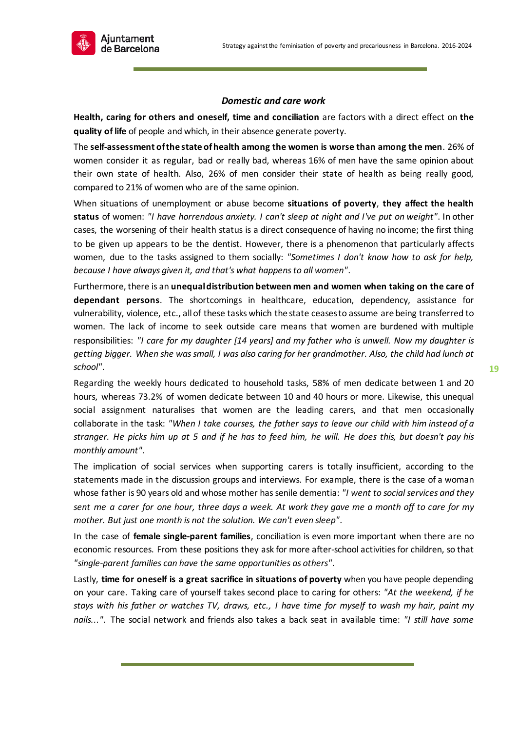### *Domestic and care work*

**Health, caring for others and oneself, time and conciliation** are factors with a direct effect on **the quality of life** of people and which, in their absence generate poverty.

The **self-assessment of the state of health among the women is worse than among the men**. 26% of women consider it as regular, bad or really bad, whereas 16% of men have the same opinion about their own state of health. Also, 26% of men consider their state of health as being really good, compared to 21% of women who are of the same opinion.

When situations of unemployment or abuse become **situations of poverty**, **they affect the health status** of women: *"I have horrendous anxiety. I can't sleep at night and I've put on weight"*. In other cases, the worsening of their health status is a direct consequence of having no income; the first thing to be given up appears to be the dentist. However, there is a phenomenon that particularly affects women, due to the tasks assigned to them socially: *"Sometimes I don't know how to ask for help, because I have always given it, and that's what happens to all women"*.

Furthermore, there is an **unequal distribution between men and women when taking on the care of dependant persons**. The shortcomings in healthcare, education, dependency, assistance for vulnerability, violence, etc., all of these tasks which the state ceases to assume are being transferred to women. The lack of income to seek outside care means that women are burdened with multiple responsibilities: *"I care for my daughter [14 years] and my father who is unwell. Now my daughter is getting bigger. When she was small, I was also caring for her grandmother. Also, the child had lunch at school"*.

Regarding the weekly hours dedicated to household tasks, 58% of men dedicate between 1 and 20 hours, whereas 73.2% of women dedicate between 10 and 40 hours or more. Likewise, this unequal social assignment naturalises that women are the leading carers, and that men occasionally collaborate in the task: *"When I take courses, the father says to leave our child with him instead of a stranger. He picks him up at 5 and if he has to feed him, he will. He does this, but doesn't pay his monthly amount"*.

The implication of social services when supporting carers is totally insufficient, according to the statements made in the discussion groups and interviews. For example, there is the case of a woman whose father is 90 years old and whose mother has senile dementia: *"I went to social services and they sent me a carer for one hour, three days a week. At work they gave me a month off to care for my mother. But just one month is not the solution. We can't even sleep"*.

In the case of **female single-parent families**, conciliation is even more important when there are no economic resources. From these positions they ask for more after-school activities for children, so that *"single-parent families can have the same opportunities as others"*.

Lastly, **time for oneself is a great sacrifice in situations of poverty** when you have people depending on your care. Taking care of yourself takes second place to caring for others: *"At the weekend, if he stays with his father or watches TV, draws, etc., I have time for myself to wash my hair, paint my nails..."*. The social network and friends also takes a back seat in available time: *"I still have some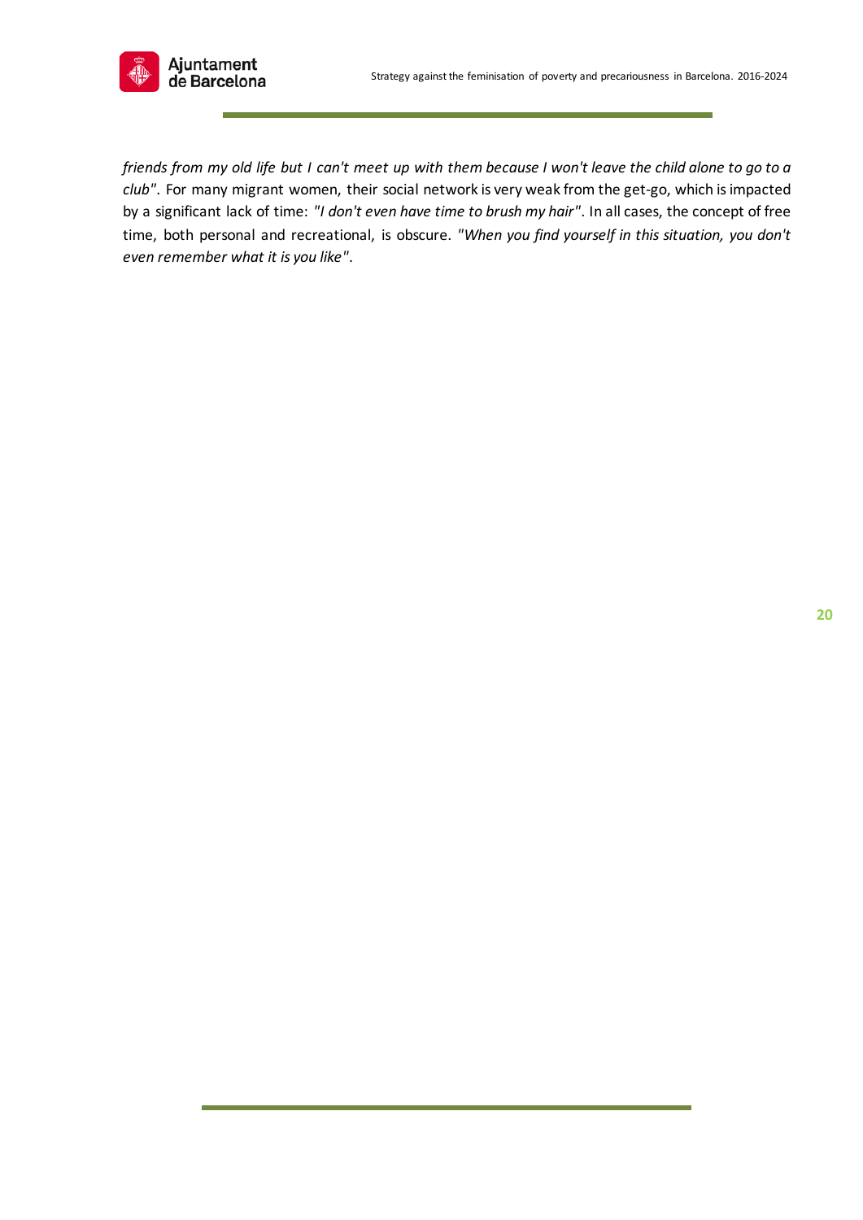*friends from my old life but I can't meet up with them because I won't leave the child alone to go to a club"*. For many migrant women, their social network is very weak from the get-go, which is impacted by a significant lack of time: *"I don't even have time to brush my hair"*. In all cases, the concept of free time, both personal and recreational, is obscure. *"When you find yourself in this situation, you don't even remember what it is you like"*.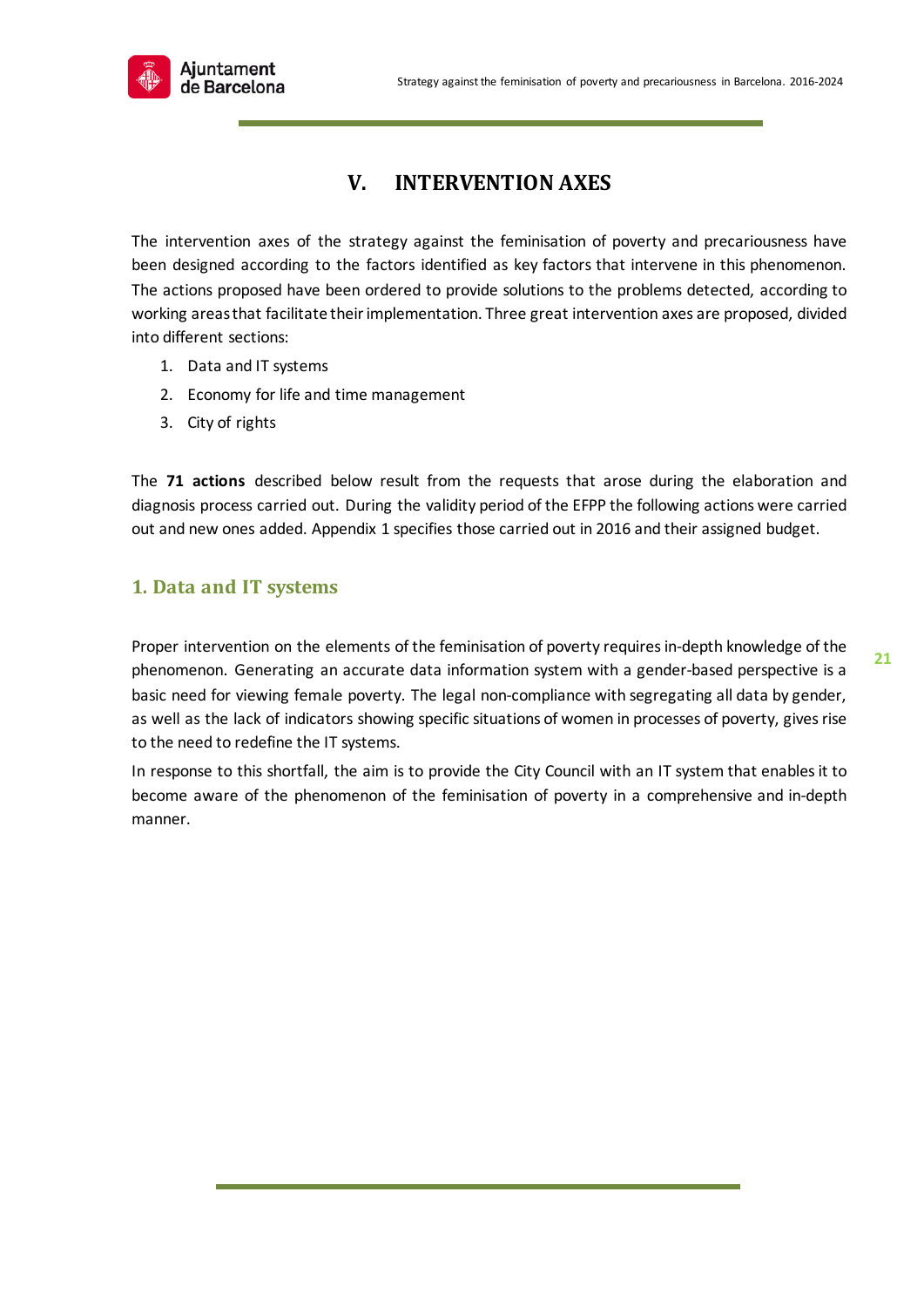# V. INTERVENTION AXES

The intervention axes of the strategy against the feminisation of poverty and precariousness have been designed according to the factors identified as key factors that intervene in this phenomenon. The actions proposed have been ordered to provide solutions to the problems detected, according to working areas that facilitate their implementation. Three great intervention axes are proposed, divided into different sections:

1. Data and IT systems
2. Economy for life and time management
3. City of rights

The **71 actions** described below result from the requests that arose during the elaboration and diagnosis process carried out. During the validity period of the EFPP the following actions were carried out and new ones added. Appendix 1 specifies those carried out in 2016 and their assigned budget.

## 1. Data and IT systems

Proper intervention on the elements of the feminisation of poverty requires in-depth knowledge of the phenomenon. Generating an accurate data information system with a gender-based perspective is a basic need for viewing female poverty. The legal non-compliance with segregating all data by gender, as well as the lack of indicators showing specific situations of women in processes of poverty, gives rise to the need to redefine the IT systems.

In response to this shortfall, the aim is to provide the City Council with an IT system that enables it to become aware of the phenomenon of the feminisation of poverty in a comprehensive and in-depth manner.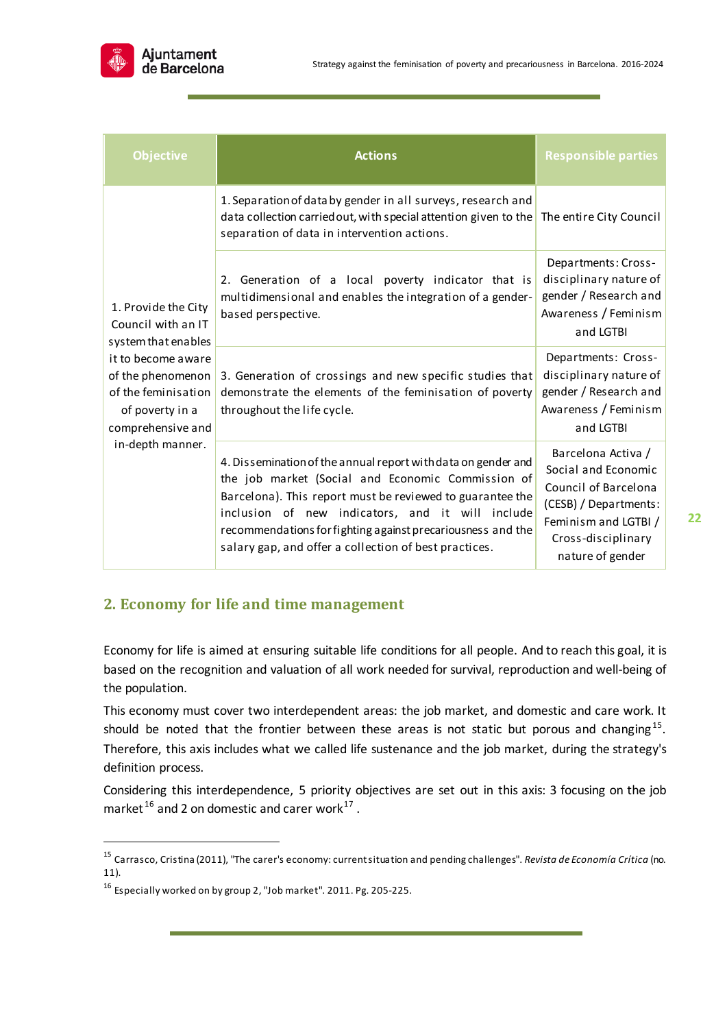| Objective | Actions | Responsible parties |
|---|---|---|
| 1. Provide the City Council with an IT system that enables it to become aware of the phenomenon of the feminisation of poverty in a comprehensive and in-depth manner. | 1. Separation of data by gender in all surveys, research and data collection carried out, with special attention given to the separation of data in intervention actions. | The entire City Council |
| | 2. Generation of a local poverty indicator that is multidimensional and enables the integration of a gender-based perspective. | Departments: Cross-disciplinary nature of gender / Research and Awareness / Feminism and LGTBI |
| | 3. Generation of crossings and new specific studies that demonstrate the elements of the feminisation of poverty throughout the life cycle. | Departments: Cross-disciplinary nature of gender / Research and Awareness / Feminism and LGTBI |
| | 4. Dissemination of the annual report with data on gender and the job market (Social and Economic Commission of Barcelona). This report must be reviewed to guarantee the inclusion of new indicators, and it will include recommendations for fighting against precariousness and the salary gap, and offer a collection of best practices. | Barcelona Activa / Social and Economic Council of Barcelona (CESB) / Departments: Feminism and LGTBI / Cross-disciplinary nature of gender |

## 2. Economy for life and time management

Economy for life is aimed at ensuring suitable life conditions for all people. And to reach this goal, it is based on the recognition and valuation of all work needed for survival, reproduction and well-being of the population.

This economy must cover two interdependent areas: the job market, and domestic and care work. It should be noted that the frontier between these areas is not static but porous and changing[15]. Therefore, this axis includes what we called life sustenance and the job market, during the strategy's definition process.

Considering this interdependence, 5 priority objectives are set out in this axis: 3 focusing on the job market[16] and 2 on domestic and carer work[17] .

---

[15] Carrasco, Cristina (2011), "The carer's economy: current situation and pending challenges". *Revista de Economía Crítica* (no. 11).

[16] Especially worked on by group 2, "Job market". 2011. Pg. 205-225.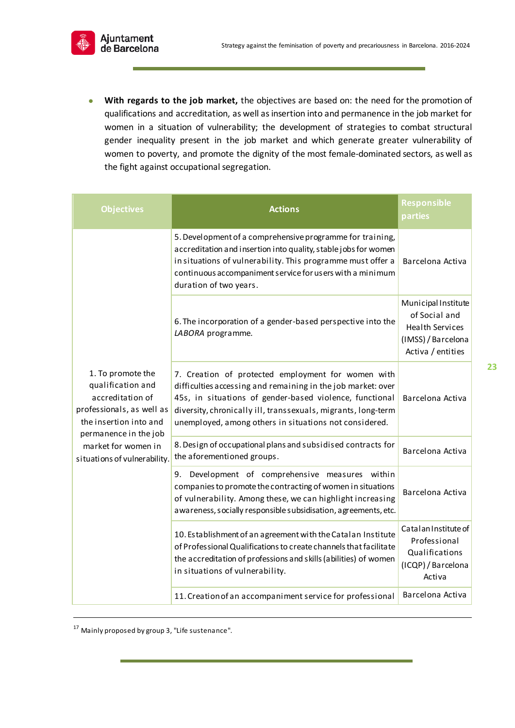- **With regards to the job market,** the objectives are based on: the need for the promotion of qualifications and accreditation, as well as insertion into and permanence in the job market for women in a situation of vulnerability; the development of strategies to combat structural gender inequality present in the job market and which generate greater vulnerability of women to poverty, and promote the dignity of the most female-dominated sectors, as well as the fight against occupational segregation.

| Objectives | Actions | Responsible parties |
|---|---|---|
| 1. To promote the qualification and accreditation of professionals, as well as the insertion into and permanence in the job market for women in situations of vulnerability. | 5. Development of a comprehensive programme for training, accreditation and insertion into quality, stable jobs for women in situations of vulnerability. This programme must offer a continuous accompaniment service for users with a minimum duration of two years. | Barcelona Activa |
| | 6. The incorporation of a gender-based perspective into the *LABORA* programme. | Municipal Institute of Social and Health Services (IMSS) / Barcelona Activa / entities |
| | 7. Creation of protected employment for women with difficulties accessing and remaining in the job market: over 45s, in situations of gender-based violence, functional diversity, chronically ill, transsexuals, migrants, long-term unemployed, among others in situations not considered. | Barcelona Activa |
| | 8. Design of occupational plans and subsidised contracts for the aforementioned groups. | Barcelona Activa |
| | 9. Development of comprehensive measures within companies to promote the contracting of women in situations of vulnerability. Among these, we can highlight increasing awareness, socially responsible subsidisation, agreements, etc. | Barcelona Activa |
| | 10. Establishment of an agreement with the Catalan Institute of Professional Qualifications to create channels that facilitate the accreditation of professions and skills (abilities) of women in situations of vulnerability. | Catalan Institute of Professional Qualifications (ICQP) / Barcelona Activa |
| | 11. Creation of an accompaniment service for professional | Barcelona Activa |

[17] Mainly proposed by group 3, "Life sustenance".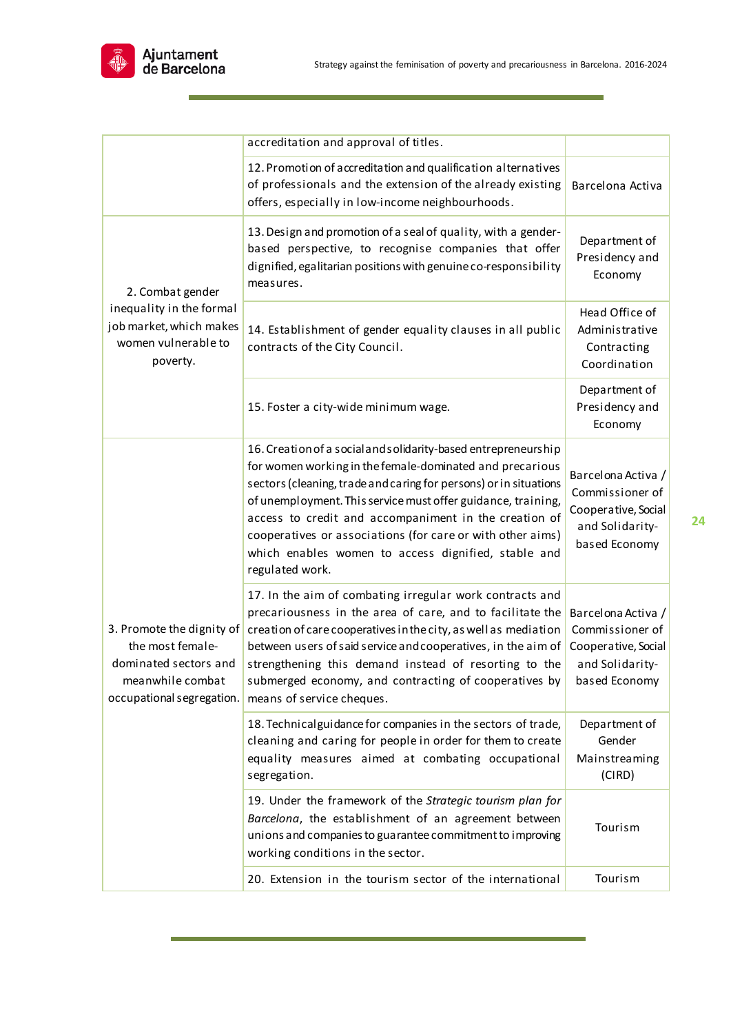| | | |
|---|---|---|
| | accreditation and approval of titles. | |
| | 12. Promotion of accreditation and qualification alternatives of professionals and the extension of the already existing offers, especially in low-income neighbourhoods. | Barcelona Activa |
| 2. Combat gender inequality in the formal job market, which makes women vulnerable to poverty. | 13. Design and promotion of a seal of quality, with a gender-based perspective, to recognise companies that offer dignified, egalitarian positions with genuine co-responsibility measures. | Department of Presidency and Economy |
| | 14. Establishment of gender equality clauses in all public contracts of the City Council. | Head Office of Administrative Contracting Coordination |
| | 15. Foster a city-wide minimum wage. | Department of Presidency and Economy |
| 3. Promote the dignity of the most female-dominated sectors and meanwhile combat occupational segregation. | 16. Creation of a social and solidarity-based entrepreneurship for women working in the female-dominated and precarious sectors (cleaning, trade and caring for persons) or in situations of unemployment. This service must offer guidance, training, access to credit and accompaniment in the creation of cooperatives or associations (for care or with other aims) which enables women to access dignified, stable and regulated work. | Barcelona Activa / Commissioner of Cooperative, Social and Solidarity-based Economy |
| | 17. In the aim of combating irregular work contracts and precariousness in the area of care, and to facilitate the creation of care cooperatives in the city, as well as mediation between users of said service and cooperatives, in the aim of strengthening this demand instead of resorting to the submerged economy, and contracting of cooperatives by means of service cheques. | Barcelona Activa / Commissioner of Cooperative, Social and Solidarity-based Economy |
| | 18. Technical guidance for companies in the sectors of trade, cleaning and caring for people in order for them to create equality measures aimed at combating occupational segregation. | Department of Gender Mainstreaming (CIRD) |
| | 19. Under the framework of the *Strategic tourism plan for Barcelona*, the establishment of an agreement between unions and companies to guarantee commitment to improving working conditions in the sector. | Tourism |
| | 20. Extension in the tourism sector of the international | Tourism |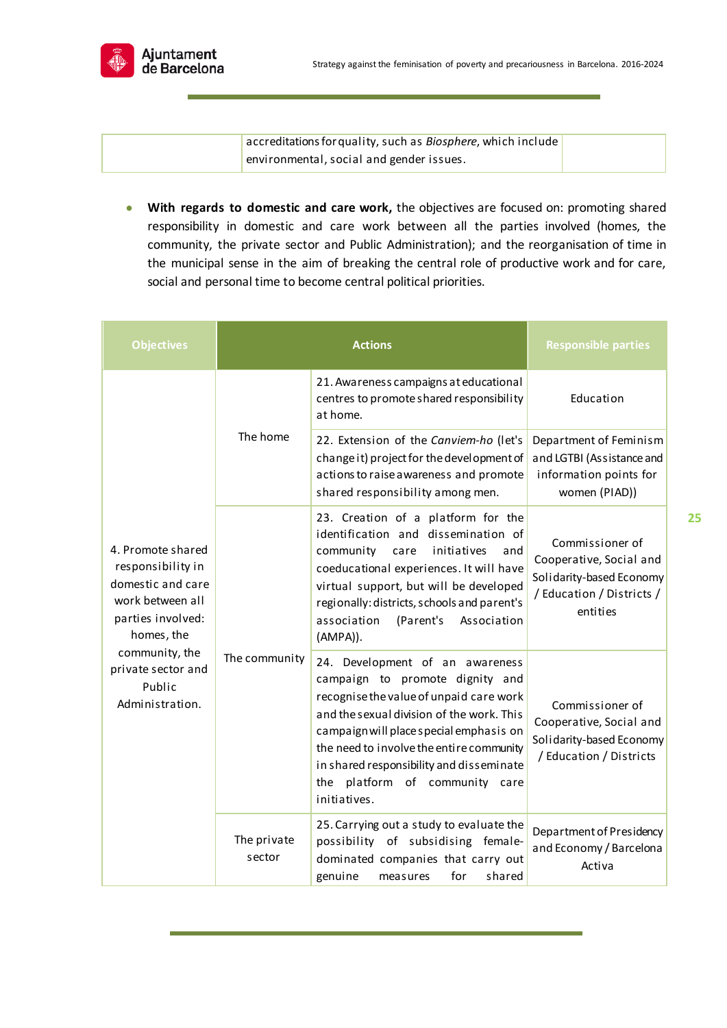| | accreditations for quality, such as *Biosphere*, which include environmental, social and gender issues. | |
|---|---|---|

- **With regards to domestic and care work,** the objectives are focused on: promoting shared responsibility in domestic and care work between all the parties involved (homes, the community, the private sector and Public Administration); and the reorganisation of time in the municipal sense in the aim of breaking the central role of productive work and for care, social and personal time to become central political priorities.

| Objectives | Actions | | Responsible parties |
|---|---|---|---|
| 4. Promote shared responsibility in domestic and care work between all parties involved: homes, the community, the private sector and Public Administration. | The home | 21. Awareness campaigns at educational centres to promote shared responsibility at home. | Education |
| | | 22. Extension of the *Canviem-ho* (let's change it) project for the development of actions to raise awareness and promote shared responsibility among men. | Department of Feminism and LGTBI (Assistance and information points for women (PIAD)) |
| | The community | 23. Creation of a platform for the identification and dissemination of community care initiatives and coeducational experiences. It will have virtual support, but will be developed regionally: districts, schools and parent's association (Parent's Association (AMPA)). | Commissioner of Cooperative, Social and Solidarity-based Economy / Education / Districts / entities |
| | | 24. Development of an awareness campaign to promote dignity and recognise the value of unpaid care work and the sexual division of the work. This campaign will place special emphasis on the need to involve the entire community in shared responsibility and disseminate the platform of community care initiatives. | Commissioner of Cooperative, Social and Solidarity-based Economy / Education / Districts |
| | The private sector | 25. Carrying out a study to evaluate the possibility of subsidising female-dominated companies that carry out genuine measures for shared | Department of Presidency and Economy / Barcelona Activa |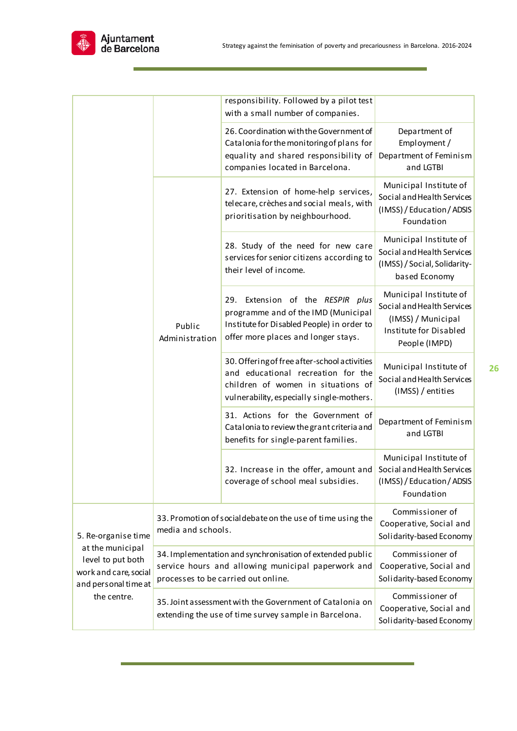| | | | |
|---|---|---|---|
| | | responsibility. Followed by a pilot test with a small number of companies. | |
| | | 26. Coordination with the Government of Catalonia for the monitoring of plans for equality and shared responsibility of companies located in Barcelona. | Department of Employment / Department of Feminism and LGTBI |
| | Public Administration | 27. Extension of home-help services, telecare, crèches and social meals, with prioritisation by neighbourhood. | Municipal Institute of Social and Health Services (IMSS) / Education / ADSIS Foundation |
| | | 28. Study of the need for new care services for senior citizens according to their level of income. | Municipal Institute of Social and Health Services (IMSS) / Social, Solidarity-based Economy |
| | | 29. Extension of the *RESPIR plus* programme and of the IMD (Municipal Institute for Disabled People) in order to offer more places and longer stays. | Municipal Institute of Social and Health Services (IMSS) / Municipal Institute for Disabled People (IMPD) |
| | | 30. Offering of free after-school activities and educational recreation for the children of women in situations of vulnerability, especially single-mothers. | Municipal Institute of Social and Health Services (IMSS) / entities |
| | | 31. Actions for the Government of Catalonia to review the grant criteria and benefits for single-parent families. | Department of Feminism and LGTBI |
| | | 32. Increase in the offer, amount and coverage of school meal subsidies. | Municipal Institute of Social and Health Services (IMSS) / Education / ADSIS Foundation |
| 5. Re-organise time at the municipal level to put both work and care, social and personal time at the centre. | 33. Promotion of social debate on the use of time using the media and schools. | | Commissioner of Cooperative, Social and Solidarity-based Economy |
| | 34. Implementation and synchronisation of extended public service hours and allowing municipal paperwork and processes to be carried out online. | | Commissioner of Cooperative, Social and Solidarity-based Economy |
| | 35. Joint assessment with the Government of Catalonia on extending the use of time survey sample in Barcelona. | | Commissioner of Cooperative, Social and Solidarity-based Economy |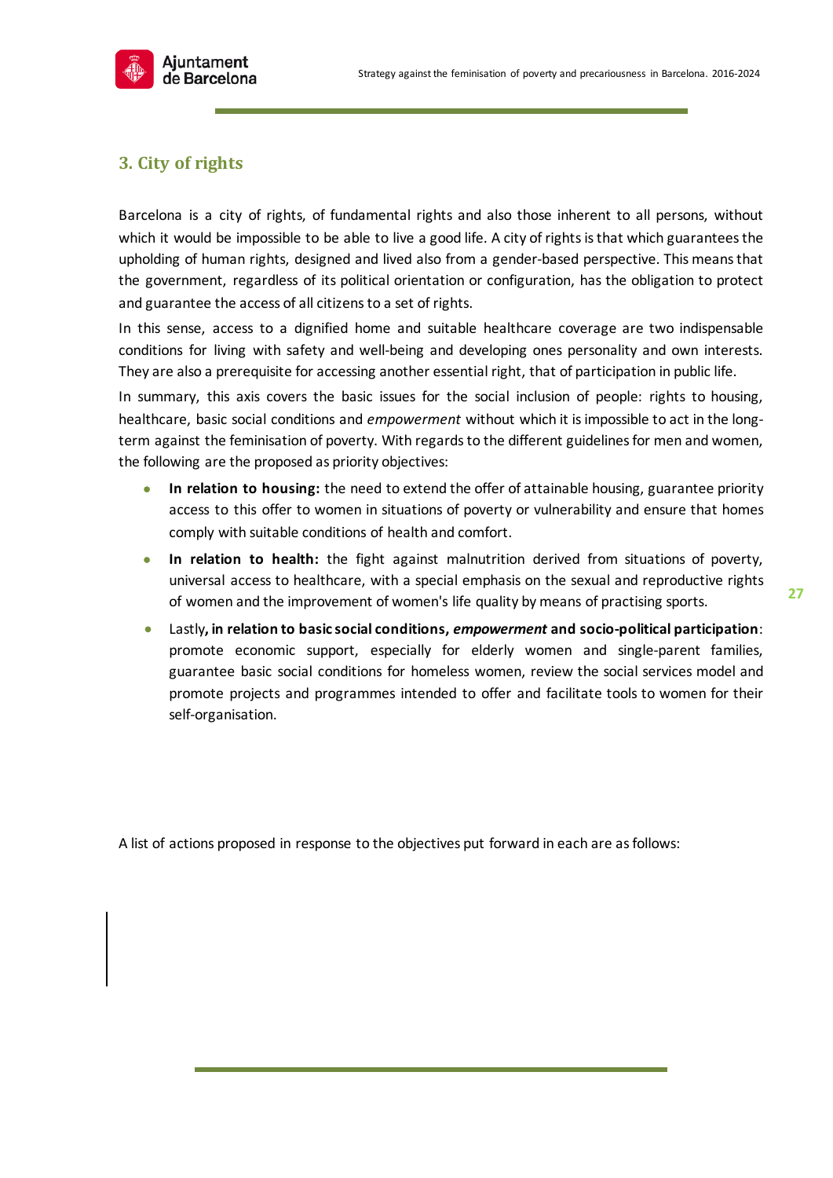## 3. City of rights

Barcelona is a city of rights, of fundamental rights and also those inherent to all persons, without which it would be impossible to be able to live a good life. A city of rights is that which guarantees the upholding of human rights, designed and lived also from a gender-based perspective. This means that the government, regardless of its political orientation or configuration, has the obligation to protect and guarantee the access of all citizens to a set of rights.

In this sense, access to a dignified home and suitable healthcare coverage are two indispensable conditions for living with safety and well-being and developing ones personality and own interests. They are also a prerequisite for accessing another essential right, that of participation in public life.

In summary, this axis covers the basic issues for the social inclusion of people: rights to housing, healthcare, basic social conditions and *empowerment* without which it is impossible to act in the long-term against the feminisation of poverty. With regards to the different guidelines for men and women, the following are the proposed as priority objectives:

- **In relation to housing:** the need to extend the offer of attainable housing, guarantee priority access to this offer to women in situations of poverty or vulnerability and ensure that homes comply with suitable conditions of health and comfort.
- **In relation to health:** the fight against malnutrition derived from situations of poverty, universal access to healthcare, with a special emphasis on the sexual and reproductive rights of women and the improvement of women's life quality by means of practising sports.
- Lastly**, in relation to basic social conditions, *empowerment* and socio-political participation**: promote economic support, especially for elderly women and single-parent families, guarantee basic social conditions for homeless women, review the social services model and promote projects and programmes intended to offer and facilitate tools to women for their self-organisation.

A list of actions proposed in response to the objectives put forward in each are as follows: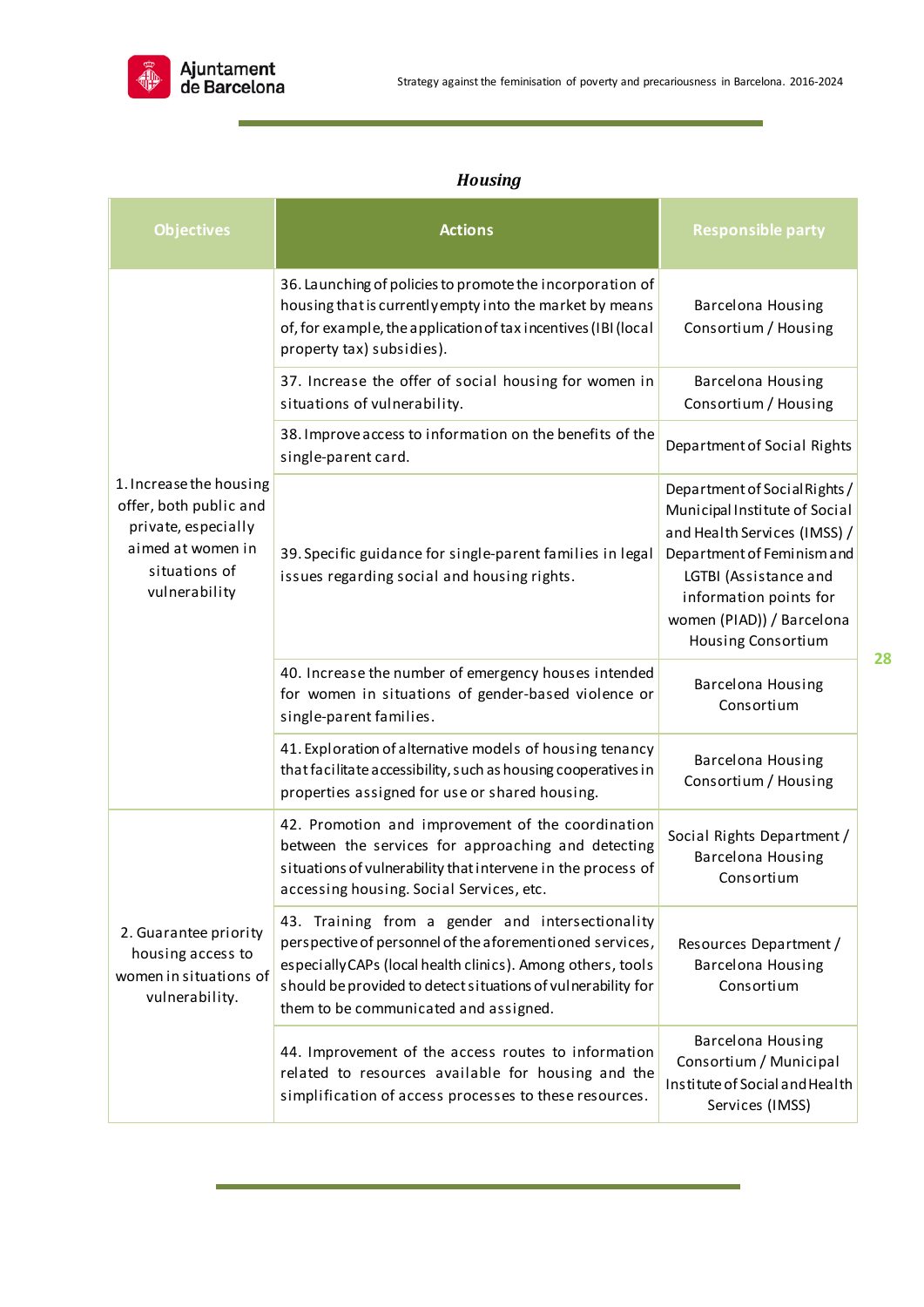### *Housing*

| Objectives | Actions | Responsible party |
|---|---|---|
| 1. Increase the housing offer, both public and private, especially aimed at women in situations of vulnerability | 36. Launching of policies to promote the incorporation of housing that is currently empty into the market by means of, for example, the application of tax incentives (IBI (local property tax) subsidies). | Barcelona Housing Consortium / Housing |
| | 37. Increase the offer of social housing for women in situations of vulnerability. | Barcelona Housing Consortium / Housing |
| | 38. Improve access to information on the benefits of the single-parent card. | Department of Social Rights |
| | 39. Specific guidance for single-parent families in legal issues regarding social and housing rights. | Department of Social Rights / Municipal Institute of Social and Health Services (IMSS) / Department of Feminism and LGTBI (Assistance and information points for women (PIAD)) / Barcelona Housing Consortium |
| | 40. Increase the number of emergency houses intended for women in situations of gender-based violence or single-parent families. | Barcelona Housing Consortium |
| | 41. Exploration of alternative models of housing tenancy that facilitate accessibility, such as housing cooperatives in properties assigned for use or shared housing. | Barcelona Housing Consortium / Housing |
| 2. Guarantee priority housing access to women in situations of vulnerability. | 42. Promotion and improvement of the coordination between the services for approaching and detecting situations of vulnerability that intervene in the process of accessing housing. Social Services, etc. | Social Rights Department / Barcelona Housing Consortium |
| | 43. Training from a gender and intersectionality perspective of personnel of the aforementioned services, especially CAPs (local health clinics). Among others, tools should be provided to detect situations of vulnerability for them to be communicated and assigned. | Resources Department / Barcelona Housing Consortium |
| | 44. Improvement of the access routes to information related to resources available for housing and the simplification of access processes to these resources. | Barcelona Housing Consortium / Municipal Institute of Social and Health Services (IMSS) |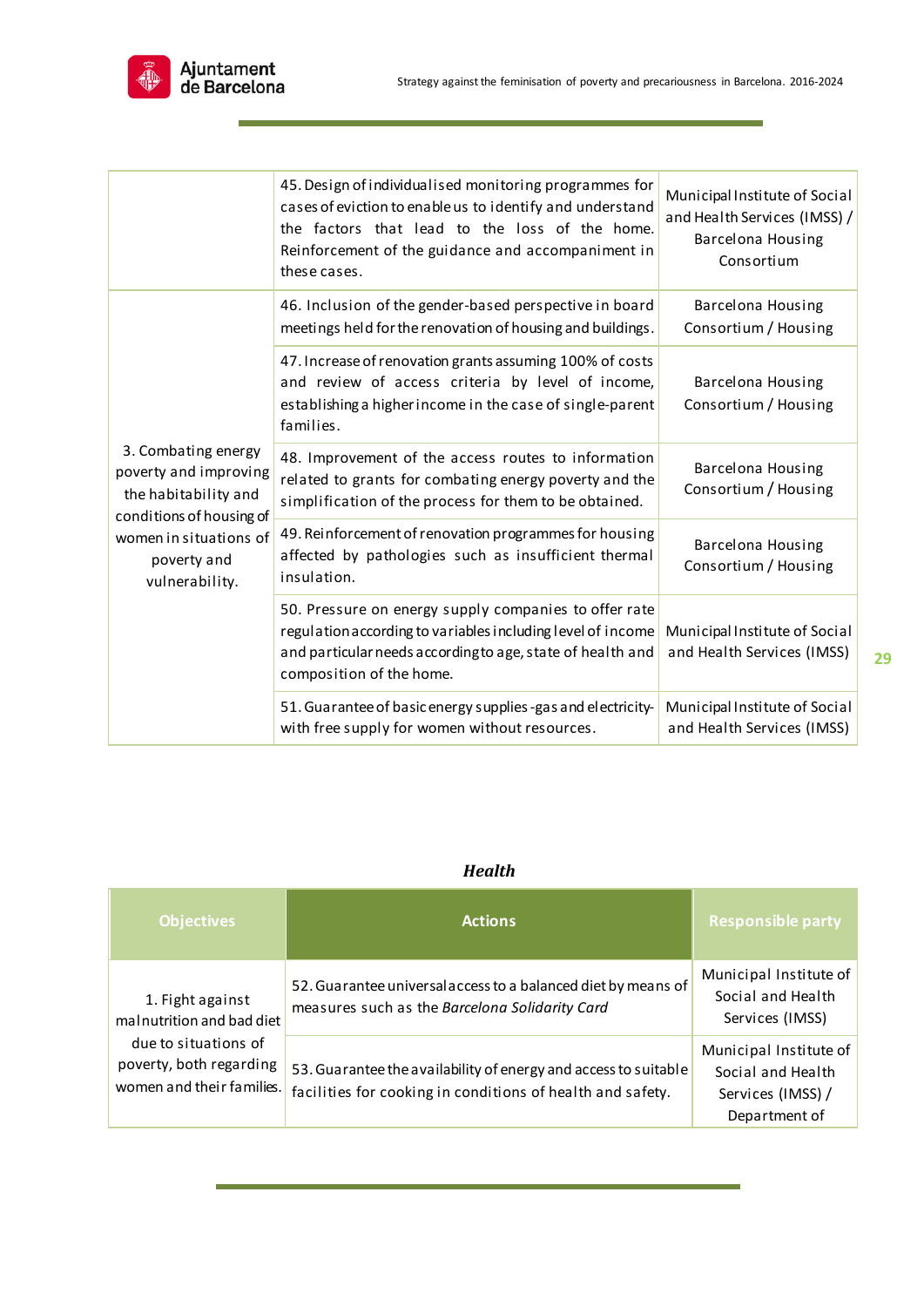| | | |
|---|---|---|
| | 45. Design of individualised monitoring programmes for cases of eviction to enable us to identify and understand the factors that lead to the loss of the home. Reinforcement of the guidance and accompaniment in these cases. | Municipal Institute of Social and Health Services (IMSS) / Barcelona Housing Consortium |
| 3. Combating energy poverty and improving the habitability and conditions of housing of women in situations of poverty and vulnerability. | 46. Inclusion of the gender-based perspective in board meetings held for the renovation of housing and buildings. | Barcelona Housing Consortium / Housing |
| | 47. Increase of renovation grants assuming 100% of costs and review of access criteria by level of income, establishing a higher income in the case of single-parent families. | Barcelona Housing Consortium / Housing |
| | 48. Improvement of the access routes to information related to grants for combating energy poverty and the simplification of the process for them to be obtained. | Barcelona Housing Consortium / Housing |
| | 49. Reinforcement of renovation programmes for housing affected by pathologies such as insufficient thermal insulation. | Barcelona Housing Consortium / Housing |
| | 50. Pressure on energy supply companies to offer rate regulation according to variables including level of income and particular needs according to age, state of health and composition of the home. | Municipal Institute of Social and Health Services (IMSS) |
| | 51. Guarantee of basic energy supplies -gas and electricity- with free supply for women without resources. | Municipal Institute of Social and Health Services (IMSS) |

***Health***

| Objectives | Actions | Responsible party |
|---|---|---|
| 1. Fight against malnutrition and bad diet due to situations of poverty, both regarding women and their families. | 52. Guarantee universal access to a balanced diet by means of measures such as the *Barcelona Solidarity Card* | Municipal Institute of Social and Health Services (IMSS) |
| | 53. Guarantee the availability of energy and access to suitable facilities for cooking in conditions of health and safety. | Municipal Institute of Social and Health Services (IMSS) / Department of |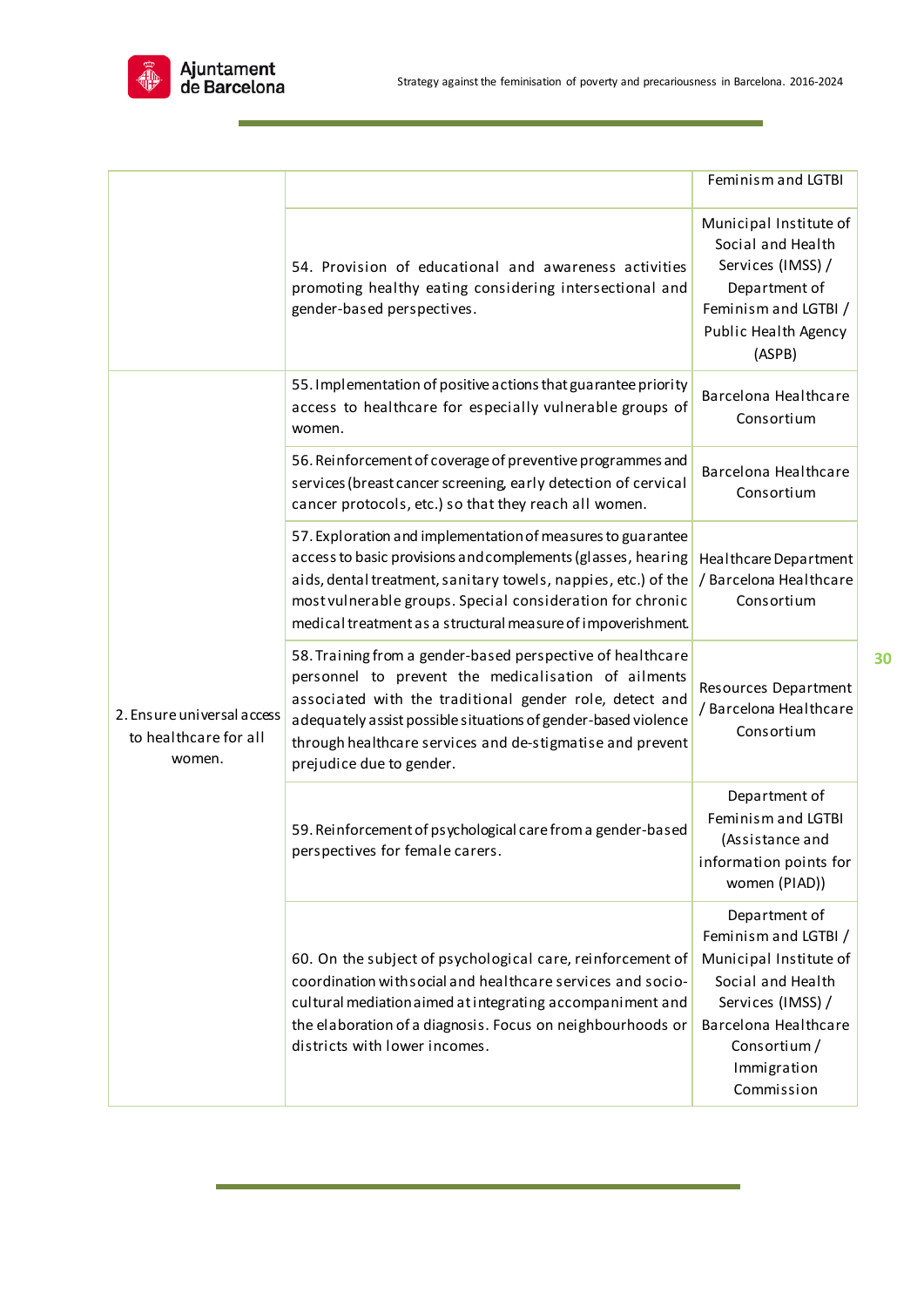| | | |
|---|---|---|
| | | Feminism and LGTBI |
| | 54. Provision of educational and awareness activities promoting healthy eating considering intersectional and gender-based perspectives. | Municipal Institute of Social and Health Services (IMSS) / Department of Feminism and LGTBI / Public Health Agency (ASPB) |
| 2. Ensure universal access to healthcare for all women. | 55. Implementation of positive actions that guarantee priority access to healthcare for especially vulnerable groups of women. | Barcelona Healthcare Consortium |
| | 56. Reinforcement of coverage of preventive programmes and services (breast cancer screening, early detection of cervical cancer protocols, etc.) so that they reach all women. | Barcelona Healthcare Consortium |
| | 57. Exploration and implementation of measures to guarantee access to basic provisions and complements (glasses, hearing aids, dental treatment, sanitary towels, nappies, etc.) of the most vulnerable groups. Special consideration for chronic medical treatment as a structural measure of impoverishment. | Healthcare Department / Barcelona Healthcare Consortium |
| | 58. Training from a gender-based perspective of healthcare personnel to prevent the medicalisation of ailments associated with the traditional gender role, detect and adequately assist possible situations of gender-based violence through healthcare services and de-stigmatise and prevent prejudice due to gender. | Resources Department / Barcelona Healthcare Consortium |
| | 59. Reinforcement of psychological care from a gender-based perspectives for female carers. | Department of Feminism and LGTBI (Assistance and information points for women (PIAD)) |
| | 60. On the subject of psychological care, reinforcement of coordination with social and healthcare services and socio-cultural mediation aimed at integrating accompaniment and the elaboration of a diagnosis. Focus on neighbourhoods or districts with lower incomes. | Department of Feminism and LGTBI / Municipal Institute of Social and Health Services (IMSS) / Barcelona Healthcare Consortium / Immigration Commission |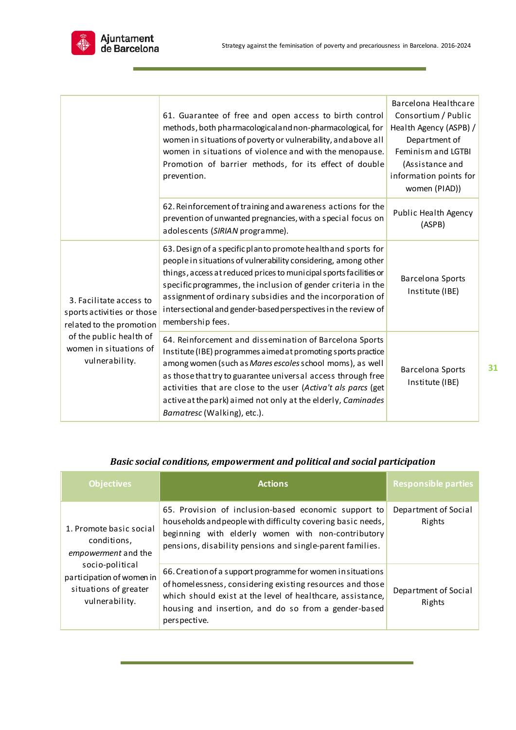| | | |
|---|---|---|
| | 61. Guarantee of free and open access to birth control methods, both pharmacological and non-pharmacological, for women in situations of poverty or vulnerability, and above all women in situations of violence and with the menopause. Promotion of barrier methods, for its effect of double prevention. | Barcelona Healthcare Consortium / Public Health Agency (ASPB) / Department of Feminism and LGTBI (Assistance and information points for women (PIAD)) |
| | 62. Reinforcement of training and awareness actions for the prevention of unwanted pregnancies, with a special focus on adolescents (*SIRIAN* programme). | Public Health Agency (ASPB) |
| 3. Facilitate access to sports activities or those related to the promotion of the public health of women in situations of vulnerability. | 63. Design of a specific plan to promote health and sports for people in situations of vulnerability considering, among other things, access at reduced prices to municipal sports facilities or specific programmes, the inclusion of gender criteria in the assignment of ordinary subsidies and the incorporation of intersectional and gender-based perspectives in the review of membership fees. | Barcelona Sports Institute (IBE) |
| | 64. Reinforcement and dissemination of Barcelona Sports Institute (IBE) programmes aimed at promoting sports practice among women (such as *Mares escoles* school moms), as well as those that try to guarantee universal access through free activities that are close to the user (*Activa't als parcs* (get active at the park) aimed not only at the elderly, *Caminades Barnatresc* (Walking), etc.). | Barcelona Sports Institute (IBE) |

***Basic social conditions, empowerment and political and social participation***

| Objectives | Actions | Responsible parties |
|---|---|---|
| 1. Promote basic social conditions, *empowerment* and the socio-political participation of women in situations of greater vulnerability. | 65. Provision of inclusion-based economic support to households and people with difficulty covering basic needs, beginning with elderly women with non-contributory pensions, disability pensions and single-parent families. | Department of Social Rights |
| | 66. Creation of a support programme for women in situations of homelessness, considering existing resources and those which should exist at the level of healthcare, assistance, housing and insertion, and do so from a gender-based perspective. | Department of Social Rights |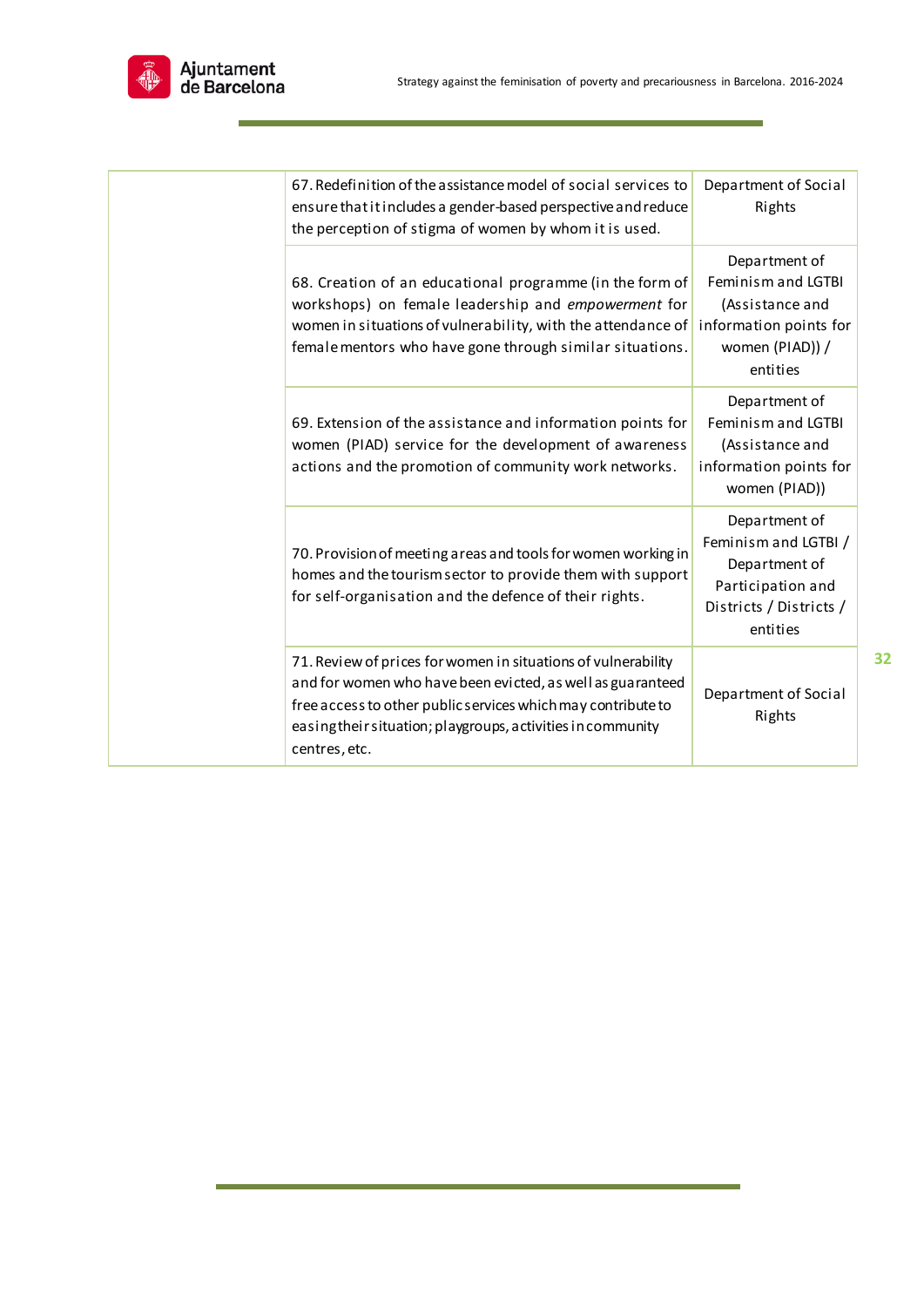| | | |
|---|---|---|
| | 67. Redefinition of the assistance model of social services to ensure that it includes a gender-based perspective and reduce the perception of stigma of women by whom it is used. | Department of Social Rights |
| | 68. Creation of an educational programme (in the form of workshops) on female leadership and *empowerment* for women in situations of vulnerability, with the attendance of female mentors who have gone through similar situations. | Department of Feminism and LGTBI (Assistance and information points for women (PIAD)) / entities |
| | 69. Extension of the assistance and information points for women (PIAD) service for the development of awareness actions and the promotion of community work networks. | Department of Feminism and LGTBI (Assistance and information points for women (PIAD)) |
| | 70. Provision of meeting areas and tools for women working in homes and the tourism sector to provide them with support for self-organisation and the defence of their rights. | Department of Feminism and LGTBI / Department of Participation and Districts / Districts / entities |
| | 71. Review of prices for women in situations of vulnerability and for women who have been evicted, as well as guaranteed free access to other public services which may contribute to easing their situation; playgroups, activities in community centres, etc. | Department of Social Rights |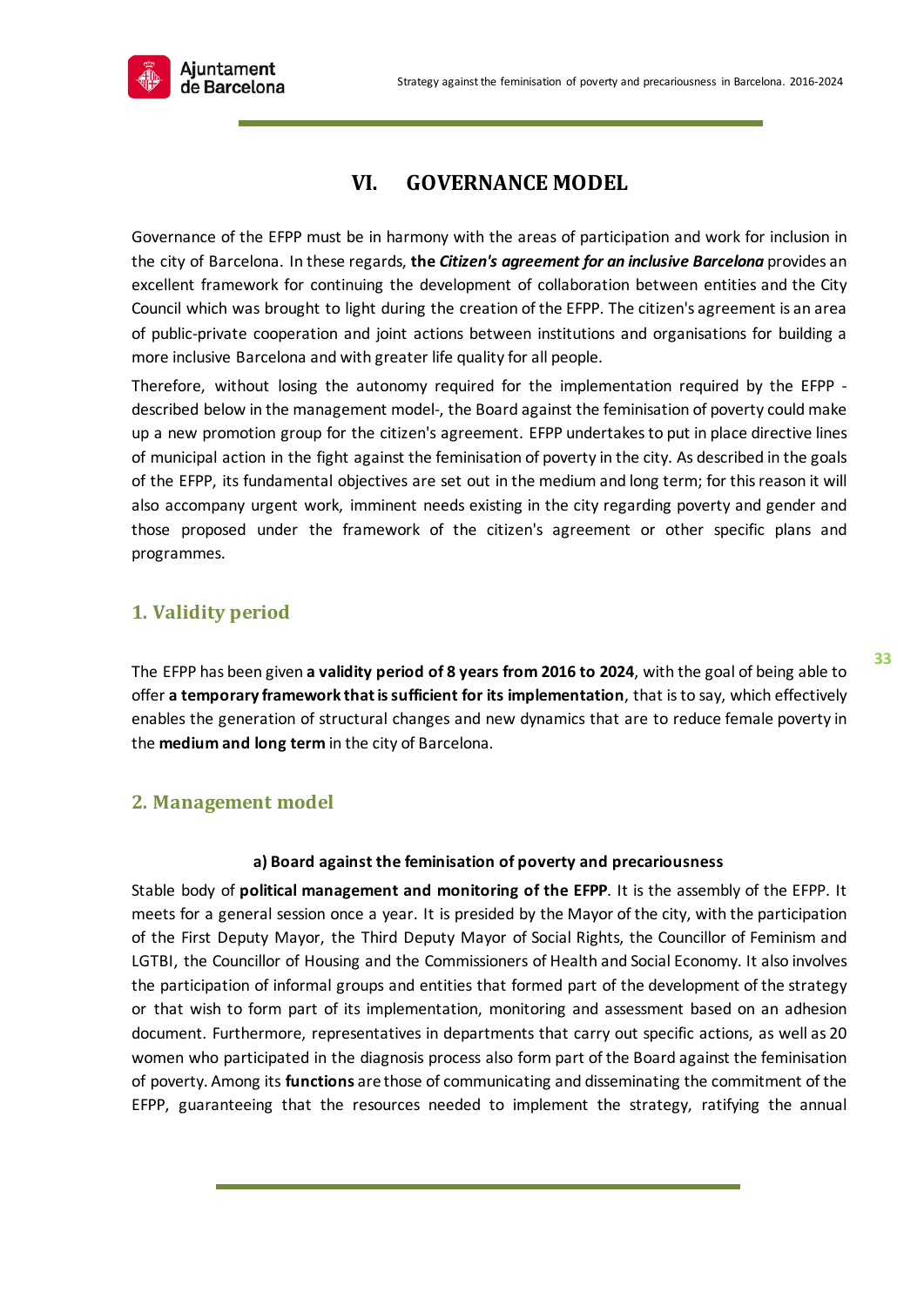# VI. GOVERNANCE MODEL

Governance of the EFPP must be in harmony with the areas of participation and work for inclusion in the city of Barcelona. In these regards, **the *Citizen's agreement for an inclusive Barcelona*** provides an excellent framework for continuing the development of collaboration between entities and the City Council which was brought to light during the creation of the EFPP. The citizen's agreement is an area of public-private cooperation and joint actions between institutions and organisations for building a more inclusive Barcelona and with greater life quality for all people.

Therefore, without losing the autonomy required for the implementation required by the EFPP - described below in the management model-, the Board against the feminisation of poverty could make up a new promotion group for the citizen's agreement. EFPP undertakes to put in place directive lines of municipal action in the fight against the feminisation of poverty in the city. As described in the goals of the EFPP, its fundamental objectives are set out in the medium and long term; for this reason it will also accompany urgent work, imminent needs existing in the city regarding poverty and gender and those proposed under the framework of the citizen's agreement or other specific plans and programmes.

## 1. Validity period

The EFPP has been given **a validity period of 8 years from 2016 to 2024**, with the goal of being able to offer **a temporary framework that is sufficient for its implementation**, that is to say, which effectively enables the generation of structural changes and new dynamics that are to reduce female poverty in the **medium and long term** in the city of Barcelona.

## 2. Management model

**a) Board against the feminisation of poverty and precariousness**

Stable body of **political management and monitoring of the EFPP**. It is the assembly of the EFPP. It meets for a general session once a year. It is presided by the Mayor of the city, with the participation of the First Deputy Mayor, the Third Deputy Mayor of Social Rights, the Councillor of Feminism and LGTBI, the Councillor of Housing and the Commissioners of Health and Social Economy. It also involves the participation of informal groups and entities that formed part of the development of the strategy or that wish to form part of its implementation, monitoring and assessment based on an adhesion document. Furthermore, representatives in departments that carry out specific actions, as well as 20 women who participated in the diagnosis process also form part of the Board against the feminisation of poverty. Among its **functions** are those of communicating and disseminating the commitment of the EFPP, guaranteeing that the resources needed to implement the strategy, ratifying the annual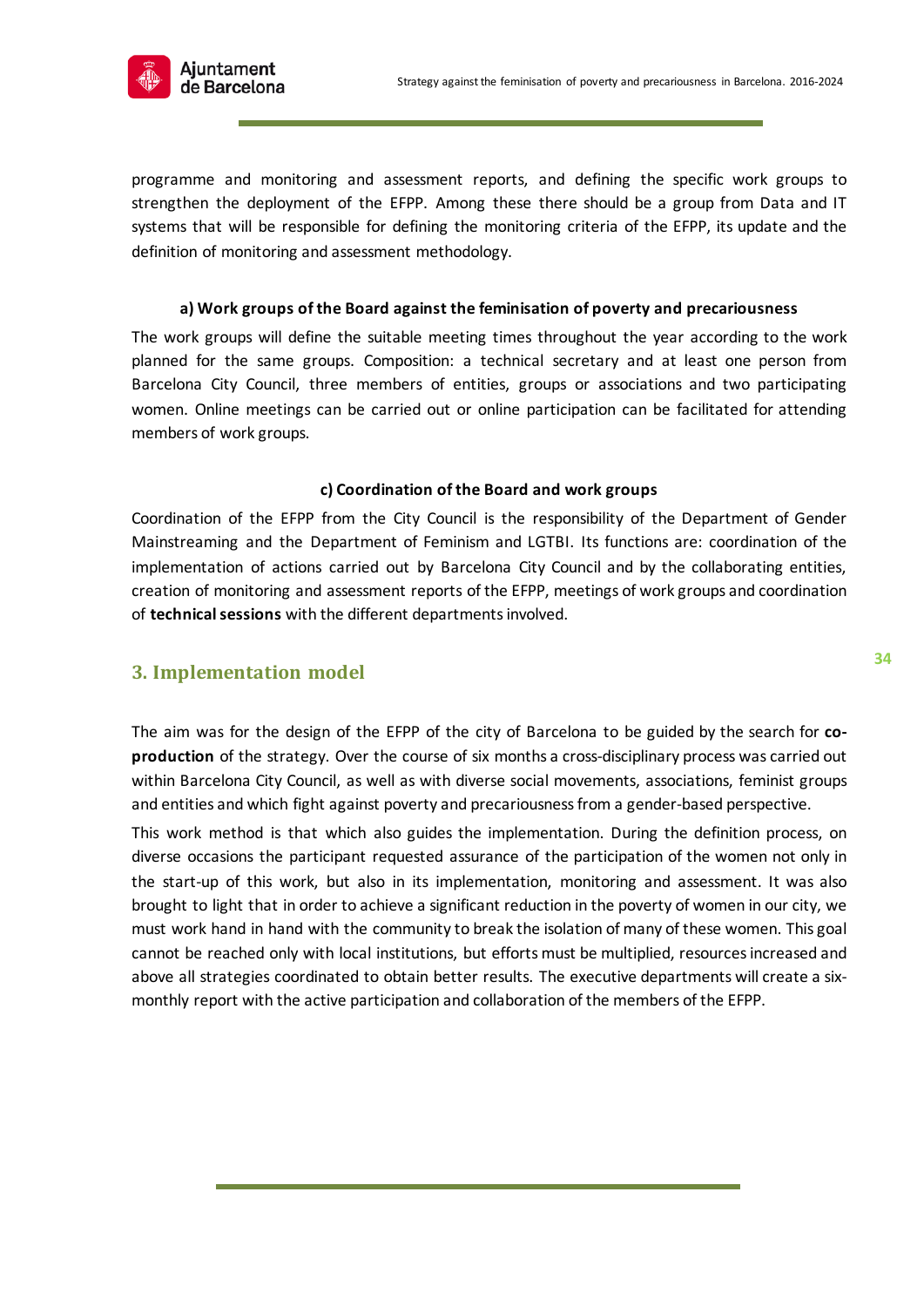programme and monitoring and assessment reports, and defining the specific work groups to strengthen the deployment of the EFPP. Among these there should be a group from Data and IT systems that will be responsible for defining the monitoring criteria of the EFPP, its update and the definition of monitoring and assessment methodology.

**a) Work groups of the Board against the feminisation of poverty and precariousness**

The work groups will define the suitable meeting times throughout the year according to the work planned for the same groups. Composition: a technical secretary and at least one person from Barcelona City Council, three members of entities, groups or associations and two participating women. Online meetings can be carried out or online participation can be facilitated for attending members of work groups.

**c) Coordination of the Board and work groups**

Coordination of the EFPP from the City Council is the responsibility of the Department of Gender Mainstreaming and the Department of Feminism and LGTBI. Its functions are: coordination of the implementation of actions carried out by Barcelona City Council and by the collaborating entities, creation of monitoring and assessment reports of the EFPP, meetings of work groups and coordination of **technical sessions** with the different departments involved.

## 3. Implementation model

The aim was for the design of the EFPP of the city of Barcelona to be guided by the search for **co-production** of the strategy. Over the course of six months a cross-disciplinary process was carried out within Barcelona City Council, as well as with diverse social movements, associations, feminist groups and entities and which fight against poverty and precariousness from a gender-based perspective.

This work method is that which also guides the implementation. During the definition process, on diverse occasions the participant requested assurance of the participation of the women not only in the start-up of this work, but also in its implementation, monitoring and assessment. It was also brought to light that in order to achieve a significant reduction in the poverty of women in our city, we must work hand in hand with the community to break the isolation of many of these women. This goal cannot be reached only with local institutions, but efforts must be multiplied, resources increased and above all strategies coordinated to obtain better results. The executive departments will create a six-monthly report with the active participation and collaboration of the members of the EFPP.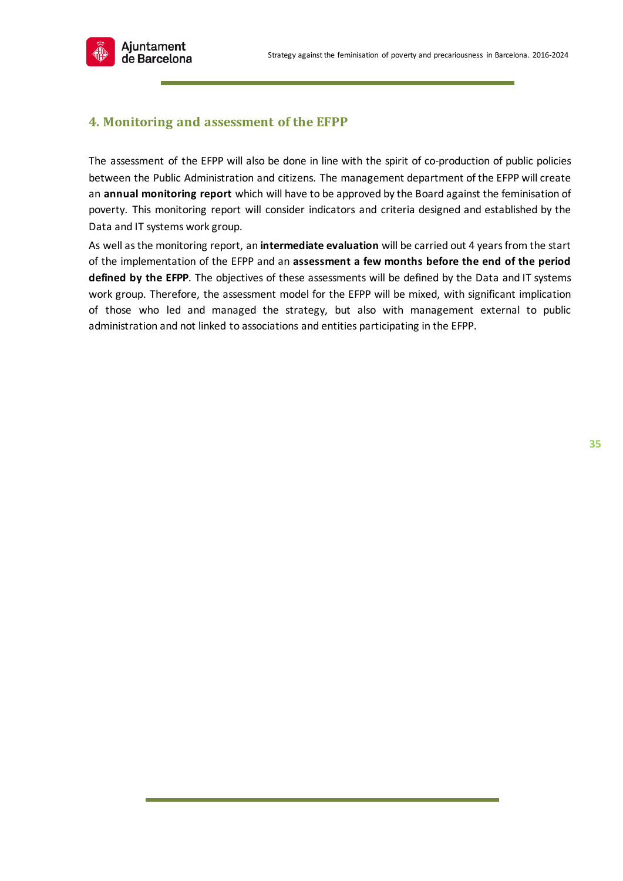## 4. Monitoring and assessment of the EFPP

The assessment of the EFPP will also be done in line with the spirit of co-production of public policies between the Public Administration and citizens. The management department of the EFPP will create an **annual monitoring report** which will have to be approved by the Board against the feminisation of poverty. This monitoring report will consider indicators and criteria designed and established by the Data and IT systems work group.

As well as the monitoring report, an **intermediate evaluation** will be carried out 4 years from the start of the implementation of the EFPP and an **assessment a few months before the end of the period defined by the EFPP**. The objectives of these assessments will be defined by the Data and IT systems work group. Therefore, the assessment model for the EFPP will be mixed, with significant implication of those who led and managed the strategy, but also with management external to public administration and not linked to associations and entities participating in the EFPP.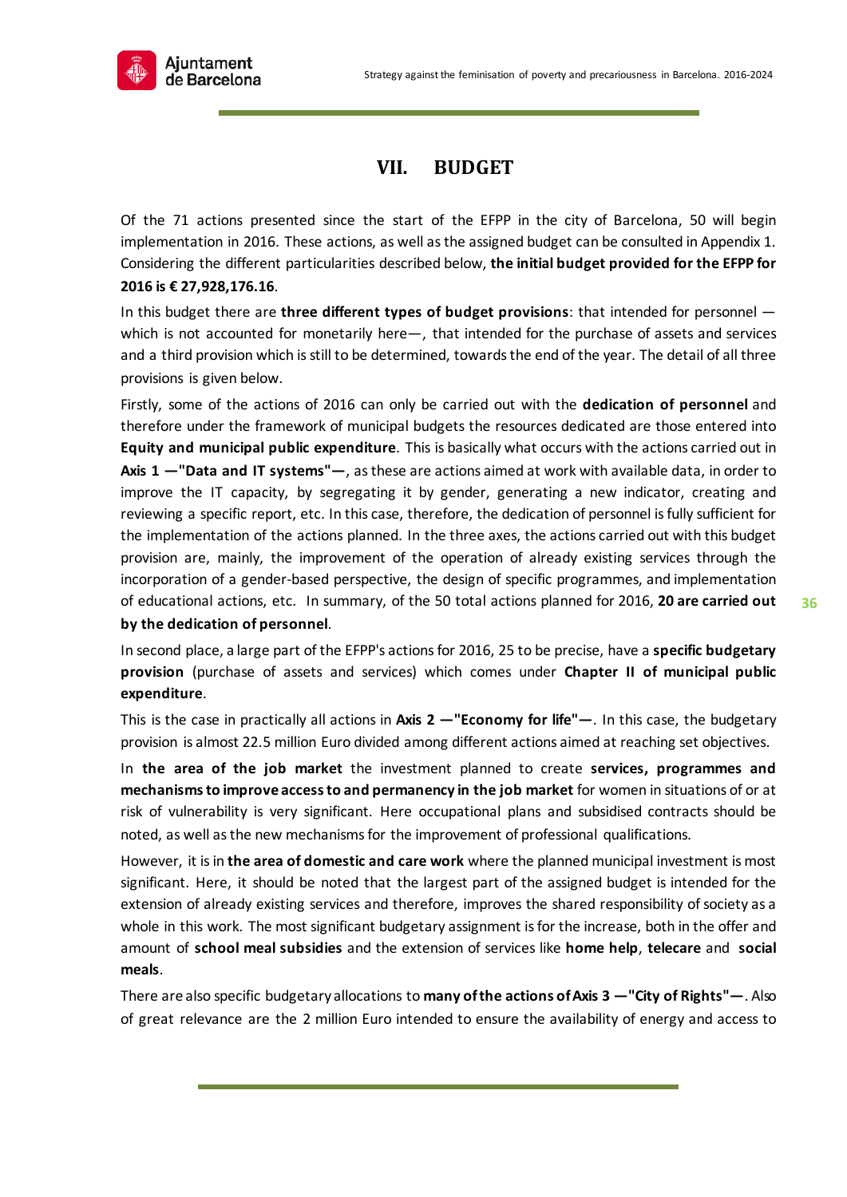# VII. BUDGET

Of the 71 actions presented since the start of the EFPP in the city of Barcelona, 50 will begin implementation in 2016. These actions, as well as the assigned budget can be consulted in Appendix 1. Considering the different particularities described below, **the initial budget provided for the EFPP for 2016 is € 27,928,176.16**.

In this budget there are **three different types of budget provisions**: that intended for personnel —which is not accounted for monetarily here—, that intended for the purchase of assets and services and a third provision which is still to be determined, towards the end of the year. The detail of all three provisions is given below.

Firstly, some of the actions of 2016 can only be carried out with the **dedication of personnel** and therefore under the framework of municipal budgets the resources dedicated are those entered into **Equity and municipal public expenditure**. This is basically what occurs with the actions carried out in **Axis 1 —"Data and IT systems"—**, as these are actions aimed at work with available data, in order to improve the IT capacity, by segregating it by gender, generating a new indicator, creating and reviewing a specific report, etc. In this case, therefore, the dedication of personnel is fully sufficient for the implementation of the actions planned. In the three axes, the actions carried out with this budget provision are, mainly, the improvement of the operation of already existing services through the incorporation of a gender-based perspective, the design of specific programmes, and implementation of educational actions, etc. In summary, of the 50 total actions planned for 2016, **20 are carried out by the dedication of personnel**.

In second place, a large part of the EFPP's actions for 2016, 25 to be precise, have a **specific budgetary provision** (purchase of assets and services) which comes under **Chapter II of municipal public expenditure**.

This is the case in practically all actions in **Axis 2 —"Economy for life"—**. In this case, the budgetary provision is almost 22.5 million Euro divided among different actions aimed at reaching set objectives.

In **the area of the job market** the investment planned to create **services, programmes and mechanisms to improve access to and permanency in the job market** for women in situations of or at risk of vulnerability is very significant. Here occupational plans and subsidised contracts should be noted, as well as the new mechanisms for the improvement of professional qualifications.

However, it is in **the area of domestic and care work** where the planned municipal investment is most significant. Here, it should be noted that the largest part of the assigned budget is intended for the extension of already existing services and therefore, improves the shared responsibility of society as a whole in this work. The most significant budgetary assignment is for the increase, both in the offer and amount of **school meal subsidies** and the extension of services like **home help**, **telecare** and **social meals**.

There are also specific budgetary allocations to **many of the actions of Axis 3 —"City of Rights"—**. Also of great relevance are the 2 million Euro intended to ensure the availability of energy and access to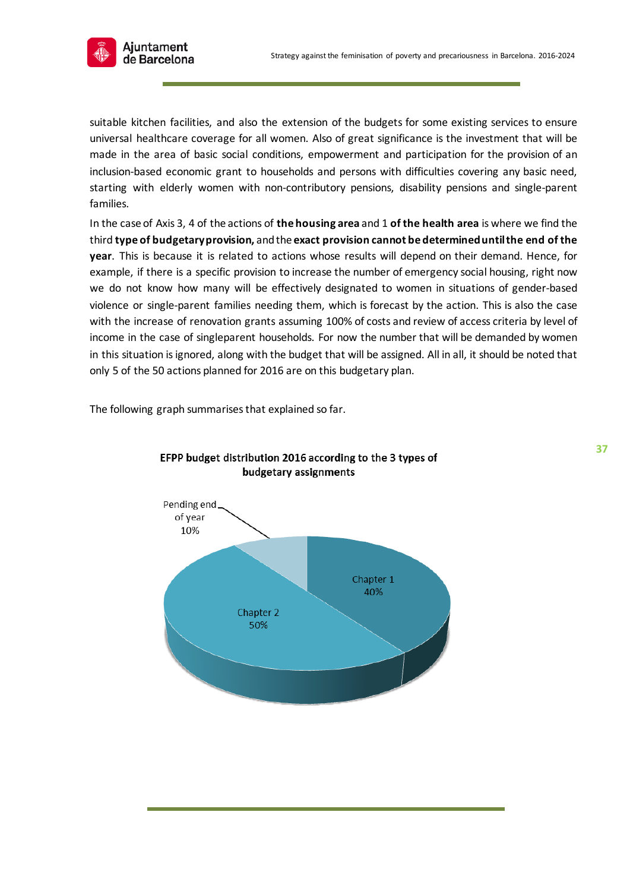suitable kitchen facilities, and also the extension of the budgets for some existing services to ensure universal healthcare coverage for all women. Also of great significance is the investment that will be made in the area of basic social conditions, empowerment and participation for the provision of an inclusion-based economic grant to households and persons with difficulties covering any basic need, starting with elderly women with non-contributory pensions, disability pensions and single-parent families.

In the case of Axis 3, 4 of the actions of **the housing area** and 1 **of the health area** is where we find the third **type of budgetary provision,** and the **exact provision cannot be determined until the end of the year**. This is because it is related to actions whose results will depend on their demand. Hence, for example, if there is a specific provision to increase the number of emergency social housing, right now we do not know how many will be effectively designated to women in situations of gender-based violence or single-parent families needing them, which is forecast by the action. This is also the case with the increase of renovation grants assuming 100% of costs and review of access criteria by level of income in the case of singleparent households. For now the number that will be demanded by women in this situation is ignored, along with the budget that will be assigned. All in all, it should be noted that only 5 of the 50 actions planned for 2016 are on this budgetary plan.

The following graph summarises that explained so far.

**EFPP budget distribution 2016 according to the 3 types of budgetary assignments**

| Type | Percentage |
|---|---|
| Chapter 1 | 40% |
| Chapter 2 | 50% |
| Pending end of year | 10% |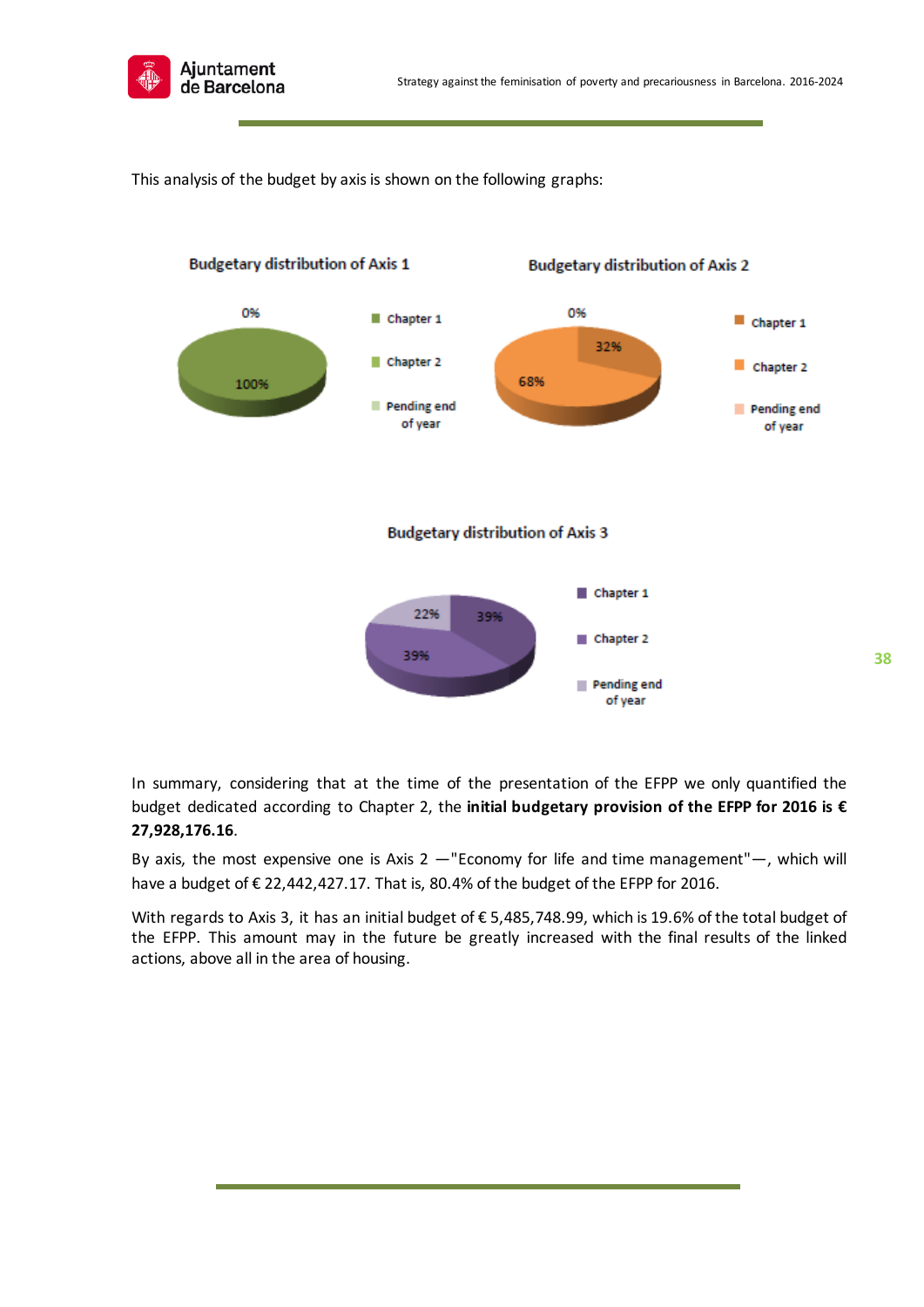This analysis of the budget by axis is shown on the following graphs:

**Budgetary distribution of Axis 1**

- 0%
- 100%
- Chapter 1
- Chapter 2
- Pending end of year

**Budgetary distribution of Axis 2**

- 0%
- 32%
- 68%
- Chapter 1
- Chapter 2
- Pending end of year

**Budgetary distribution of Axis 3**

- 22%
- 39%
- 39%
- Chapter 1
- Chapter 2
- Pending end of year

In summary, considering that at the time of the presentation of the EFPP we only quantified the budget dedicated according to Chapter 2, the **initial budgetary provision of the EFPP for 2016 is € 27,928,176.16**.

By axis, the most expensive one is Axis 2 —"Economy for life and time management"—, which will have a budget of € 22,442,427.17. That is, 80.4% of the budget of the EFPP for 2016.

With regards to Axis 3, it has an initial budget of € 5,485,748.99, which is 19.6% of the total budget of the EFPP. This amount may in the future be greatly increased with the final results of the linked actions, above all in the area of housing.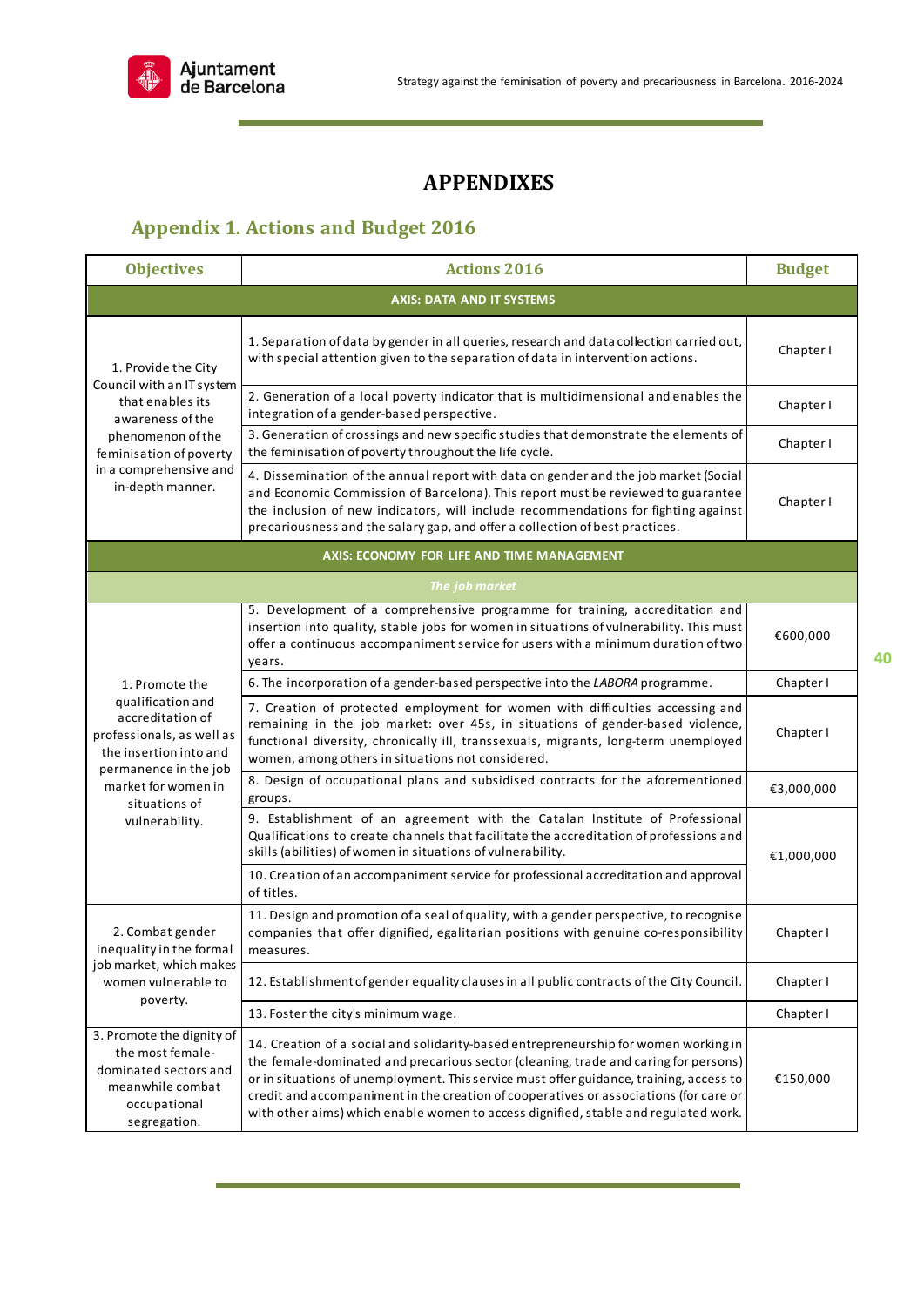# APPENDIXES

## Appendix 1. Actions and Budget 2016

| Objectives | Actions 2016 | Budget |
|---|---|---|
| **AXIS: DATA AND IT SYSTEMS** | | |
| 1. Provide the City Council with an IT system that enables its awareness of the phenomenon of the feminisation of poverty in a comprehensive and in-depth manner. | 1. Separation of data by gender in all queries, research and data collection carried out, with special attention given to the separation of data in intervention actions. | Chapter I |
| | 2. Generation of a local poverty indicator that is multidimensional and enables the integration of a gender-based perspective. | Chapter I |
| | 3. Generation of crossings and new specific studies that demonstrate the elements of the feminisation of poverty throughout the life cycle. | Chapter I |
| | 4. Dissemination of the annual report with data on gender and the job market (Social and Economic Commission of Barcelona). This report must be reviewed to guarantee the inclusion of new indicators, will include recommendations for fighting against precariousness and the salary gap, and offer a collection of best practices. | Chapter I |
| **AXIS: ECONOMY FOR LIFE AND TIME MANAGEMENT** | | |
| *The job market* | | |
| 1. Promote the qualification and accreditation of professionals, as well as the insertion into and permanence in the job market for women in situations of vulnerability. | 5. Development of a comprehensive programme for training, accreditation and insertion into quality, stable jobs for women in situations of vulnerability. This must offer a continuous accompaniment service for users with a minimum duration of two years. | €600,000 |
| | 6. The incorporation of a gender-based perspective into the *LABORA* programme. | Chapter I |
| | 7. Creation of protected employment for women with difficulties accessing and remaining in the job market: over 45s, in situations of gender-based violence, functional diversity, chronically ill, transsexuals, migrants, long-term unemployed women, among others in situations not considered. | Chapter I |
| | 8. Design of occupational plans and subsidised contracts for the aforementioned groups. | €3,000,000 |
| | 9. Establishment of an agreement with the Catalan Institute of Professional Qualifications to create channels that facilitate the accreditation of professions and skills (abilities) of women in situations of vulnerability. | €1,000,000 |
| | 10. Creation of an accompaniment service for professional accreditation and approval of titles. | |
| 2. Combat gender inequality in the formal job market, which makes women vulnerable to poverty. | 11. Design and promotion of a seal of quality, with a gender perspective, to recognise companies that offer dignified, egalitarian positions with genuine co-responsibility measures. | Chapter I |
| | 12. Establishment of gender equality clauses in all public contracts of the City Council. | Chapter I |
| | 13. Foster the city's minimum wage. | Chapter I |
| 3. Promote the dignity of the most female-dominated sectors and meanwhile combat occupational segregation. | 14. Creation of a social and solidarity-based entrepreneurship for women working in the female-dominated and precarious sector (cleaning, trade and caring for persons) or in situations of unemployment. This service must offer guidance, training, access to credit and accompaniment in the creation of cooperatives or associations (for care or with other aims) which enable women to access dignified, stable and regulated work. | €150,000 |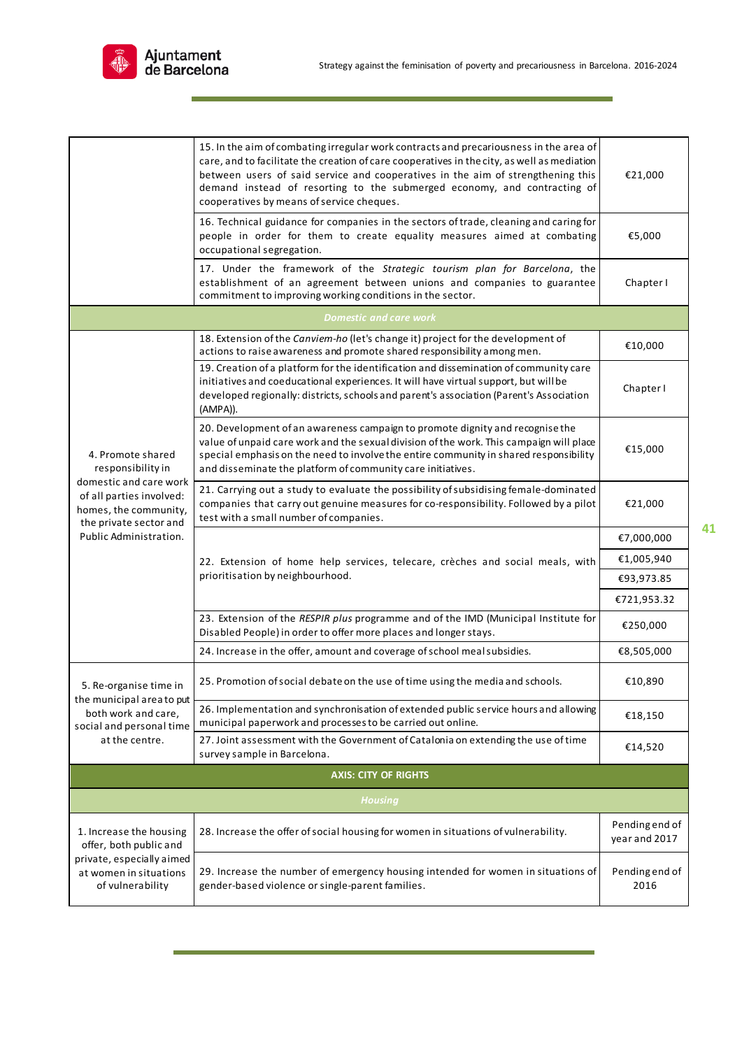| | | |
|---|---|---|
| | 15. In the aim of combating irregular work contracts and precariousness in the area of care, and to facilitate the creation of care cooperatives in the city, as well as mediation between users of said service and cooperatives in the aim of strengthening this demand instead of resorting to the submerged economy, and contracting of cooperatives by means of service cheques. | €21,000 |
| | 16. Technical guidance for companies in the sectors of trade, cleaning and caring for people in order for them to create equality measures aimed at combating occupational segregation. | €5,000 |
| | 17. Under the framework of the *Strategic tourism plan for Barcelona*, the establishment of an agreement between unions and companies to guarantee commitment to improving working conditions in the sector. | Chapter I |
| ***Domestic and care work*** | | |
| 4. Promote shared responsibility in domestic and care work of all parties involved: homes, the community, the private sector and Public Administration. | 18. Extension of the *Canviem-ho* (let's change it) project for the development of actions to raise awareness and promote shared responsibility among men. | €10,000 |
| | 19. Creation of a platform for the identification and dissemination of community care initiatives and coeducational experiences. It will have virtual support, but will be developed regionally: districts, schools and parent's association (Parent's Association (AMPA)). | Chapter I |
| | 20. Development of an awareness campaign to promote dignity and recognise the value of unpaid care work and the sexual division of the work. This campaign will place special emphasis on the need to involve the entire community in shared responsibility and disseminate the platform of community care initiatives. | €15,000 |
| | 21. Carrying out a study to evaluate the possibility of subsidising female-dominated companies that carry out genuine measures for co-responsibility. Followed by a pilot test with a small number of companies. | €21,000 |
| | 22. Extension of home help services, telecare, crèches and social meals, with prioritisation by neighbourhood. | €7,000,000 |
| | | €1,005,940 |
| | | €93,973.85 |
| | | €721,953.32 |
| | 23. Extension of the *RESPIR plus* programme and of the IMD (Municipal Institute for Disabled People) in order to offer more places and longer stays. | €250,000 |
| | 24. Increase in the offer, amount and coverage of school meal subsidies. | €8,505,000 |
| 5. Re-organise time in the municipal area to put both work and care, social and personal time at the centre. | 25. Promotion of social debate on the use of time using the media and schools. | €10,890 |
| | 26. Implementation and synchronisation of extended public service hours and allowing municipal paperwork and processes to be carried out online. | €18,150 |
| | 27. Joint assessment with the Government of Catalonia on extending the use of time survey sample in Barcelona. | €14,520 |
| **AXIS: CITY OF RIGHTS** | | |
| ***Housing*** | | |
| 1. Increase the housing offer, both public and private, especially aimed at women in situations of vulnerability | 28. Increase the offer of social housing for women in situations of vulnerability. | Pending end of year and 2017 |
| | 29. Increase the number of emergency housing intended for women in situations of gender-based violence or single-parent families. | Pending end of 2016 |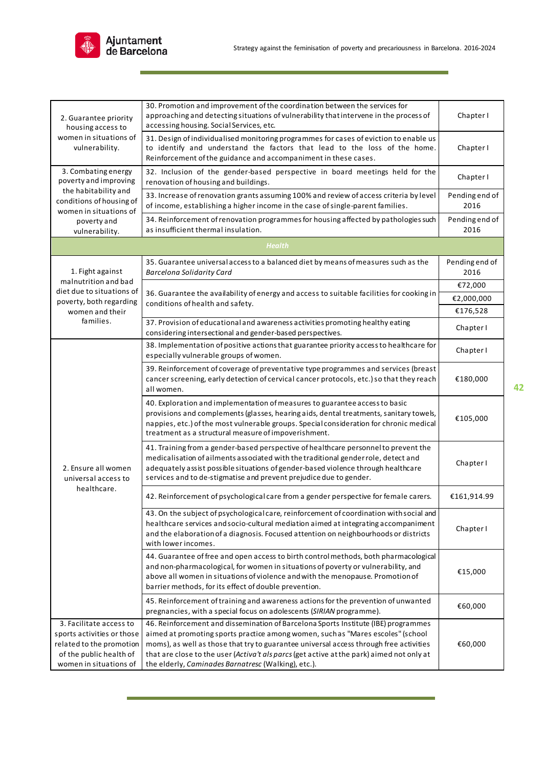| | | |
|---|---|---|
| 2. Guarantee priority housing access to women in situations of vulnerability. | 30. Promotion and improvement of the coordination between the services for approaching and detecting situations of vulnerability that intervene in the process of accessing housing. Social Services, etc. | Chapter I |
| | 31. Design of individualised monitoring programmes for cases of eviction to enable us to identify and understand the factors that lead to the loss of the home. Reinforcement of the guidance and accompaniment in these cases. | Chapter I |
| 3. Combating energy poverty and improving the habitability and the conditions of housing of women in situations of poverty and vulnerability. | 32. Inclusion of the gender-based perspective in board meetings held for the renovation of housing and buildings. | Chapter I |
| | 33. Increase of renovation grants assuming 100% and review of access criteria by level of income, establishing a higher income in the case of single-parent families. | Pending end of 2016 |
| | 34. Reinforcement of renovation programmes for housing affected by pathologies such as insufficient thermal insulation. | Pending end of 2016 |
| **Health** | | |
| 1. Fight against malnutrition and bad diet due to situations of poverty, both regarding women and their families. | 35. Guarantee universal access to a balanced diet by means of measures such as the *Barcelona Solidarity Card* | Pending end of 2016 |
| | 36. Guarantee the availability of energy and access to suitable facilities for cooking in conditions of health and safety. | €72,000 |
| | | €2,000,000 |
| | | €176,528 |
| | 37. Provision of educational and awareness activities promoting healthy eating considering intersectional and gender-based perspectives. | Chapter I |
| 2. Ensure all women universal access to healthcare. | 38. Implementation of positive actions that guarantee priority access to healthcare for especially vulnerable groups of women. | Chapter I |
| | 39. Reinforcement of coverage of preventative type programmes and services (breast cancer screening, early detection of cervical cancer protocols, etc.) so that they reach all women. | €180,000 |
| | 40. Exploration and implementation of measures to guarantee access to basic provisions and complements (glasses, hearing aids, dental treatments, sanitary towels, nappies, etc.) of the most vulnerable groups. Special consideration for chronic medical treatment as a structural measure of impoverishment. | €105,000 |
| | 41. Training from a gender-based perspective of healthcare personnel to prevent the medicalisation of ailments associated with the traditional gender role, detect and adequately assist possible situations of gender-based violence through healthcare services and to de-stigmatise and prevent prejudice due to gender. | Chapter I |
| | 42. Reinforcement of psychological care from a gender perspective for female carers. | €161,914.99 |
| | 43. On the subject of psychological care, reinforcement of coordination with social and healthcare services and socio-cultural mediation aimed at integrating accompaniment and the elaboration of a diagnosis. Focused attention on neighbourhoods or districts with lower incomes. | Chapter I |
| | 44. Guarantee of free and open access to birth control methods, both pharmacological and non-pharmacological, for women in situations of poverty or vulnerability, and above all women in situations of violence and with the menopause. Promotion of barrier methods, for its effect of double prevention. | €15,000 |
| | 45. Reinforcement of training and awareness actions for the prevention of unwanted pregnancies, with a special focus on adolescents (*SIRIAN* programme). | €60,000 |
| 3. Facilitate access to sports activities or those related to the promotion of the public health of women in situations of | 46. Reinforcement and dissemination of Barcelona Sports Institute (IBE) programmes aimed at promoting sports practice among women, such as "Mares escoles" (school moms), as well as those that try to guarantee universal access through free activities that are close to the user (*Activa't als parcs* (get active at the park) aimed not only at the elderly, *Caminades Barnatresc* (Walking), etc.). | €60,000 |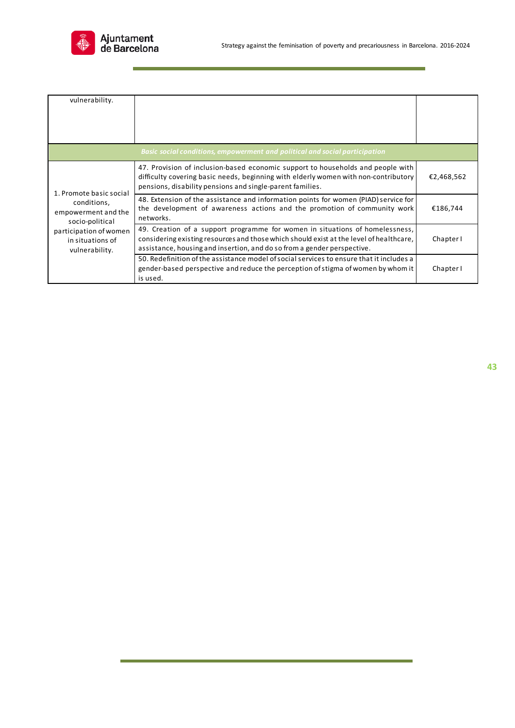| | | |
|---|---|---|
| vulnerability. | | |
| *Basic social conditions, empowerment and political and social participation* | | |
| 1. Promote basic social conditions, empowerment and the socio-political participation of women in situations of vulnerability. | 47. Provision of inclusion-based economic support to households and people with difficulty covering basic needs, beginning with elderly women with non-contributory pensions, disability pensions and single-parent families. | €2,468,562 |
| | 48. Extension of the assistance and information points for women (PIAD) service for the development of awareness actions and the promotion of community work networks. | €186,744 |
| | 49. Creation of a support programme for women in situations of homelessness, considering existing resources and those which should exist at the level of healthcare, assistance, housing and insertion, and do so from a gender perspective. | Chapter I |
| | 50. Redefinition of the assistance model of social services to ensure that it includes a gender-based perspective and reduce the perception of stigma of women by whom it is used. | Chapter I |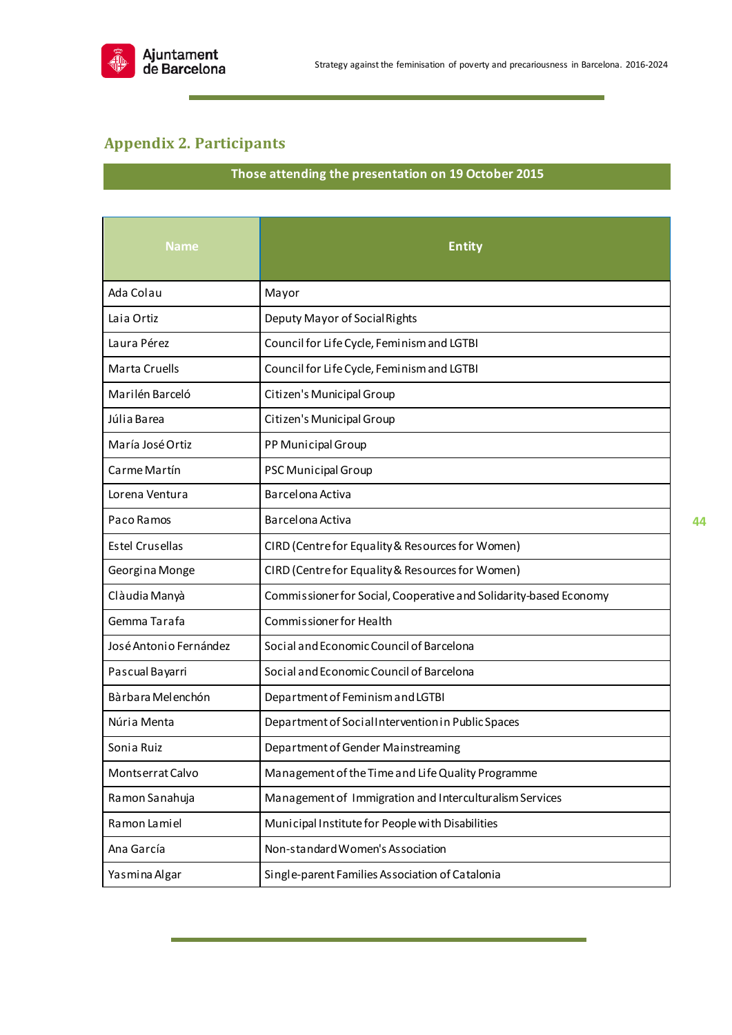## Appendix 2. Participants

**Those attending the presentation on 19 October 2015**

| Name | Entity |
|---|---|
| Ada Colau | Mayor |
| Laia Ortiz | Deputy Mayor of Social Rights |
| Laura Pérez | Council for Life Cycle, Feminism and LGTBI |
| Marta Cruells | Council for Life Cycle, Feminism and LGTBI |
| Marilén Barceló | Citizen's Municipal Group |
| Júlia Barea | Citizen's Municipal Group |
| María José Ortiz | PP Municipal Group |
| Carme Martín | PSC Municipal Group |
| Lorena Ventura | Barcelona Activa |
| Paco Ramos | Barcelona Activa |
| Estel Crusellas | CIRD (Centre for Equality & Resources for Women) |
| Georgina Monge | CIRD (Centre for Equality & Resources for Women) |
| Clàudia Manyà | Commissioner for Social, Cooperative and Solidarity-based Economy |
| Gemma Tarafa | Commissioner for Health |
| José Antonio Fernández | Social and Economic Council of Barcelona |
| Pascual Bayarri | Social and Economic Council of Barcelona |
| Bàrbara Melenchón | Department of Feminism and LGTBI |
| Núria Menta | Department of Social Intervention in Public Spaces |
| Sonia Ruiz | Department of Gender Mainstreaming |
| Montserrat Calvo | Management of the Time and Life Quality Programme |
| Ramon Sanahuja | Management of Immigration and Interculturalism Services |
| Ramon Lamiel | Municipal Institute for People with Disabilities |
| Ana García | Non-standard Women's Association |
| Yasmina Algar | Single-parent Families Association of Catalonia |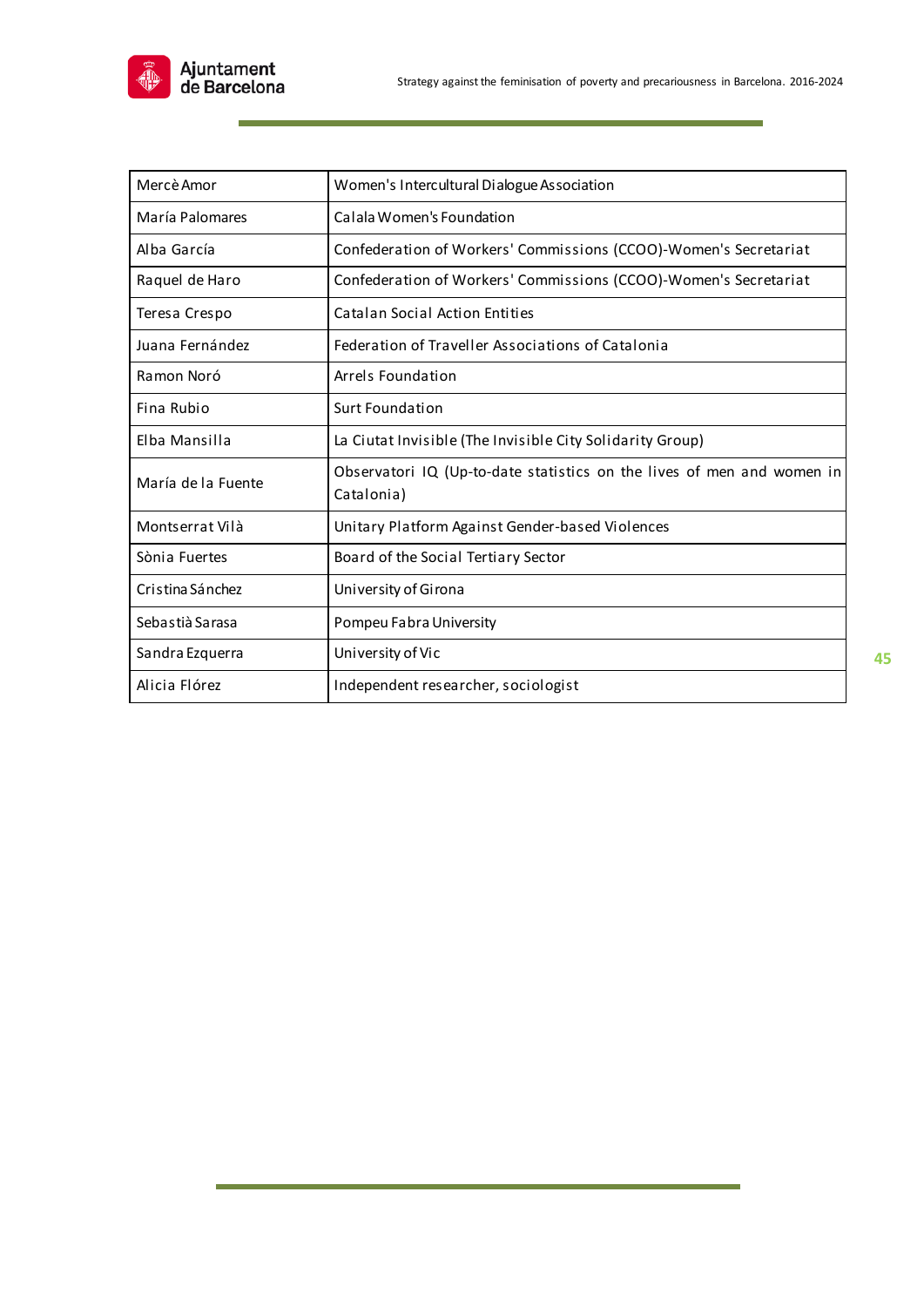| Mercè Amor | Women's Intercultural Dialogue Association |
|---|---|
| María Palomares | Calala Women's Foundation |
| Alba García | Confederation of Workers' Commissions (CCOO)-Women's Secretariat |
| Raquel de Haro | Confederation of Workers' Commissions (CCOO)-Women's Secretariat |
| Teresa Crespo | Catalan Social Action Entities |
| Juana Fernández | Federation of Traveller Associations of Catalonia |
| Ramon Noró | Arrels Foundation |
| Fina Rubio | Surt Foundation |
| Elba Mansilla | La Ciutat Invisible (The Invisible City Solidarity Group) |
| María de la Fuente | Observatori IQ (Up-to-date statistics on the lives of men and women in Catalonia) |
| Montserrat Vilà | Unitary Platform Against Gender-based Violences |
| Sònia Fuertes | Board of the Social Tertiary Sector |
| Cristina Sánchez | University of Girona |
| Sebastià Sarasa | Pompeu Fabra University |
| Sandra Ezquerra | University of Vic |
| Alicia Flórez | Independent researcher, sociologist |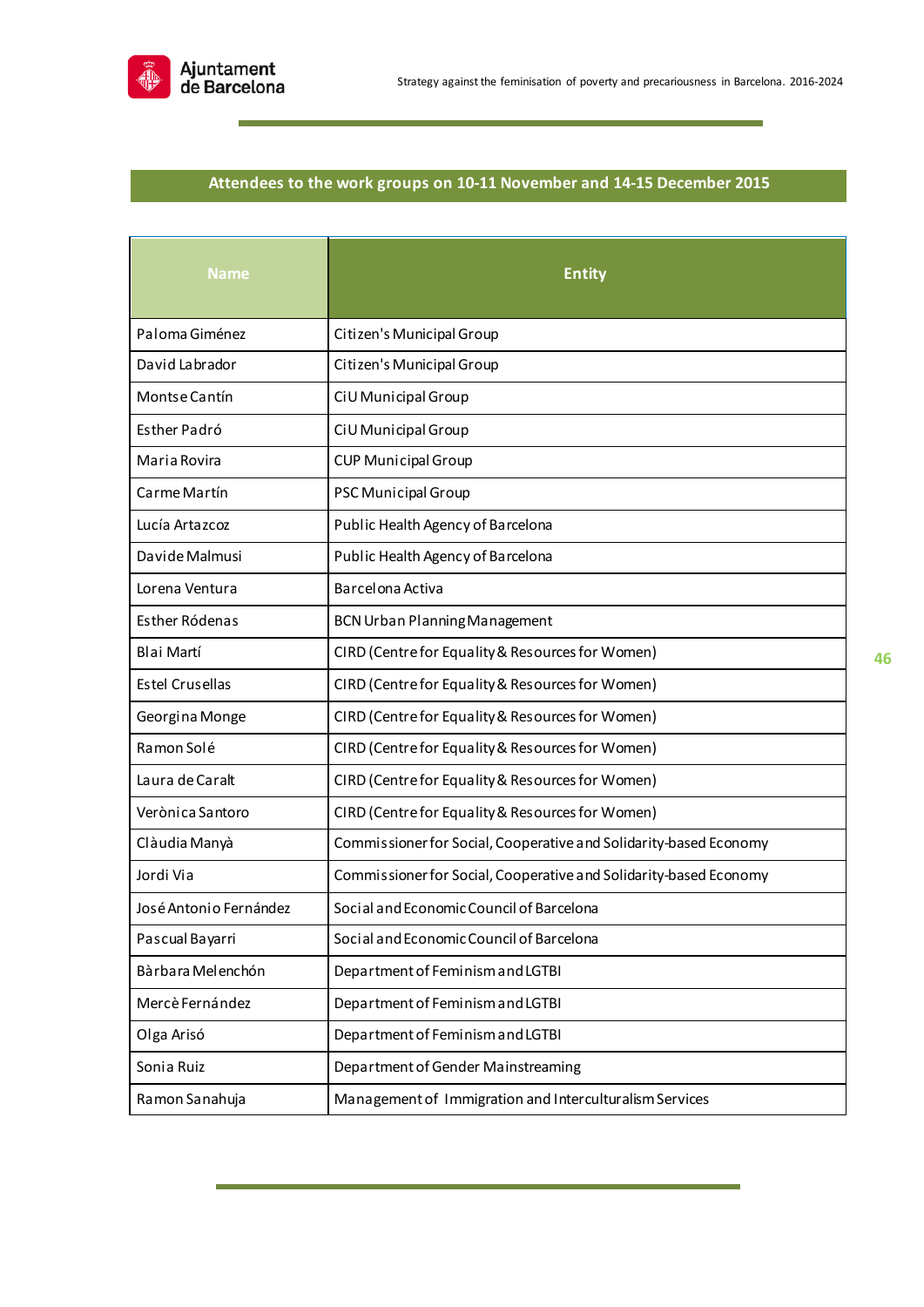## Attendees to the work groups on 10-11 November and 14-15 December 2015

| Name | Entity |
|---|---|
| Paloma Giménez | Citizen's Municipal Group |
| David Labrador | Citizen's Municipal Group |
| Montse Cantín | CiU Municipal Group |
| Esther Padró | CiU Municipal Group |
| Maria Rovira | CUP Municipal Group |
| Carme Martín | PSC Municipal Group |
| Lucía Artazcoz | Public Health Agency of Barcelona |
| Davide Malmusi | Public Health Agency of Barcelona |
| Lorena Ventura | Barcelona Activa |
| Esther Ródenas | BCN Urban Planning Management |
| Blai Martí | CIRD (Centre for Equality & Resources for Women) |
| Estel Crusellas | CIRD (Centre for Equality & Resources for Women) |
| Georgina Monge | CIRD (Centre for Equality & Resources for Women) |
| Ramon Solé | CIRD (Centre for Equality & Resources for Women) |
| Laura de Caralt | CIRD (Centre for Equality & Resources for Women) |
| Verònica Santoro | CIRD (Centre for Equality & Resources for Women) |
| Clàudia Manyà | Commissioner for Social, Cooperative and Solidarity-based Economy |
| Jordi Via | Commissioner for Social, Cooperative and Solidarity-based Economy |
| José Antonio Fernández | Social and Economic Council of Barcelona |
| Pascual Bayarri | Social and Economic Council of Barcelona |
| Bàrbara Melenchón | Department of Feminism and LGTBI |
| Mercè Fernández | Department of Feminism and LGTBI |
| Olga Arisó | Department of Feminism and LGTBI |
| Sonia Ruiz | Department of Gender Mainstreaming |
| Ramon Sanahuja | Management of Immigration and Interculturalism Services |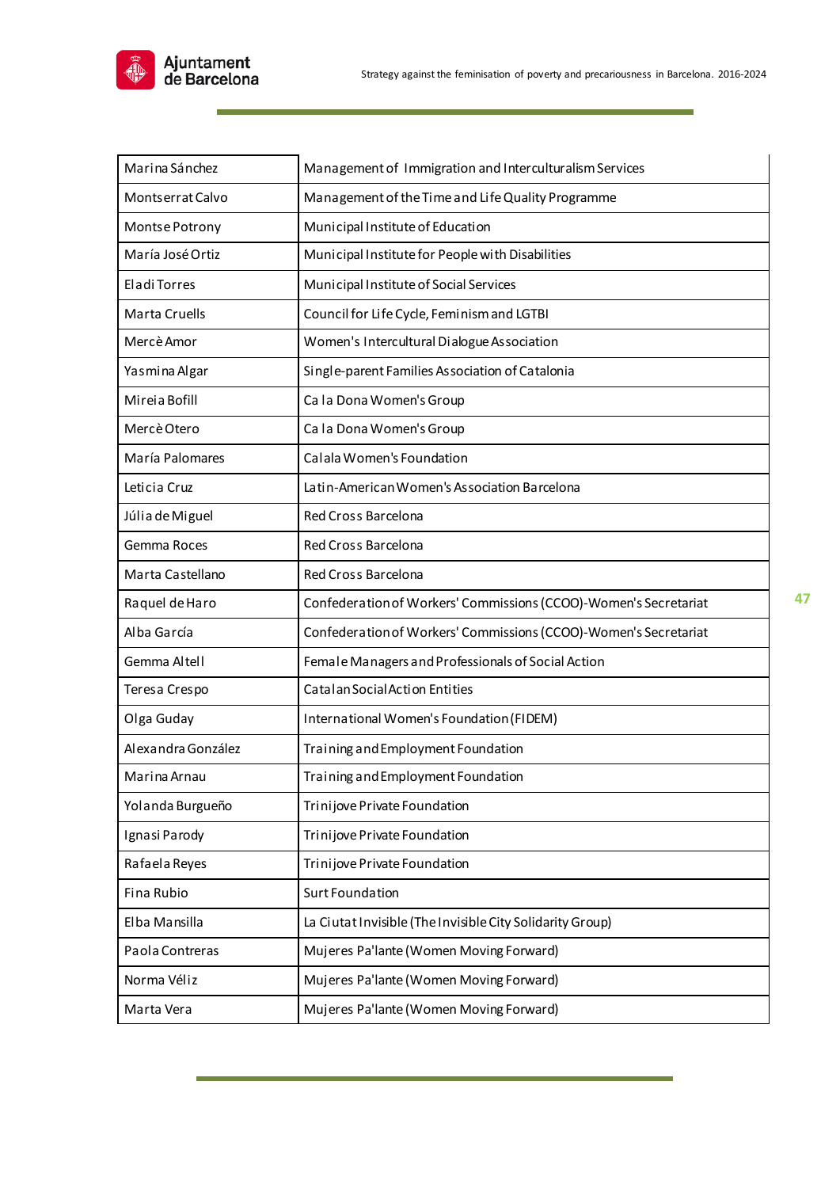| | |
|---|---|
| Marina Sánchez | Management of Immigration and Interculturalism Services |
| Montserrat Calvo | Management of the Time and Life Quality Programme |
| Montse Potrony | Municipal Institute of Education |
| María José Ortiz | Municipal Institute for People with Disabilities |
| Eladi Torres | Municipal Institute of Social Services |
| Marta Cruells | Council for Life Cycle, Feminism and LGTBI |
| Mercè Amor | Women's Intercultural Dialogue Association |
| Yasmina Algar | Single-parent Families Association of Catalonia |
| Mireia Bofill | Ca la Dona Women's Group |
| Mercè Otero | Ca la Dona Women's Group |
| María Palomares | Calala Women's Foundation |
| Leticia Cruz | Latin-American Women's Association Barcelona |
| Júlia de Miguel | Red Cross Barcelona |
| Gemma Roces | Red Cross Barcelona |
| Marta Castellano | Red Cross Barcelona |
| Raquel de Haro | Confederation of Workers' Commissions (CCOO)-Women's Secretariat |
| Alba García | Confederation of Workers' Commissions (CCOO)-Women's Secretariat |
| Gemma Altell | Female Managers and Professionals of Social Action |
| Teresa Crespo | Catalan Social Action Entities |
| Olga Guday | International Women's Foundation (FIDEM) |
| Alexandra González | Training and Employment Foundation |
| Marina Arnau | Training and Employment Foundation |
| Yolanda Burgueño | Trinijove Private Foundation |
| Ignasi Parody | Trinijove Private Foundation |
| Rafaela Reyes | Trinijove Private Foundation |
| Fina Rubio | Surt Foundation |
| Elba Mansilla | La Ciutat Invisible (The Invisible City Solidarity Group) |
| Paola Contreras | Mujeres Pa'lante (Women Moving Forward) |
| Norma Véliz | Mujeres Pa'lante (Women Moving Forward) |
| Marta Vera | Mujeres Pa'lante (Women Moving Forward) |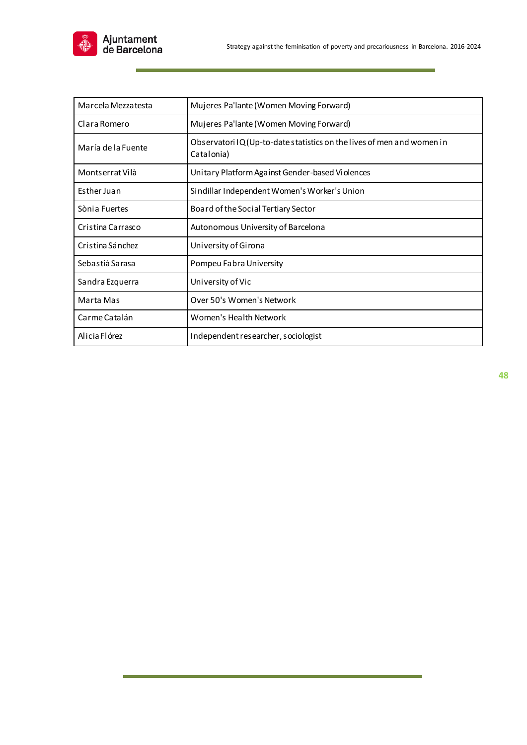| Marcela Mezzatesta | Mujeres Pa'lante (Women Moving Forward) |
|---|---|
| Clara Romero | Mujeres Pa'lante (Women Moving Forward) |
| María de la Fuente | Observatori IQ (Up-to-date statistics on the lives of men and women in Catalonia) |
| Montserrat Vilà | Unitary Platform Against Gender-based Violences |
| Esther Juan | Sindillar Independent Women's Worker's Union |
| Sònia Fuertes | Board of the Social Tertiary Sector |
| Cristina Carrasco | Autonomous University of Barcelona |
| Cristina Sánchez | University of Girona |
| Sebastià Sarasa | Pompeu Fabra University |
| Sandra Ezquerra | University of Vic |
| Marta Mas | Over 50's Women's Network |
| Carme Catalán | Women's Health Network |
| Alicia Flórez | Independent researcher, sociologist |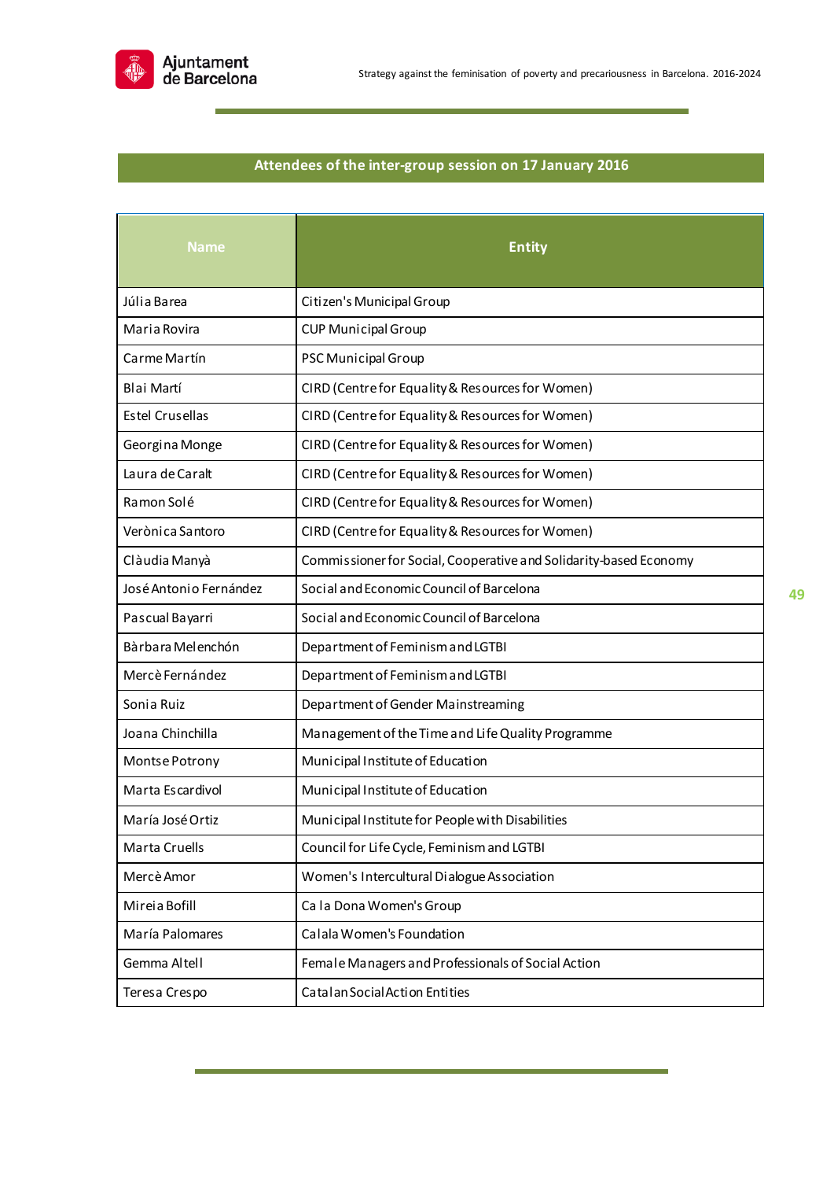## Attendees of the inter-group session on 17 January 2016

| Name | Entity |
|---|---|
| Júlia Barea | Citizen's Municipal Group |
| Maria Rovira | CUP Municipal Group |
| Carme Martín | PSC Municipal Group |
| Blai Martí | CIRD (Centre for Equality & Resources for Women) |
| Estel Crusellas | CIRD (Centre for Equality & Resources for Women) |
| Georgina Monge | CIRD (Centre for Equality & Resources for Women) |
| Laura de Caralt | CIRD (Centre for Equality & Resources for Women) |
| Ramon Solé | CIRD (Centre for Equality & Resources for Women) |
| Verònica Santoro | CIRD (Centre for Equality & Resources for Women) |
| Clàudia Manyà | Commissioner for Social, Cooperative and Solidarity-based Economy |
| José Antonio Fernández | Social and Economic Council of Barcelona |
| Pascual Bayarri | Social and Economic Council of Barcelona |
| Bàrbara Melenchón | Department of Feminism and LGTBI |
| Mercè Fernández | Department of Feminism and LGTBI |
| Sonia Ruiz | Department of Gender Mainstreaming |
| Joana Chinchilla | Management of the Time and Life Quality Programme |
| Montse Potrony | Municipal Institute of Education |
| Marta Escardivol | Municipal Institute of Education |
| María José Ortiz | Municipal Institute for People with Disabilities |
| Marta Cruells | Council for Life Cycle, Feminism and LGTBI |
| Mercè Amor | Women's Intercultural Dialogue Association |
| Mireia Bofill | Ca la Dona Women's Group |
| María Palomares | Calala Women's Foundation |
| Gemma Altell | Female Managers and Professionals of Social Action |
| Teresa Crespo | Catalan Social Action Entities |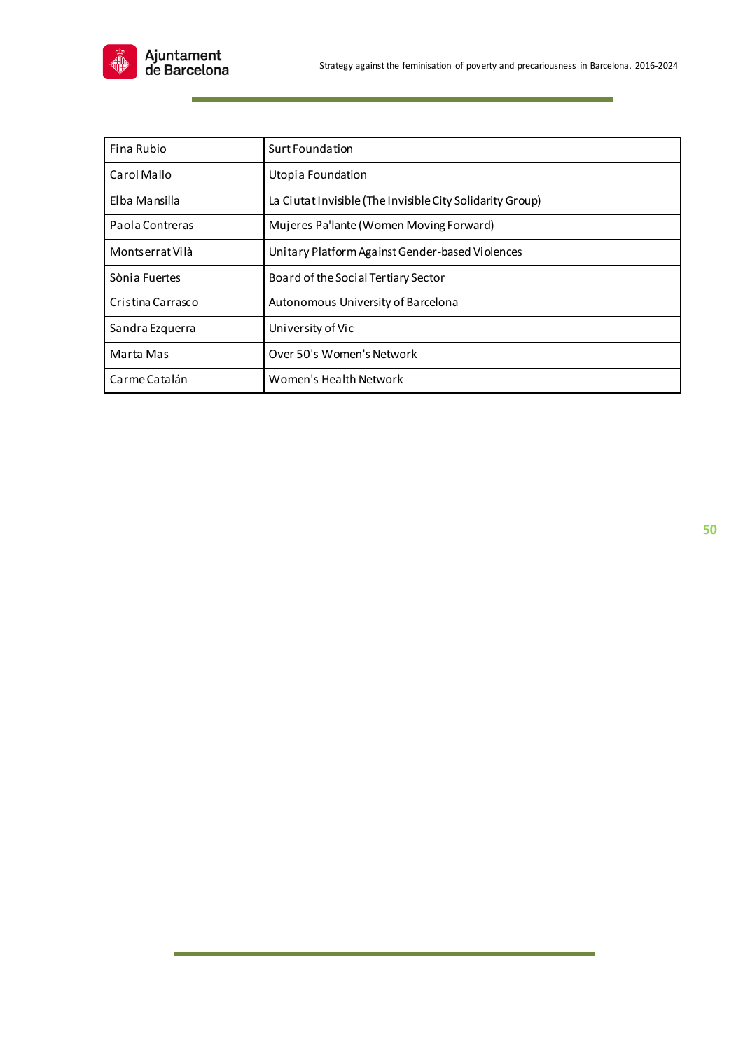| Fina Rubio | Surt Foundation |
|---|---|
| Carol Mallo | Utopia Foundation |
| Elba Mansilla | La Ciutat Invisible (The Invisible City Solidarity Group) |
| Paola Contreras | Mujeres Pa'lante (Women Moving Forward) |
| Montserrat Vilà | Unitary Platform Against Gender-based Violences |
| Sònia Fuertes | Board of the Social Tertiary Sector |
| Cristina Carrasco | Autonomous University of Barcelona |
| Sandra Ezquerra | University of Vic |
| Marta Mas | Over 50's Women's Network |
| Carme Catalán | Women's Health Network |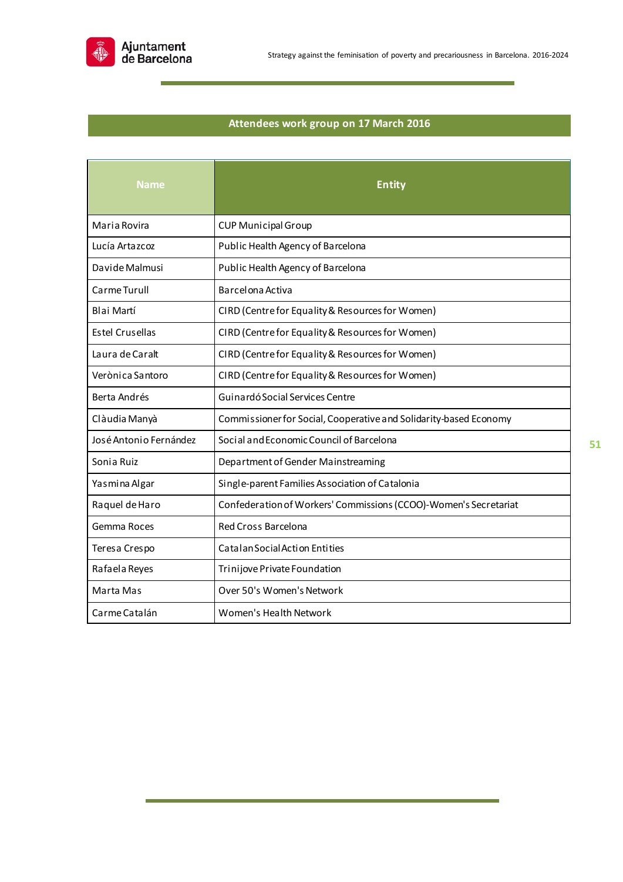## Attendees work group on 17 March 2016

| Name | Entity |
|---|---|
| Maria Rovira | CUP Municipal Group |
| Lucía Artazcoz | Public Health Agency of Barcelona |
| Davide Malmusi | Public Health Agency of Barcelona |
| Carme Turull | Barcelona Activa |
| Blai Martí | CIRD (Centre for Equality & Resources for Women) |
| Estel Crusellas | CIRD (Centre for Equality & Resources for Women) |
| Laura de Caralt | CIRD (Centre for Equality & Resources for Women) |
| Verònica Santoro | CIRD (Centre for Equality & Resources for Women) |
| Berta Andrés | Guinardó Social Services Centre |
| Clàudia Manyà | Commissioner for Social, Cooperative and Solidarity-based Economy |
| José Antonio Fernández | Social and Economic Council of Barcelona |
| Sonia Ruiz | Department of Gender Mainstreaming |
| Yasmina Algar | Single-parent Families Association of Catalonia |
| Raquel de Haro | Confederation of Workers' Commissions (CCOO)-Women's Secretariat |
| Gemma Roces | Red Cross Barcelona |
| Teresa Crespo | Catalan Social Action Entities |
| Rafaela Reyes | Trinijove Private Foundation |
| Marta Mas | Over 50's Women's Network |
| Carme Catalán | Women's Health Network |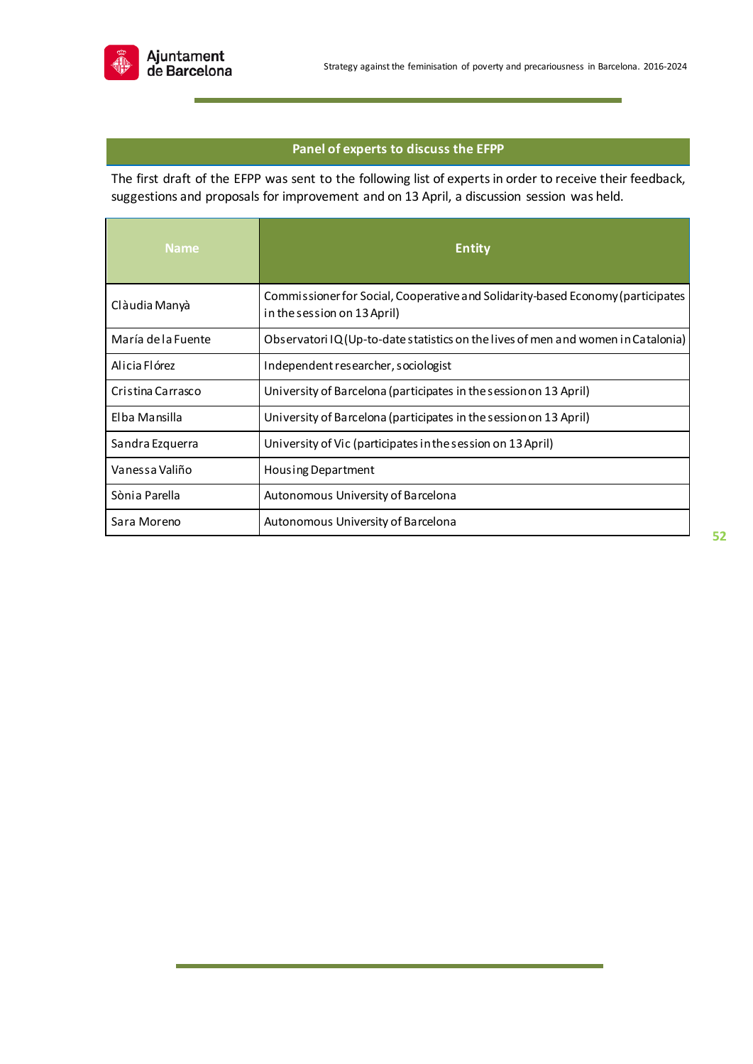## Panel of experts to discuss the EFPP

The first draft of the EFPP was sent to the following list of experts in order to receive their feedback, suggestions and proposals for improvement and on 13 April, a discussion session was held.

| Name | Entity |
|---|---|
| Clàudia Manyà | Commissioner for Social, Cooperative and Solidarity-based Economy (participates in the session on 13 April) |
| María de la Fuente | Observatori IQ (Up-to-date statistics on the lives of men and women in Catalonia) |
| Alicia Flórez | Independent researcher, sociologist |
| Cristina Carrasco | University of Barcelona (participates in the session on 13 April) |
| Elba Mansilla | University of Barcelona (participates in the session on 13 April) |
| Sandra Ezquerra | University of Vic (participates in the session on 13 April) |
| Vanessa Valiño | Housing Department |
| Sònia Parella | Autonomous University of Barcelona |
| Sara Moreno | Autonomous University of Barcelona |